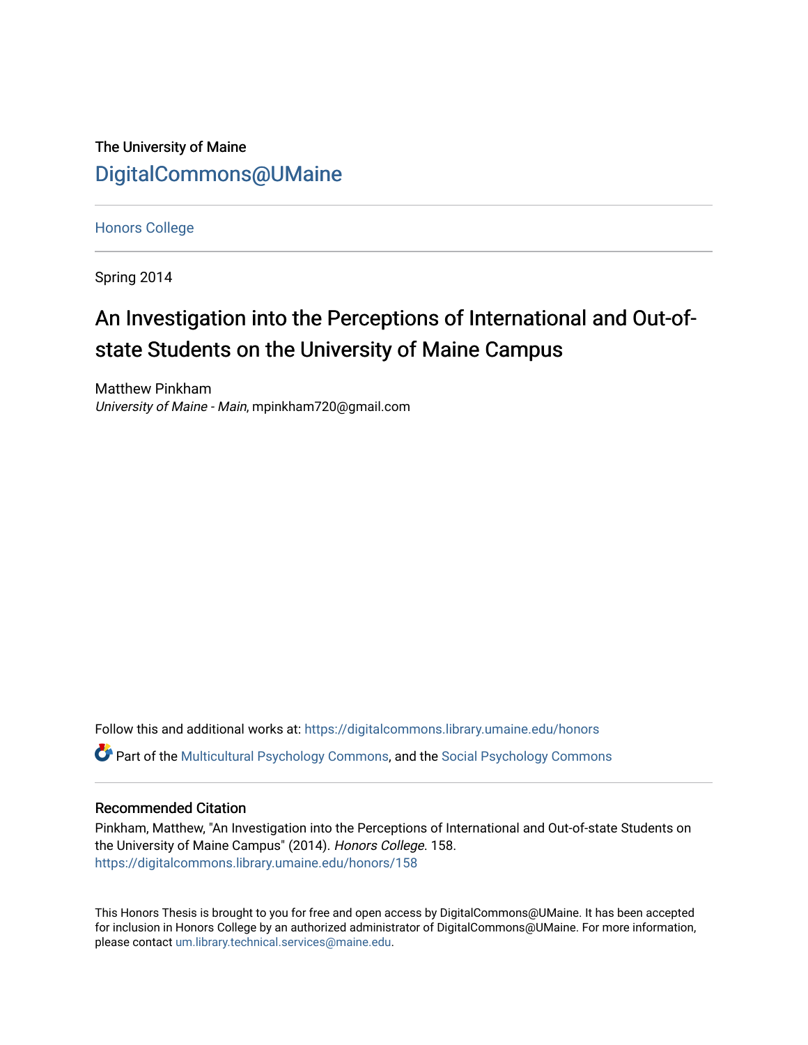The University of Maine

DigitalCommons@UMaine

Honors College

Spring 2014

# An Investigation into the Perceptions of International and Out-of-state Students on the University of Maine Campus

Matthew Pinkham
*University of Maine - Main*, mpinkham720@gmail.com

Follow this and additional works at: https://digitalcommons.library.umaine.edu/honors

Part of the Multicultural Psychology Commons, and the Social Psychology Commons

### Recommended Citation

Pinkham, Matthew, "An Investigation into the Perceptions of International and Out-of-state Students on the University of Maine Campus" (2014). *Honors College*. 158.
https://digitalcommons.library.umaine.edu/honors/158

This Honors Thesis is brought to you for free and open access by DigitalCommons@UMaine. It has been accepted for inclusion in Honors College by an authorized administrator of DigitalCommons@UMaine. For more information, please contact um.library.technical.services@maine.edu.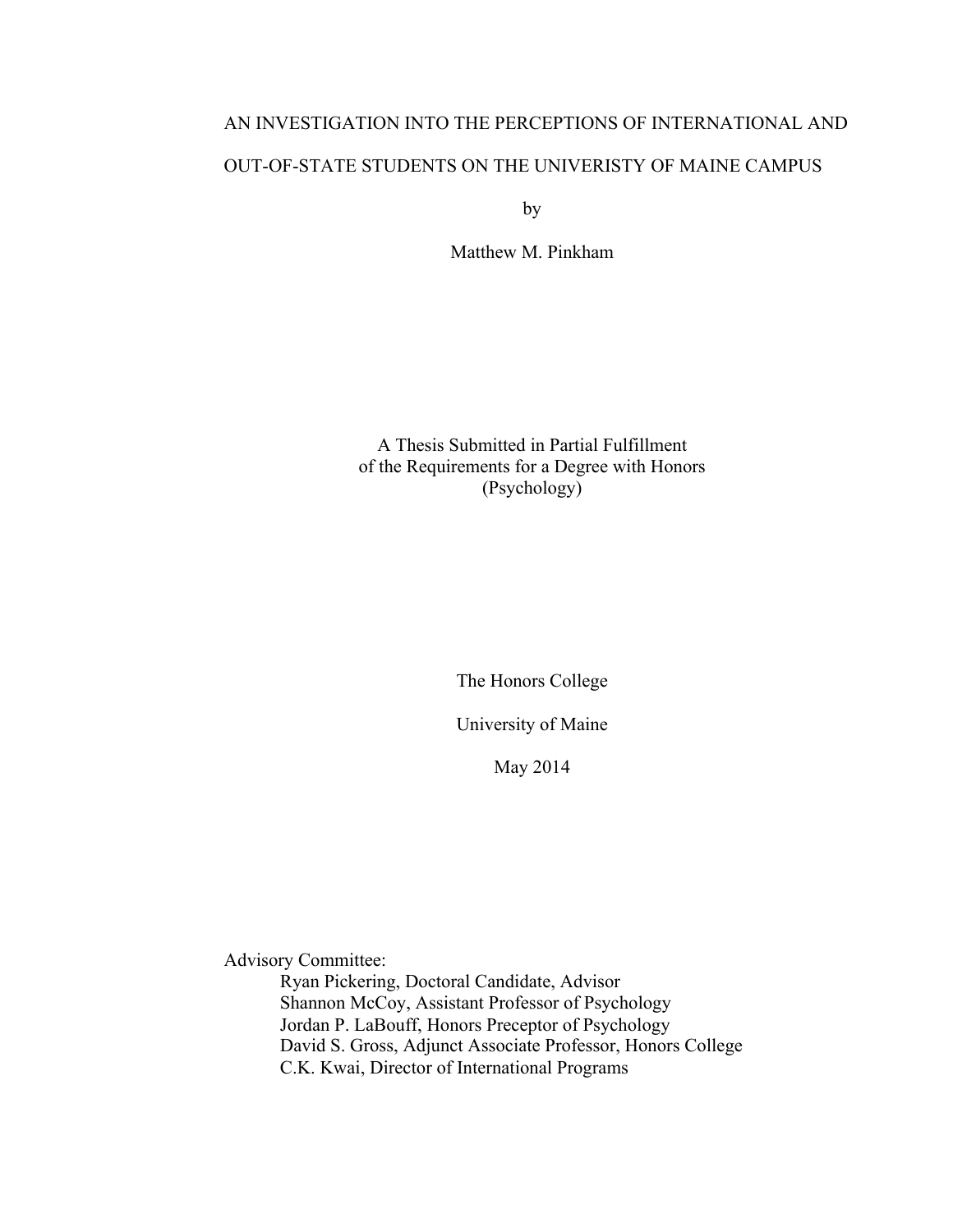AN INVESTIGATION INTO THE PERCEPTIONS OF INTERNATIONAL AND OUT-OF-STATE STUDENTS ON THE UNIVERISTY OF MAINE CAMPUS

by

Matthew M. Pinkham

A Thesis Submitted in Partial Fulfillment
of the Requirements for a Degree with Honors
(Psychology)

The Honors College

University of Maine

May 2014

Advisory Committee:
- Ryan Pickering, Doctoral Candidate, Advisor
- Shannon McCoy, Assistant Professor of Psychology
- Jordan P. LaBouff, Honors Preceptor of Psychology
- David S. Gross, Adjunct Associate Professor, Honors College
- C.K. Kwai, Director of International Programs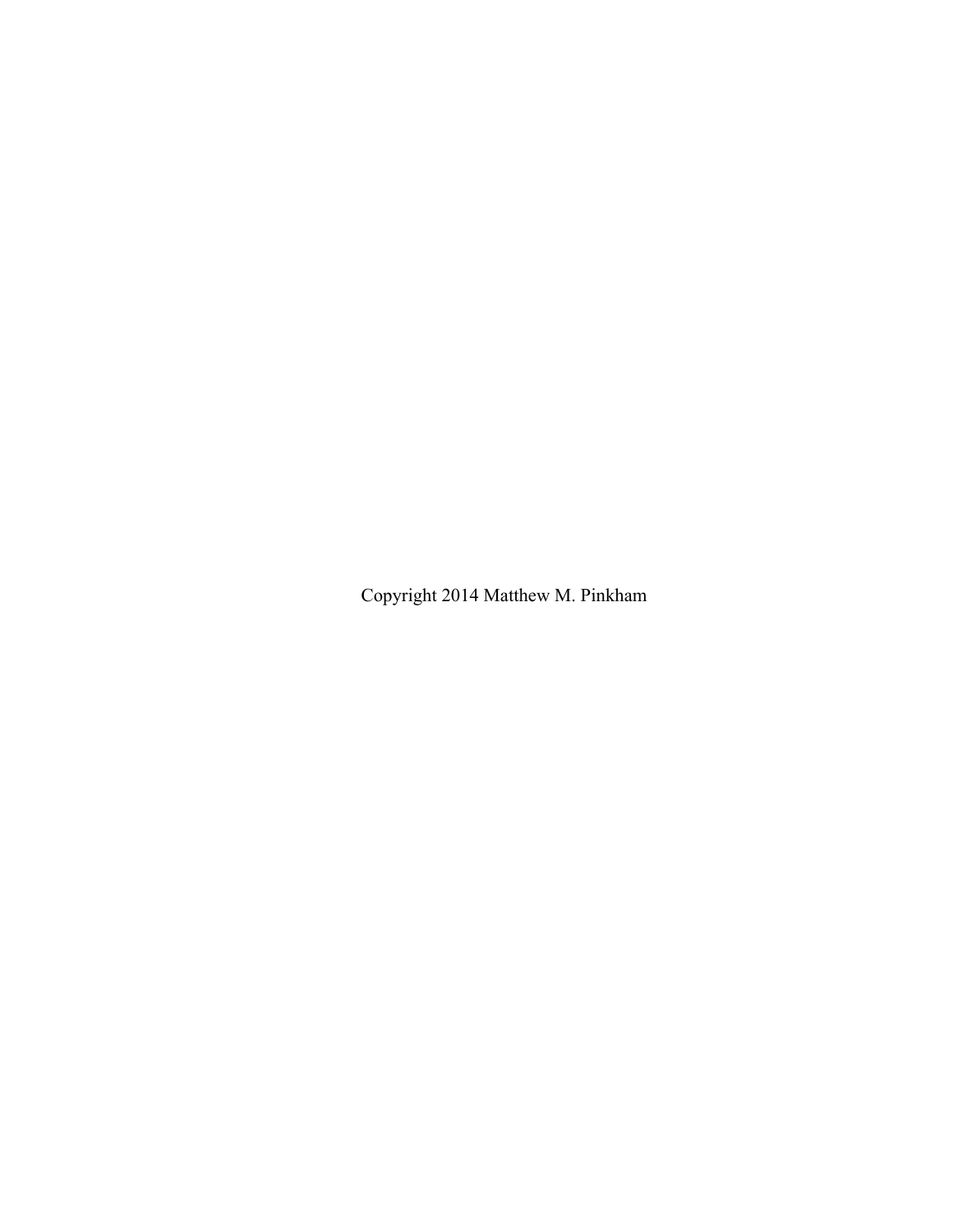Copyright 2014 Matthew M. Pinkham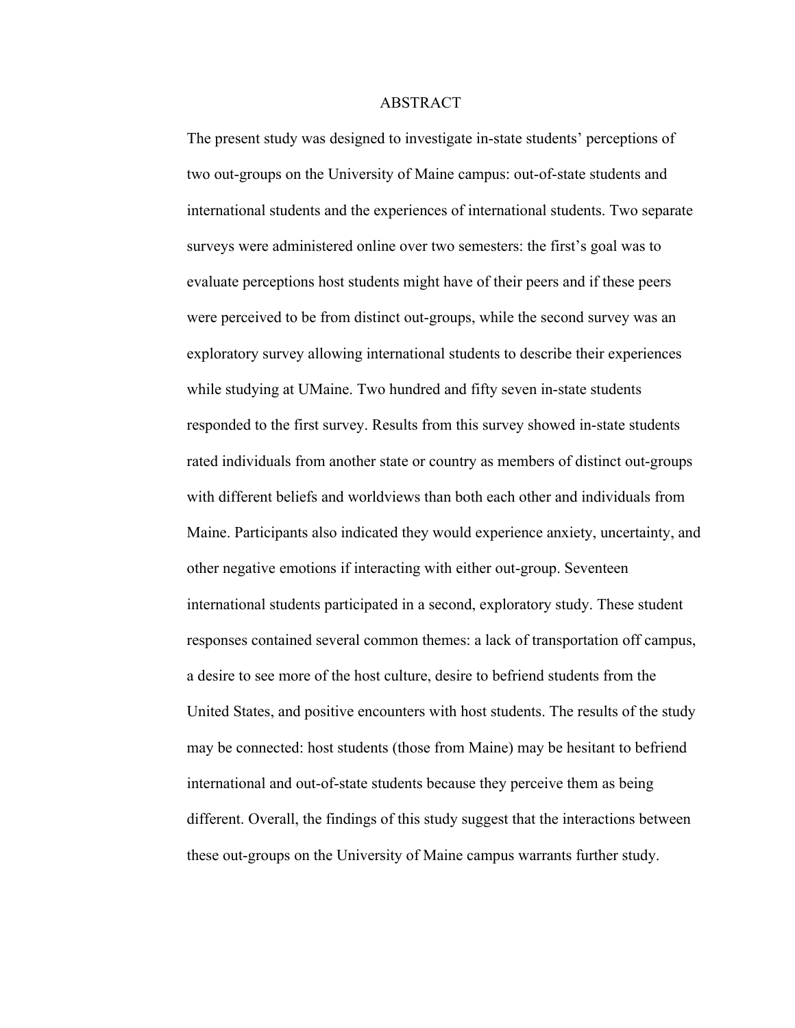# ABSTRACT

The present study was designed to investigate in-state students' perceptions of two out-groups on the University of Maine campus: out-of-state students and international students and the experiences of international students. Two separate surveys were administered online over two semesters: the first's goal was to evaluate perceptions host students might have of their peers and if these peers were perceived to be from distinct out-groups, while the second survey was an exploratory survey allowing international students to describe their experiences while studying at UMaine. Two hundred and fifty seven in-state students responded to the first survey. Results from this survey showed in-state students rated individuals from another state or country as members of distinct out-groups with different beliefs and worldviews than both each other and individuals from Maine. Participants also indicated they would experience anxiety, uncertainty, and other negative emotions if interacting with either out-group. Seventeen international students participated in a second, exploratory study. These student responses contained several common themes: a lack of transportation off campus, a desire to see more of the host culture, desire to befriend students from the United States, and positive encounters with host students. The results of the study may be connected: host students (those from Maine) may be hesitant to befriend international and out-of-state students because they perceive them as being different. Overall, the findings of this study suggest that the interactions between these out-groups on the University of Maine campus warrants further study.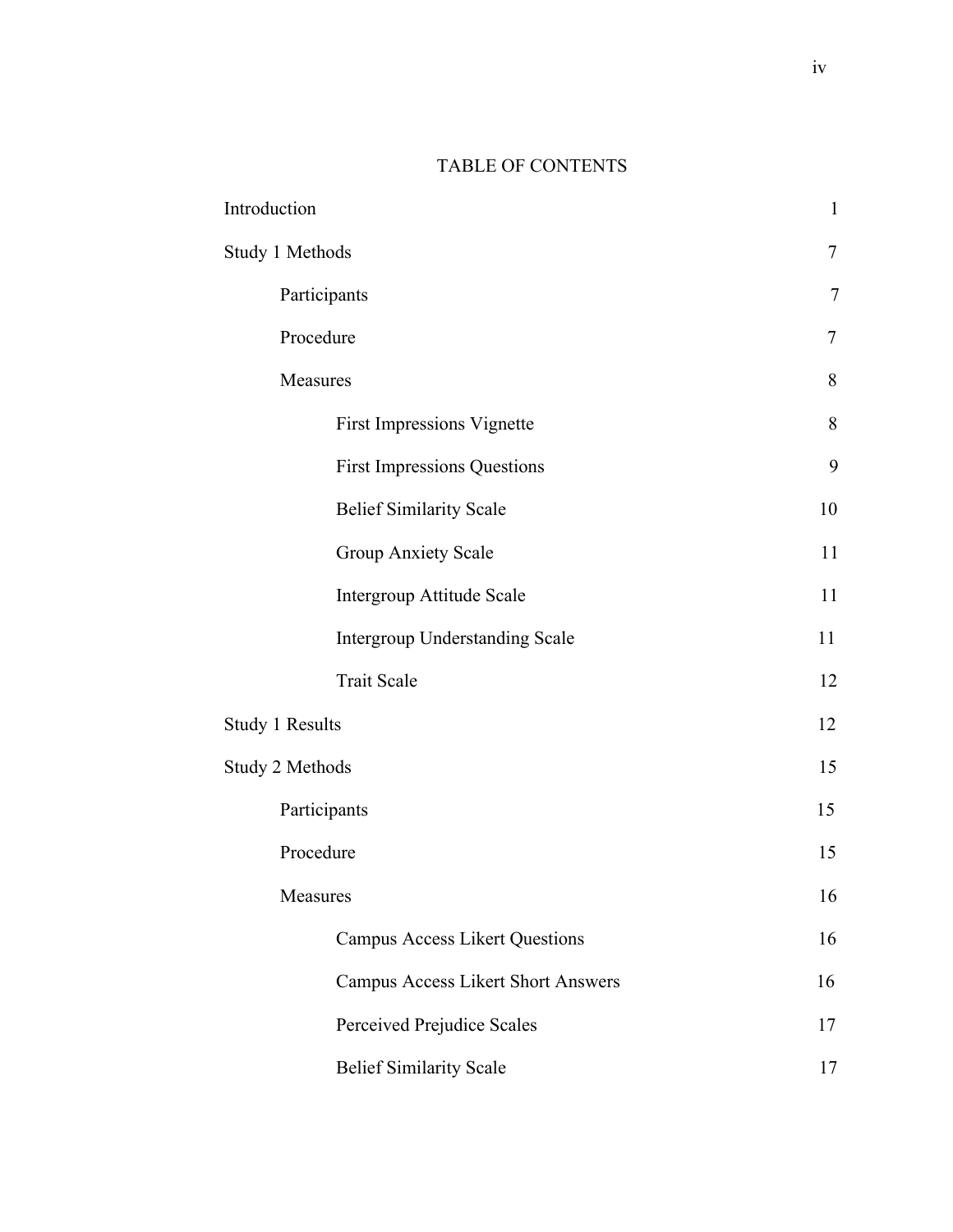# TABLE OF CONTENTS

| | |
|---|---|
| Introduction | 1 |
| Study 1 Methods | 7 |
| &nbsp;&nbsp;&nbsp;&nbsp;Participants | 7 |
| &nbsp;&nbsp;&nbsp;&nbsp;Procedure | 7 |
| &nbsp;&nbsp;&nbsp;&nbsp;Measures | 8 |
| &nbsp;&nbsp;&nbsp;&nbsp;&nbsp;&nbsp;&nbsp;&nbsp;First Impressions Vignette | 8 |
| &nbsp;&nbsp;&nbsp;&nbsp;&nbsp;&nbsp;&nbsp;&nbsp;First Impressions Questions | 9 |
| &nbsp;&nbsp;&nbsp;&nbsp;&nbsp;&nbsp;&nbsp;&nbsp;Belief Similarity Scale | 10 |
| &nbsp;&nbsp;&nbsp;&nbsp;&nbsp;&nbsp;&nbsp;&nbsp;Group Anxiety Scale | 11 |
| &nbsp;&nbsp;&nbsp;&nbsp;&nbsp;&nbsp;&nbsp;&nbsp;Intergroup Attitude Scale | 11 |
| &nbsp;&nbsp;&nbsp;&nbsp;&nbsp;&nbsp;&nbsp;&nbsp;Intergroup Understanding Scale | 11 |
| &nbsp;&nbsp;&nbsp;&nbsp;&nbsp;&nbsp;&nbsp;&nbsp;Trait Scale | 12 |
| Study 1 Results | 12 |
| Study 2 Methods | 15 |
| &nbsp;&nbsp;&nbsp;&nbsp;Participants | 15 |
| &nbsp;&nbsp;&nbsp;&nbsp;Procedure | 15 |
| &nbsp;&nbsp;&nbsp;&nbsp;Measures | 16 |
| &nbsp;&nbsp;&nbsp;&nbsp;&nbsp;&nbsp;&nbsp;&nbsp;Campus Access Likert Questions | 16 |
| &nbsp;&nbsp;&nbsp;&nbsp;&nbsp;&nbsp;&nbsp;&nbsp;Campus Access Likert Short Answers | 16 |
| &nbsp;&nbsp;&nbsp;&nbsp;&nbsp;&nbsp;&nbsp;&nbsp;Perceived Prejudice Scales | 17 |
| &nbsp;&nbsp;&nbsp;&nbsp;&nbsp;&nbsp;&nbsp;&nbsp;Belief Similarity Scale | 17 |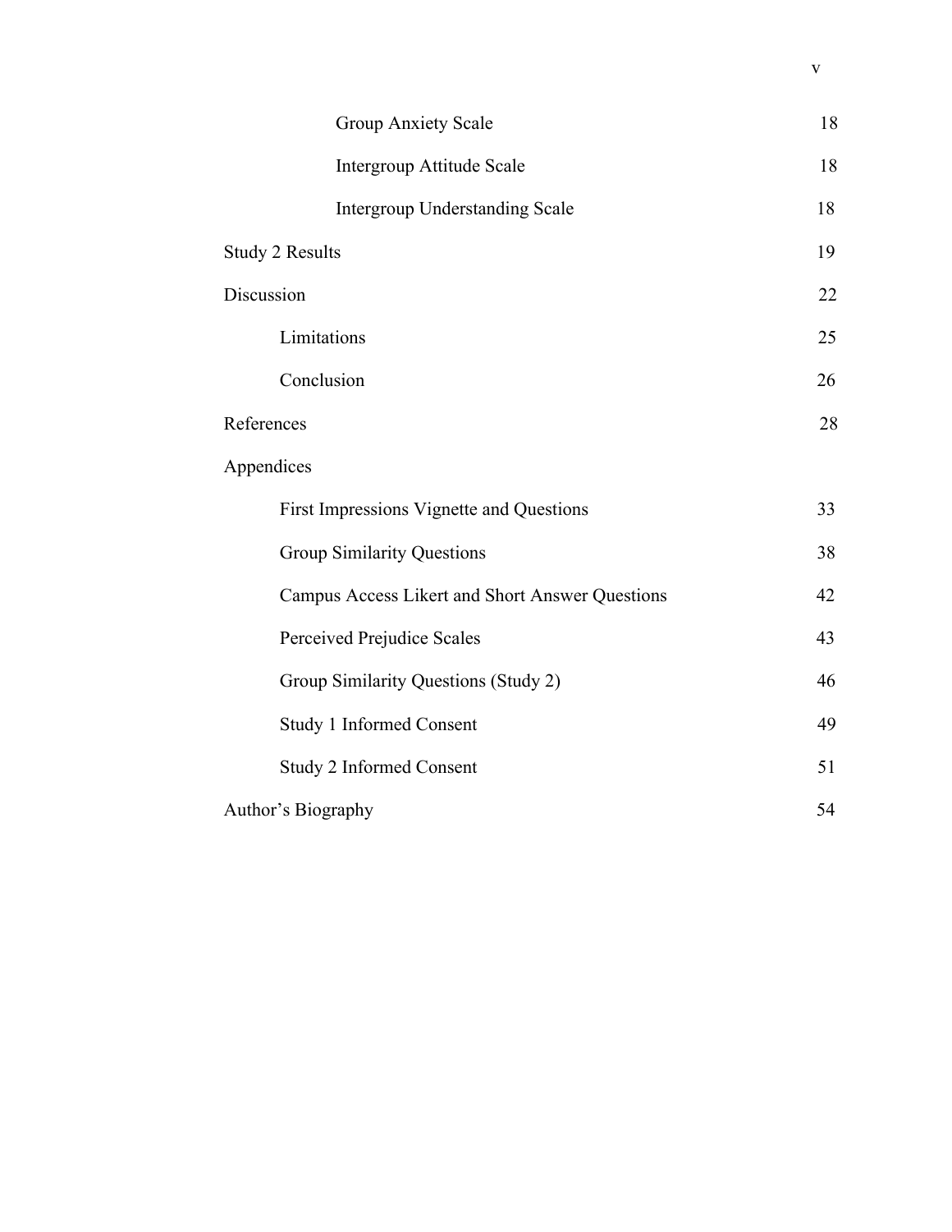| | |
|---|---|
| Group Anxiety Scale | 18 |
| Intergroup Attitude Scale | 18 |
| Intergroup Understanding Scale | 18 |
| Study 2 Results | 19 |
| Discussion | 22 |
| Limitations | 25 |
| Conclusion | 26 |
| References | 28 |
| Appendices | |
| First Impressions Vignette and Questions | 33 |
| Group Similarity Questions | 38 |
| Campus Access Likert and Short Answer Questions | 42 |
| Perceived Prejudice Scales | 43 |
| Group Similarity Questions (Study 2) | 46 |
| Study 1 Informed Consent | 49 |
| Study 2 Informed Consent | 51 |
| Author's Biography | 54 |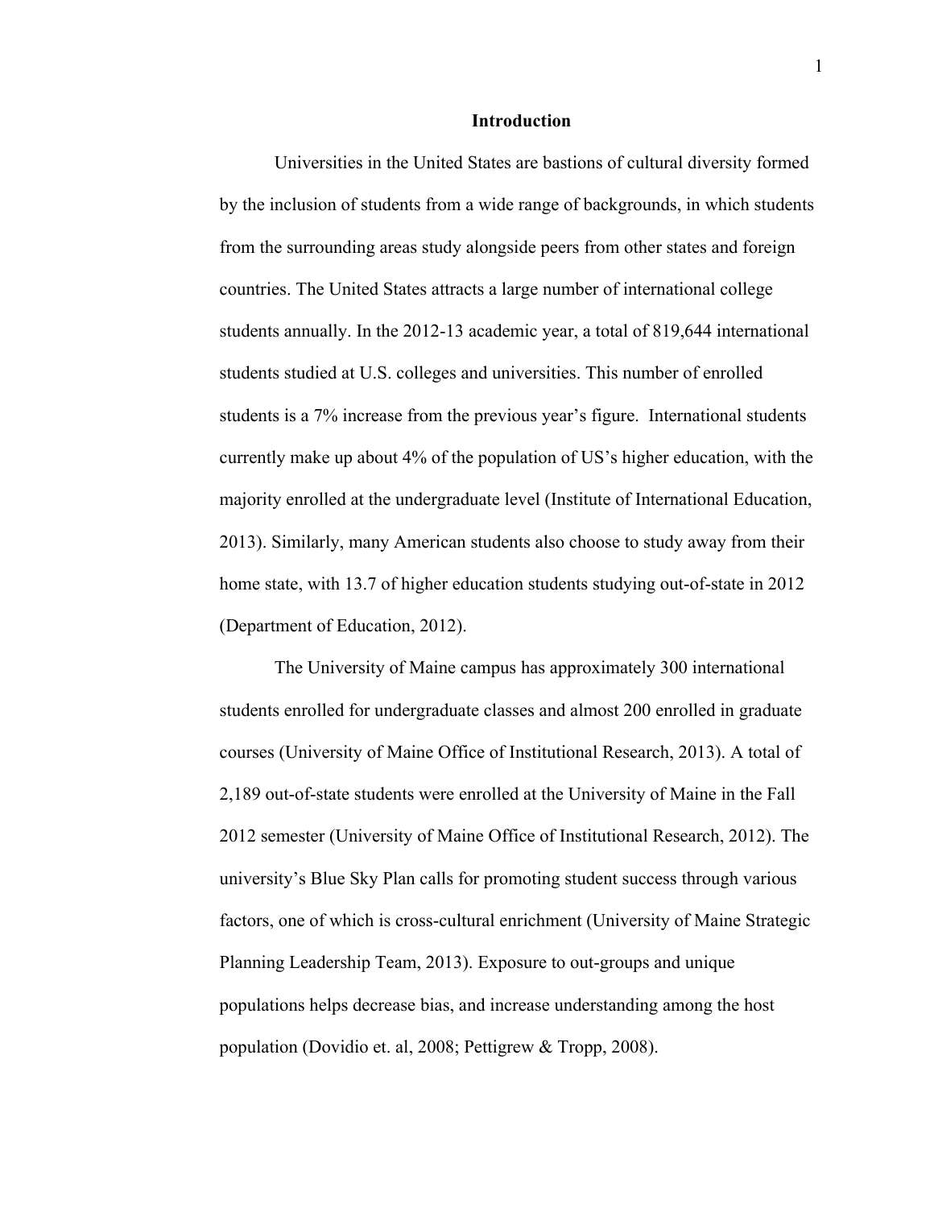# Introduction

Universities in the United States are bastions of cultural diversity formed by the inclusion of students from a wide range of backgrounds, in which students from the surrounding areas study alongside peers from other states and foreign countries. The United States attracts a large number of international college students annually. In the 2012-13 academic year, a total of 819,644 international students studied at U.S. colleges and universities. This number of enrolled students is a 7% increase from the previous year's figure. International students currently make up about 4% of the population of US's higher education, with the majority enrolled at the undergraduate level (Institute of International Education, 2013). Similarly, many American students also choose to study away from their home state, with 13.7 of higher education students studying out-of-state in 2012 (Department of Education, 2012).

The University of Maine campus has approximately 300 international students enrolled for undergraduate classes and almost 200 enrolled in graduate courses (University of Maine Office of Institutional Research, 2013). A total of 2,189 out-of-state students were enrolled at the University of Maine in the Fall 2012 semester (University of Maine Office of Institutional Research, 2012). The university's Blue Sky Plan calls for promoting student success through various factors, one of which is cross-cultural enrichment (University of Maine Strategic Planning Leadership Team, 2013). Exposure to out-groups and unique populations helps decrease bias, and increase understanding among the host population (Dovidio et. al, 2008; Pettigrew & Tropp, 2008).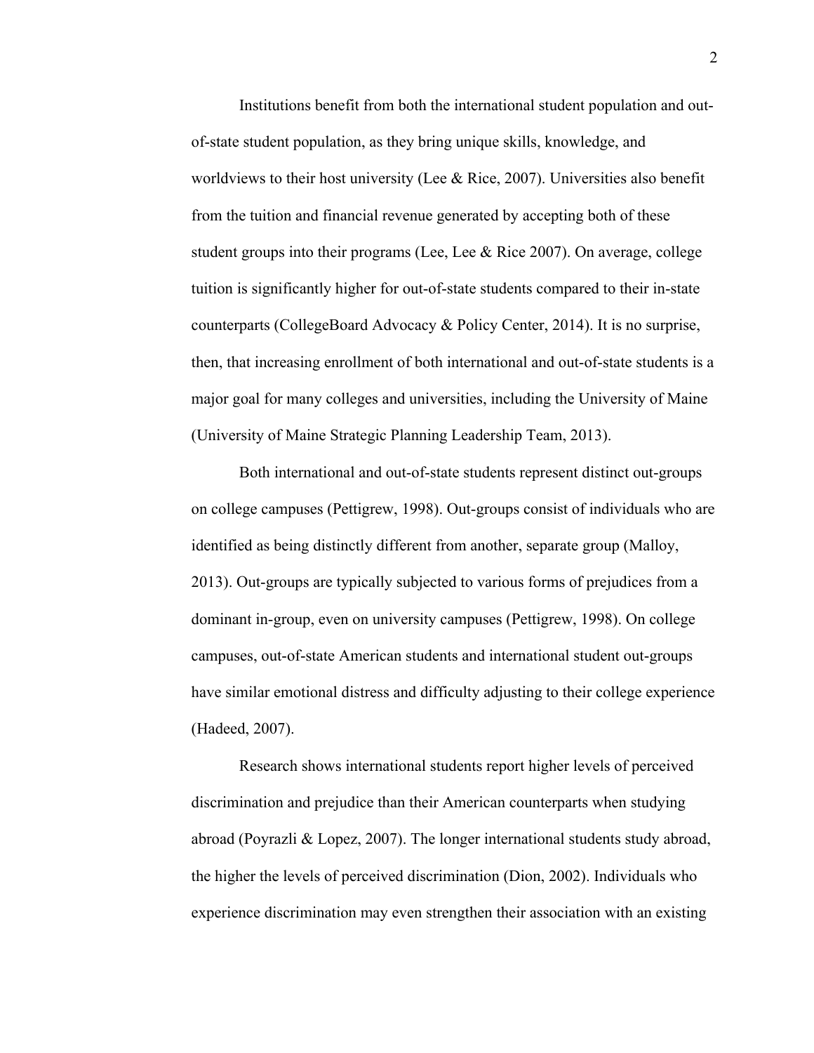Institutions benefit from both the international student population and out-of-state student population, as they bring unique skills, knowledge, and worldviews to their host university (Lee & Rice, 2007). Universities also benefit from the tuition and financial revenue generated by accepting both of these student groups into their programs (Lee, Lee & Rice 2007). On average, college tuition is significantly higher for out-of-state students compared to their in-state counterparts (CollegeBoard Advocacy & Policy Center, 2014). It is no surprise, then, that increasing enrollment of both international and out-of-state students is a major goal for many colleges and universities, including the University of Maine (University of Maine Strategic Planning Leadership Team, 2013).

Both international and out-of-state students represent distinct out-groups on college campuses (Pettigrew, 1998). Out-groups consist of individuals who are identified as being distinctly different from another, separate group (Malloy, 2013). Out-groups are typically subjected to various forms of prejudices from a dominant in-group, even on university campuses (Pettigrew, 1998). On college campuses, out-of-state American students and international student out-groups have similar emotional distress and difficulty adjusting to their college experience (Hadeed, 2007).

Research shows international students report higher levels of perceived discrimination and prejudice than their American counterparts when studying abroad (Poyrazli & Lopez, 2007). The longer international students study abroad, the higher the levels of perceived discrimination (Dion, 2002). Individuals who experience discrimination may even strengthen their association with an existing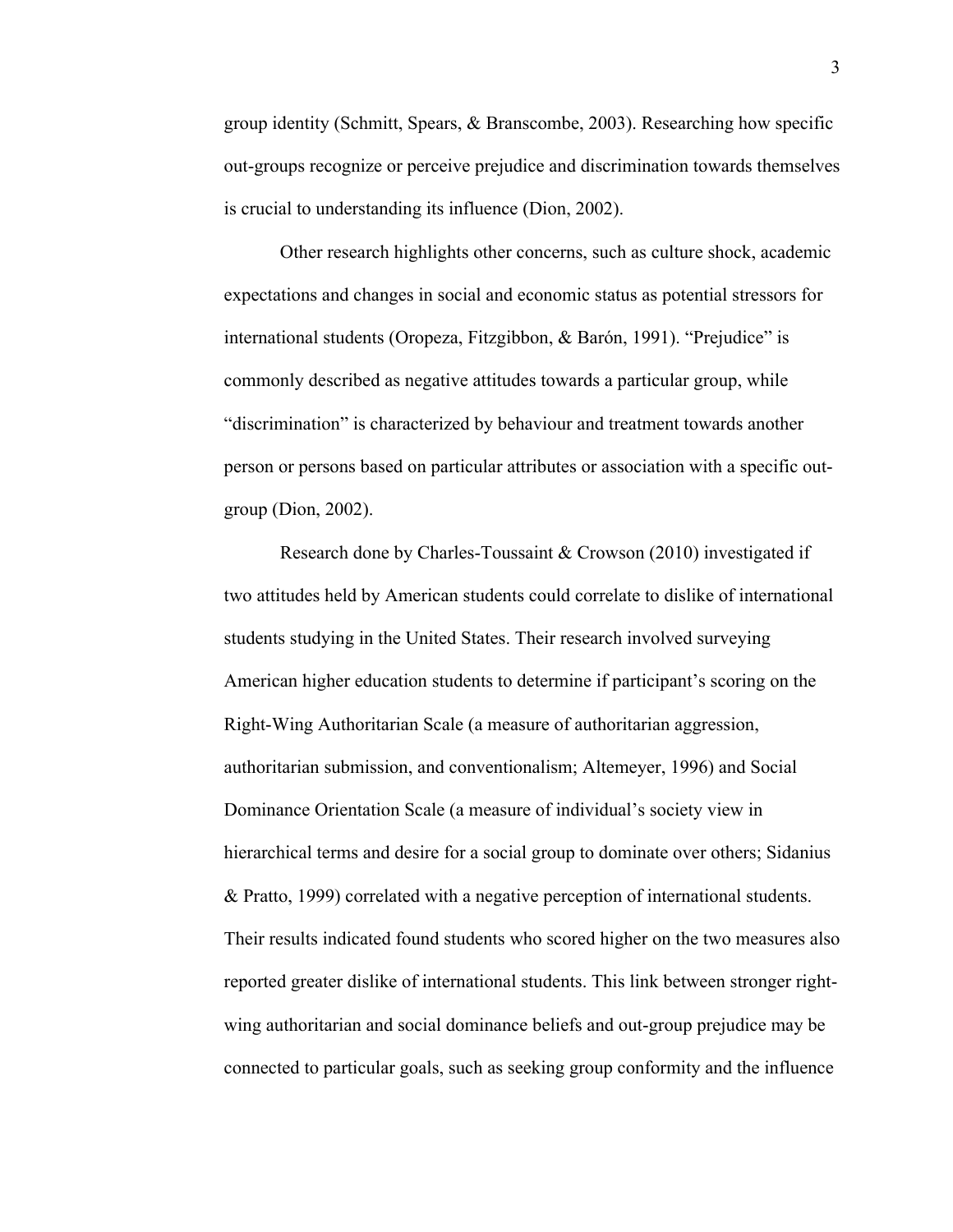group identity (Schmitt, Spears, & Branscombe, 2003). Researching how specific out-groups recognize or perceive prejudice and discrimination towards themselves is crucial to understanding its influence (Dion, 2002).

Other research highlights other concerns, such as culture shock, academic expectations and changes in social and economic status as potential stressors for international students (Oropeza, Fitzgibbon, & Barón, 1991). "Prejudice" is commonly described as negative attitudes towards a particular group, while "discrimination" is characterized by behaviour and treatment towards another person or persons based on particular attributes or association with a specific out-group (Dion, 2002).

Research done by Charles-Toussaint & Crowson (2010) investigated if two attitudes held by American students could correlate to dislike of international students studying in the United States. Their research involved surveying American higher education students to determine if participant's scoring on the Right-Wing Authoritarian Scale (a measure of authoritarian aggression, authoritarian submission, and conventionalism; Altemeyer, 1996) and Social Dominance Orientation Scale (a measure of individual's society view in hierarchical terms and desire for a social group to dominate over others; Sidanius & Pratto, 1999) correlated with a negative perception of international students. Their results indicated found students who scored higher on the two measures also reported greater dislike of international students. This link between stronger right-wing authoritarian and social dominance beliefs and out-group prejudice may be connected to particular goals, such as seeking group conformity and the influence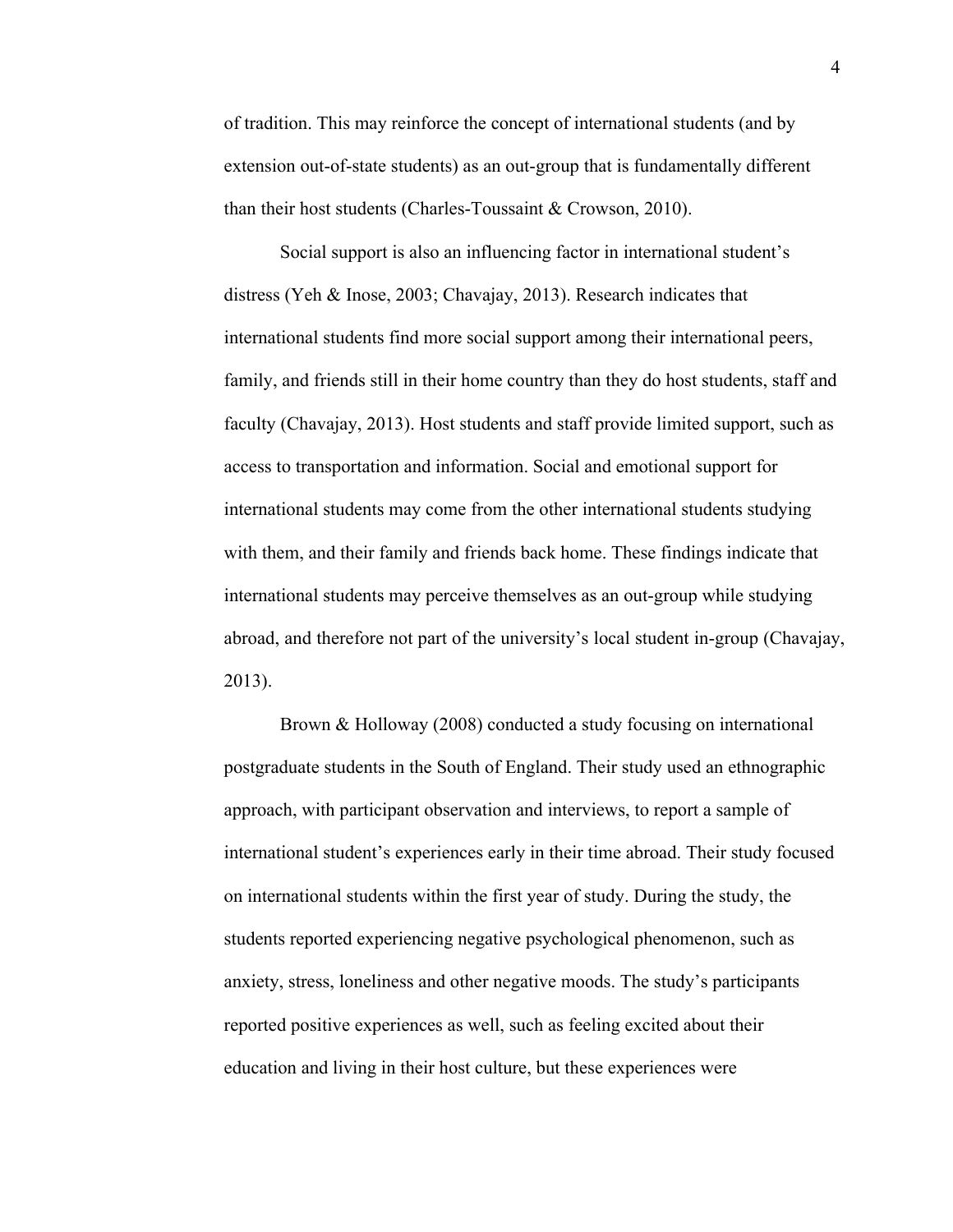of tradition. This may reinforce the concept of international students (and by extension out-of-state students) as an out-group that is fundamentally different than their host students (Charles-Toussaint & Crowson, 2010).

Social support is also an influencing factor in international student's distress (Yeh & Inose, 2003; Chavajay, 2013). Research indicates that international students find more social support among their international peers, family, and friends still in their home country than they do host students, staff and faculty (Chavajay, 2013). Host students and staff provide limited support, such as access to transportation and information. Social and emotional support for international students may come from the other international students studying with them, and their family and friends back home. These findings indicate that international students may perceive themselves as an out-group while studying abroad, and therefore not part of the university's local student in-group (Chavajay, 2013).

Brown & Holloway (2008) conducted a study focusing on international postgraduate students in the South of England. Their study used an ethnographic approach, with participant observation and interviews, to report a sample of international student's experiences early in their time abroad. Their study focused on international students within the first year of study. During the study, the students reported experiencing negative psychological phenomenon, such as anxiety, stress, loneliness and other negative moods. The study's participants reported positive experiences as well, such as feeling excited about their education and living in their host culture, but these experiences were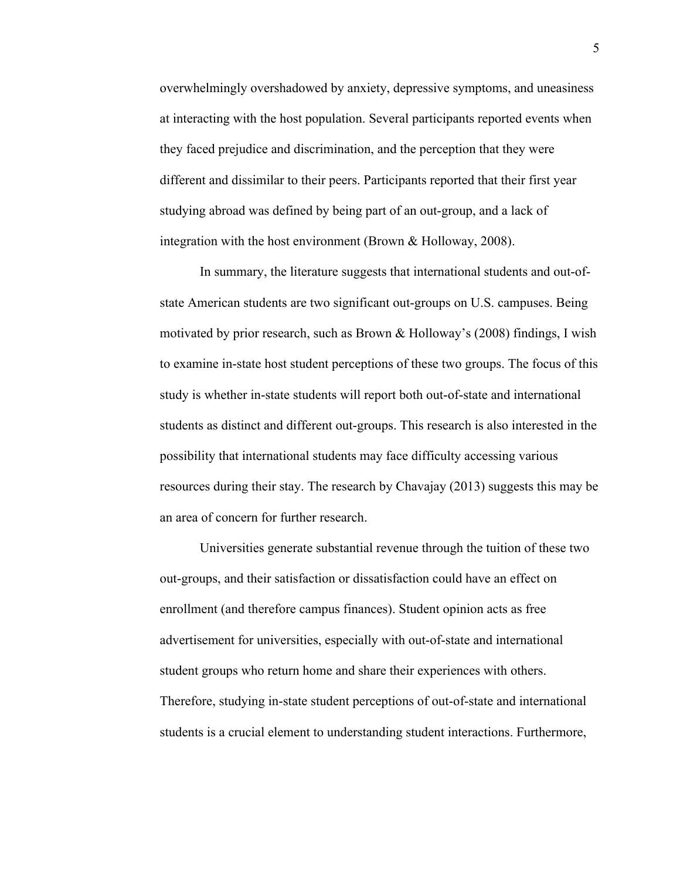overwhelmingly overshadowed by anxiety, depressive symptoms, and uneasiness at interacting with the host population. Several participants reported events when they faced prejudice and discrimination, and the perception that they were different and dissimilar to their peers. Participants reported that their first year studying abroad was defined by being part of an out-group, and a lack of integration with the host environment (Brown & Holloway, 2008).

In summary, the literature suggests that international students and out-of-state American students are two significant out-groups on U.S. campuses. Being motivated by prior research, such as Brown & Holloway's (2008) findings, I wish to examine in-state host student perceptions of these two groups. The focus of this study is whether in-state students will report both out-of-state and international students as distinct and different out-groups. This research is also interested in the possibility that international students may face difficulty accessing various resources during their stay. The research by Chavajay (2013) suggests this may be an area of concern for further research.

Universities generate substantial revenue through the tuition of these two out-groups, and their satisfaction or dissatisfaction could have an effect on enrollment (and therefore campus finances). Student opinion acts as free advertisement for universities, especially with out-of-state and international student groups who return home and share their experiences with others. Therefore, studying in-state student perceptions of out-of-state and international students is a crucial element to understanding student interactions. Furthermore,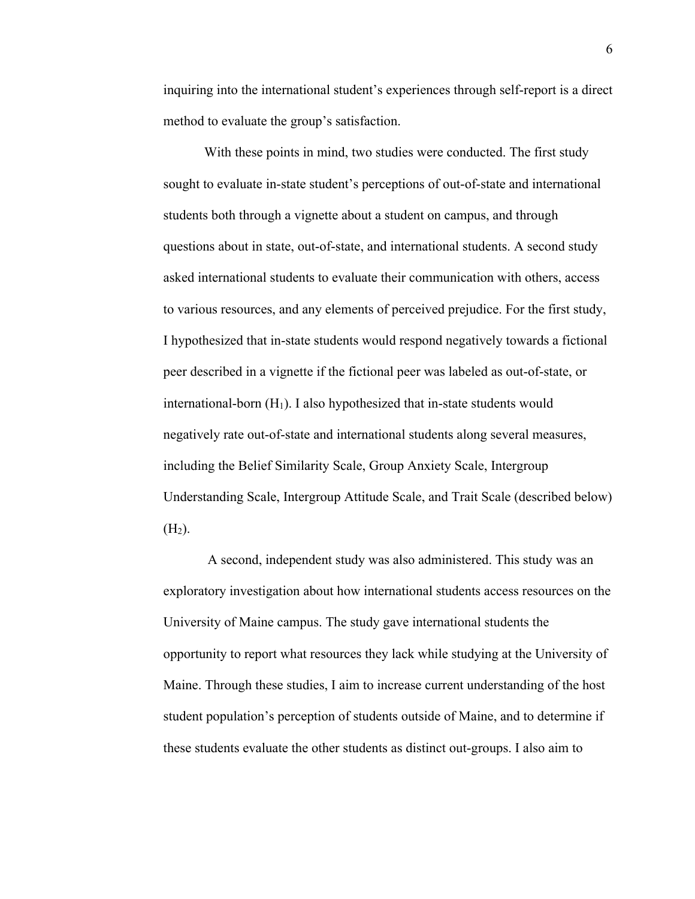inquiring into the international student's experiences through self-report is a direct method to evaluate the group's satisfaction.

With these points in mind, two studies were conducted. The first study sought to evaluate in-state student's perceptions of out-of-state and international students both through a vignette about a student on campus, and through questions about in state, out-of-state, and international students. A second study asked international students to evaluate their communication with others, access to various resources, and any elements of perceived prejudice. For the first study, I hypothesized that in-state students would respond negatively towards a fictional peer described in a vignette if the fictional peer was labeled as out-of-state, or international-born ($H_1$). I also hypothesized that in-state students would negatively rate out-of-state and international students along several measures, including the Belief Similarity Scale, Group Anxiety Scale, Intergroup Understanding Scale, Intergroup Attitude Scale, and Trait Scale (described below) ($H_2$).

A second, independent study was also administered. This study was an exploratory investigation about how international students access resources on the University of Maine campus. The study gave international students the opportunity to report what resources they lack while studying at the University of Maine. Through these studies, I aim to increase current understanding of the host student population's perception of students outside of Maine, and to determine if these students evaluate the other students as distinct out-groups. I also aim to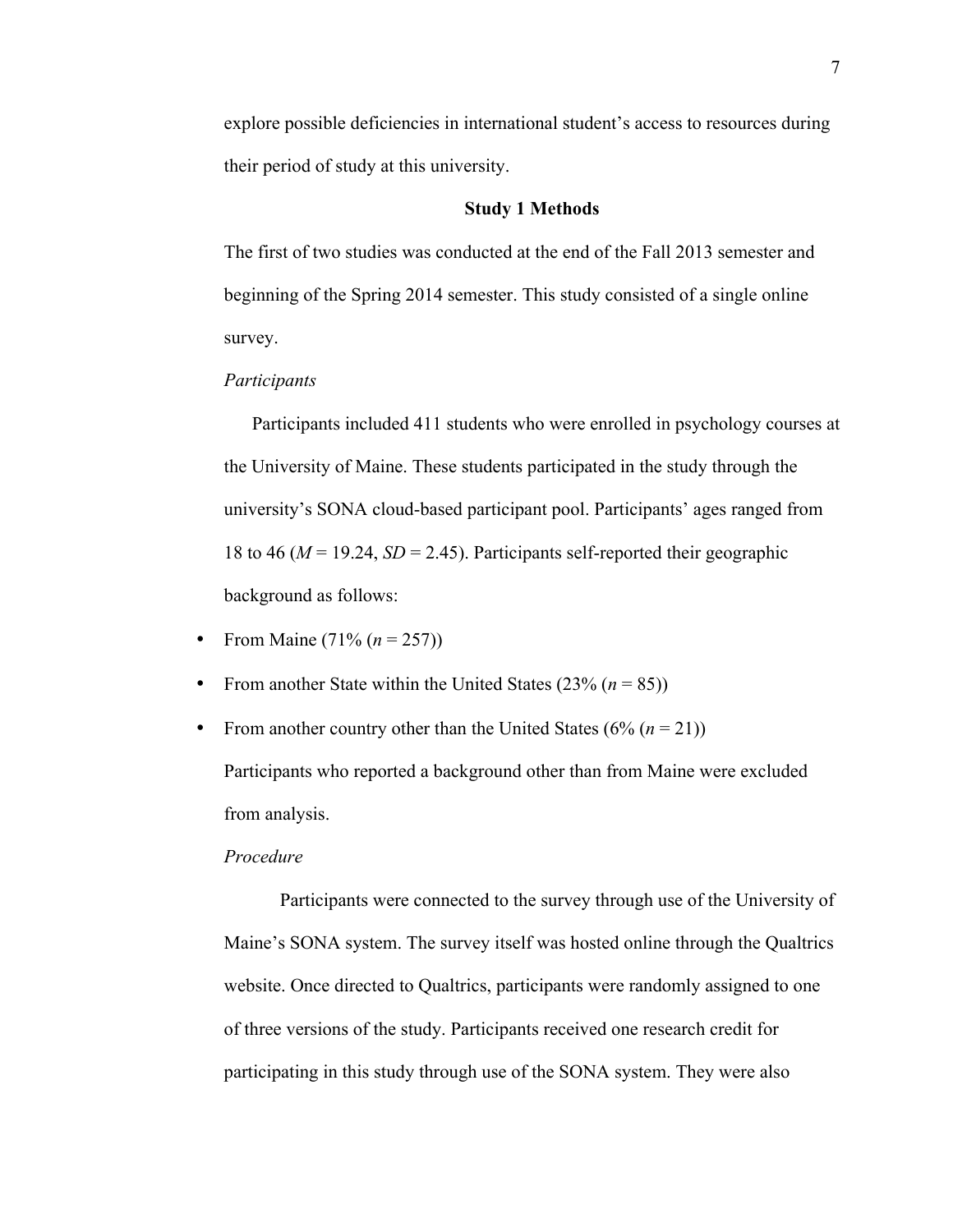explore possible deficiencies in international student's access to resources during their period of study at this university.

## Study 1 Methods

The first of two studies was conducted at the end of the Fall 2013 semester and beginning of the Spring 2014 semester. This study consisted of a single online survey.

### *Participants*

Participants included 411 students who were enrolled in psychology courses at the University of Maine. These students participated in the study through the university's SONA cloud-based participant pool. Participants' ages ranged from 18 to 46 ($M = 19.24$, $SD = 2.45$). Participants self-reported their geographic background as follows:

- From Maine (71% ($n = 257$))
- From another State within the United States (23% ($n = 85$))
- From another country other than the United States (6% ($n = 21$))

Participants who reported a background other than from Maine were excluded from analysis.

### *Procedure*

Participants were connected to the survey through use of the University of Maine's SONA system. The survey itself was hosted online through the Qualtrics website. Once directed to Qualtrics, participants were randomly assigned to one of three versions of the study. Participants received one research credit for participating in this study through use of the SONA system. They were also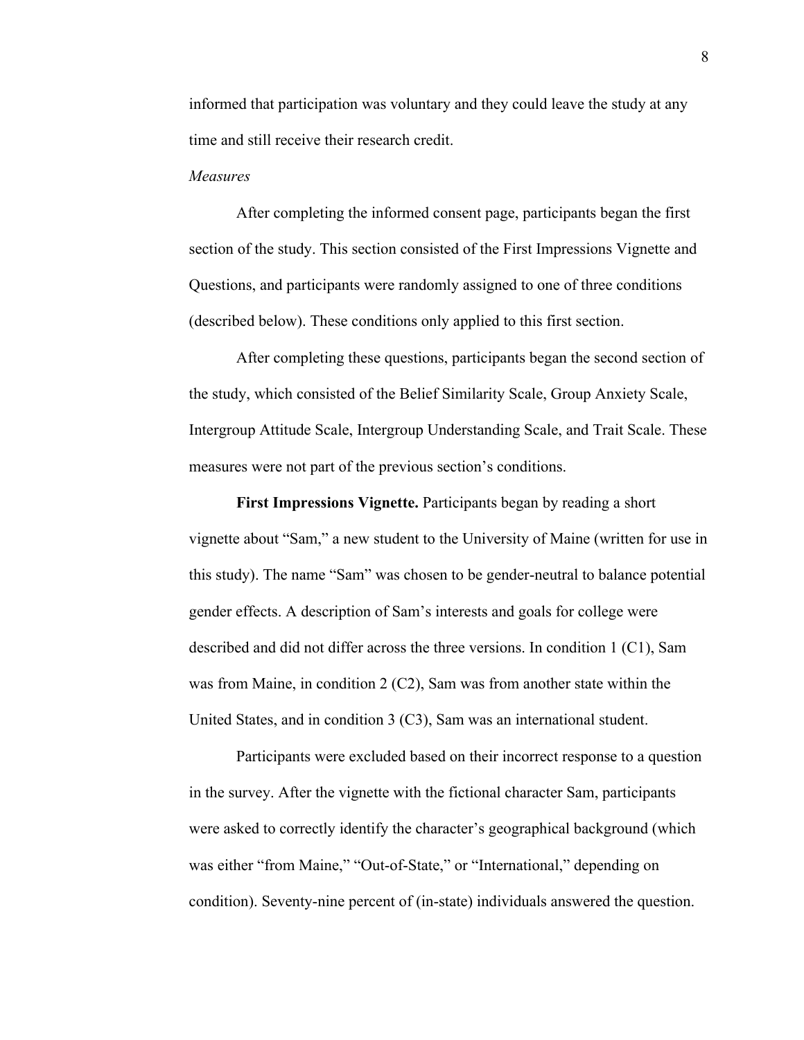informed that participation was voluntary and they could leave the study at any time and still receive their research credit.

*Measures*

After completing the informed consent page, participants began the first section of the study. This section consisted of the First Impressions Vignette and Questions, and participants were randomly assigned to one of three conditions (described below). These conditions only applied to this first section.

After completing these questions, participants began the second section of the study, which consisted of the Belief Similarity Scale, Group Anxiety Scale, Intergroup Attitude Scale, Intergroup Understanding Scale, and Trait Scale. These measures were not part of the previous section's conditions.

**First Impressions Vignette.** Participants began by reading a short vignette about "Sam," a new student to the University of Maine (written for use in this study). The name "Sam" was chosen to be gender-neutral to balance potential gender effects. A description of Sam's interests and goals for college were described and did not differ across the three versions. In condition 1 (C1), Sam was from Maine, in condition 2 (C2), Sam was from another state within the United States, and in condition 3 (C3), Sam was an international student.

Participants were excluded based on their incorrect response to a question in the survey. After the vignette with the fictional character Sam, participants were asked to correctly identify the character's geographical background (which was either "from Maine," "Out-of-State," or "International," depending on condition). Seventy-nine percent of (in-state) individuals answered the question.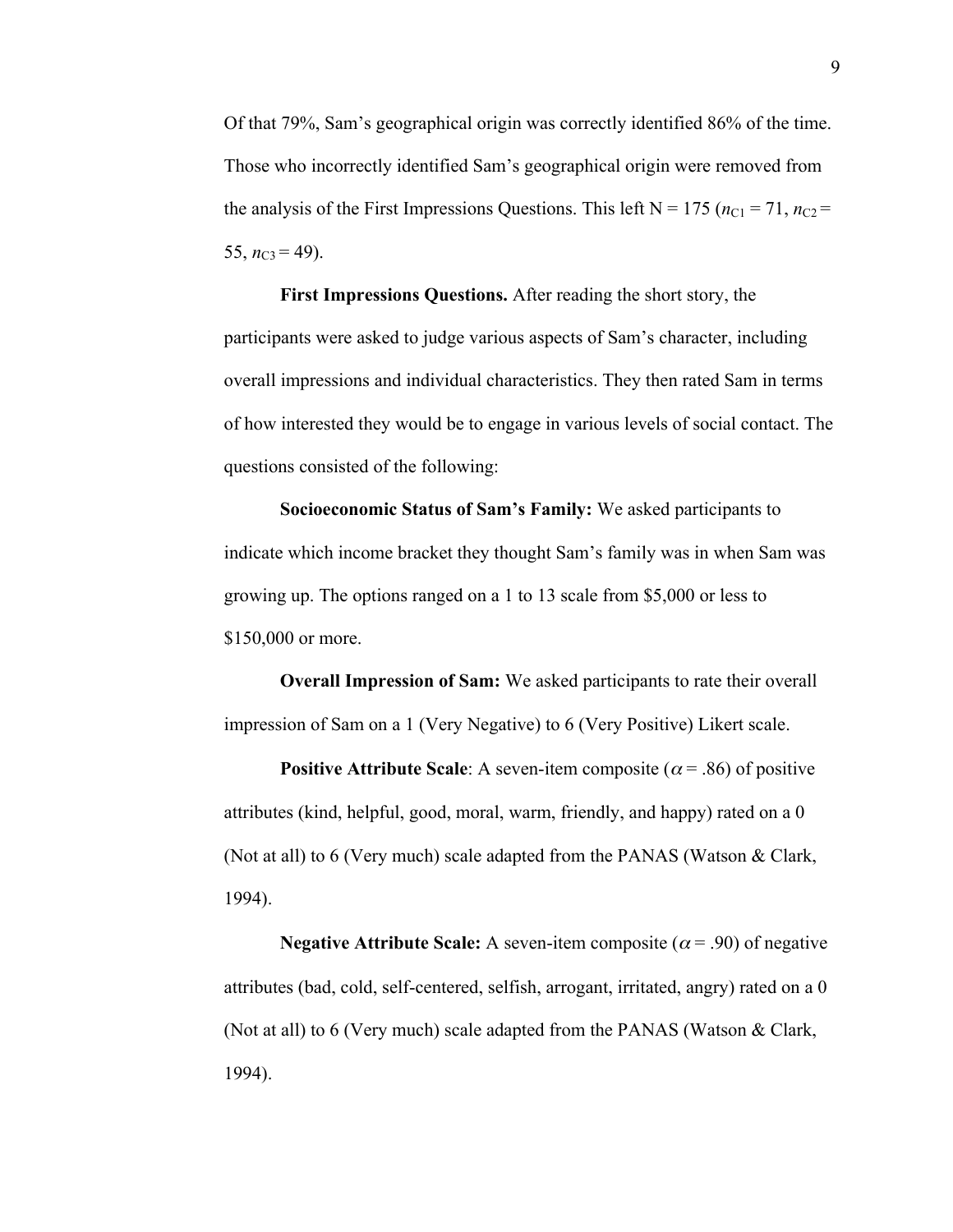Of that 79%, Sam's geographical origin was correctly identified 86% of the time. Those who incorrectly identified Sam's geographical origin were removed from the analysis of the First Impressions Questions. This left N = 175 ($n_{C1}$ = 71, $n_{C2}$ = 55, $n_{C3}$ = 49).

**First Impressions Questions.** After reading the short story, the participants were asked to judge various aspects of Sam's character, including overall impressions and individual characteristics. They then rated Sam in terms of how interested they would be to engage in various levels of social contact. The questions consisted of the following:

**Socioeconomic Status of Sam's Family:** We asked participants to indicate which income bracket they thought Sam's family was in when Sam was growing up. The options ranged on a 1 to 13 scale from $5,000 or less to $150,000 or more.

**Overall Impression of Sam:** We asked participants to rate their overall impression of Sam on a 1 (Very Negative) to 6 (Very Positive) Likert scale.

**Positive Attribute Scale**: A seven-item composite ($\alpha$ = .86) of positive attributes (kind, helpful, good, moral, warm, friendly, and happy) rated on a 0 (Not at all) to 6 (Very much) scale adapted from the PANAS (Watson & Clark, 1994).

**Negative Attribute Scale:** A seven-item composite ($\alpha$ = .90) of negative attributes (bad, cold, self-centered, selfish, arrogant, irritated, angry) rated on a 0 (Not at all) to 6 (Very much) scale adapted from the PANAS (Watson & Clark, 1994).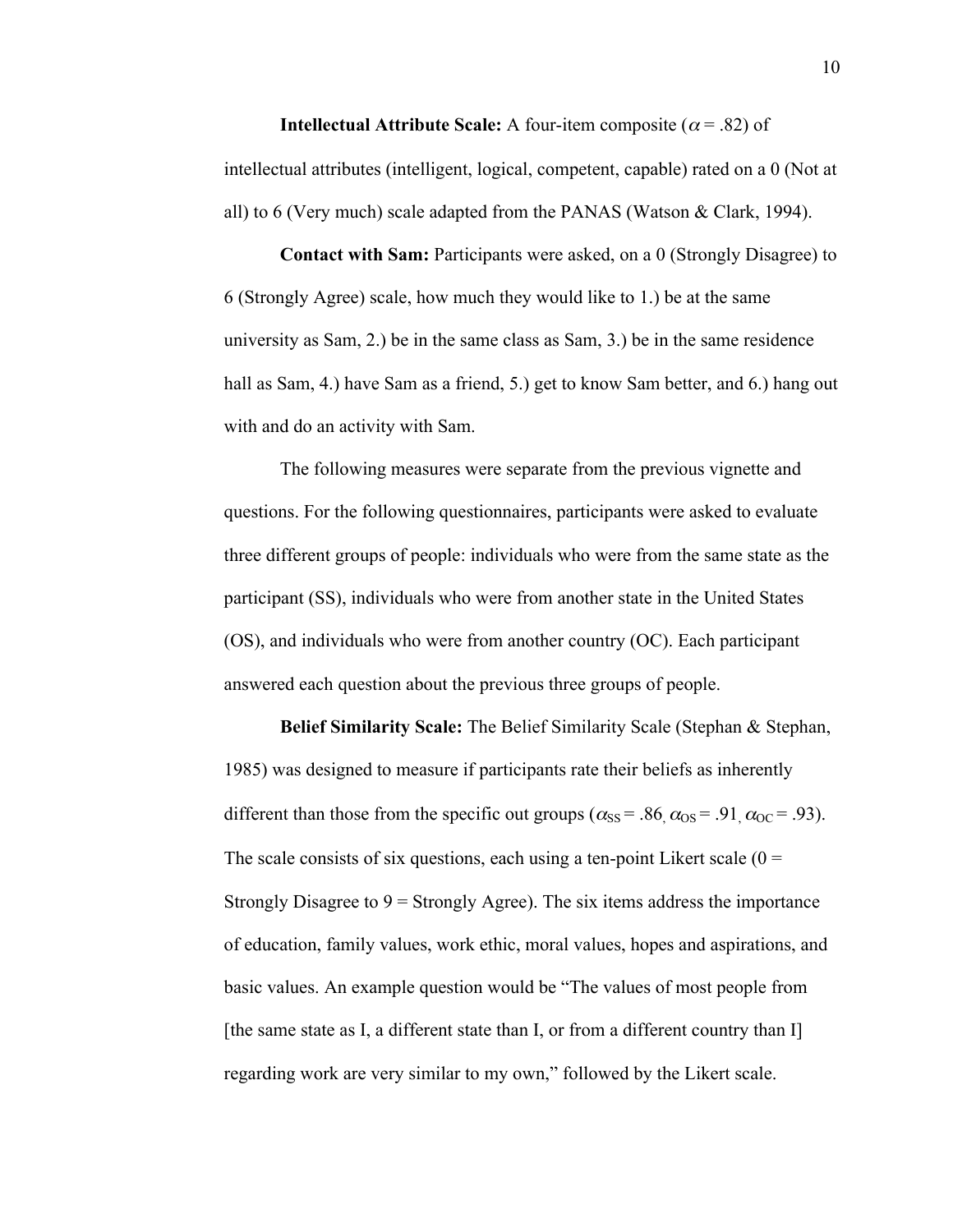**Intellectual Attribute Scale:** A four-item composite ($\alpha = .82$) of intellectual attributes (intelligent, logical, competent, capable) rated on a 0 (Not at all) to 6 (Very much) scale adapted from the PANAS (Watson & Clark, 1994).

**Contact with Sam:** Participants were asked, on a 0 (Strongly Disagree) to 6 (Strongly Agree) scale, how much they would like to 1.) be at the same university as Sam, 2.) be in the same class as Sam, 3.) be in the same residence hall as Sam, 4.) have Sam as a friend, 5.) get to know Sam better, and 6.) hang out with and do an activity with Sam.

The following measures were separate from the previous vignette and questions. For the following questionnaires, participants were asked to evaluate three different groups of people: individuals who were from the same state as the participant (SS), individuals who were from another state in the United States (OS), and individuals who were from another country (OC). Each participant answered each question about the previous three groups of people.

**Belief Similarity Scale:** The Belief Similarity Scale (Stephan & Stephan, 1985) was designed to measure if participants rate their beliefs as inherently different than those from the specific out groups ($\alpha_{SS} = .86$, $\alpha_{OS} = .91$, $\alpha_{OC} = .93$). The scale consists of six questions, each using a ten-point Likert scale (0 = Strongly Disagree to 9 = Strongly Agree). The six items address the importance of education, family values, work ethic, moral values, hopes and aspirations, and basic values. An example question would be "The values of most people from [the same state as I, a different state than I, or from a different country than I] regarding work are very similar to my own," followed by the Likert scale.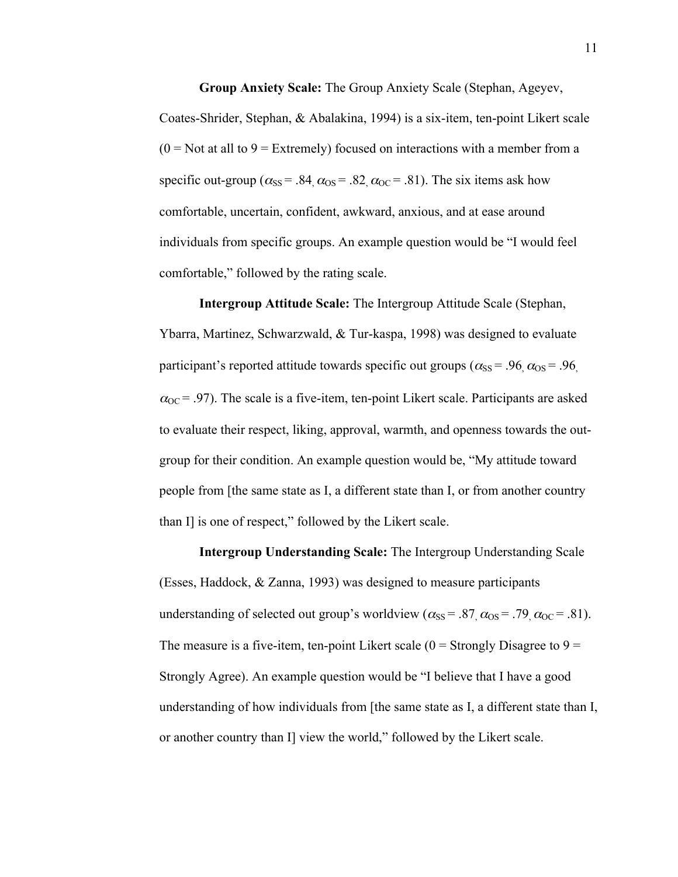**Group Anxiety Scale:** The Group Anxiety Scale (Stephan, Ageyev, Coates-Shrider, Stephan, & Abalakina, 1994) is a six-item, ten-point Likert scale (0 = Not at all to 9 = Extremely) focused on interactions with a member from a specific out-group ($\alpha_{SS}$ = .84, $\alpha_{OS}$ = .82, $\alpha_{OC}$ = .81). The six items ask how comfortable, uncertain, confident, awkward, anxious, and at ease around individuals from specific groups. An example question would be "I would feel comfortable," followed by the rating scale.

**Intergroup Attitude Scale:** The Intergroup Attitude Scale (Stephan, Ybarra, Martinez, Schwarzwald, & Tur-kaspa, 1998) was designed to evaluate participant's reported attitude towards specific out groups ($\alpha_{SS}$ = .96, $\alpha_{OS}$ = .96, $\alpha_{OC}$ = .97). The scale is a five-item, ten-point Likert scale. Participants are asked to evaluate their respect, liking, approval, warmth, and openness towards the out-group for their condition. An example question would be, "My attitude toward people from [the same state as I, a different state than I, or from another country than I] is one of respect," followed by the Likert scale.

**Intergroup Understanding Scale:** The Intergroup Understanding Scale (Esses, Haddock, & Zanna, 1993) was designed to measure participants understanding of selected out group's worldview ($\alpha_{SS}$ = .87, $\alpha_{OS}$ = .79, $\alpha_{OC}$ = .81). The measure is a five-item, ten-point Likert scale (0 = Strongly Disagree to 9 = Strongly Agree). An example question would be "I believe that I have a good understanding of how individuals from [the same state as I, a different state than I, or another country than I] view the world," followed by the Likert scale.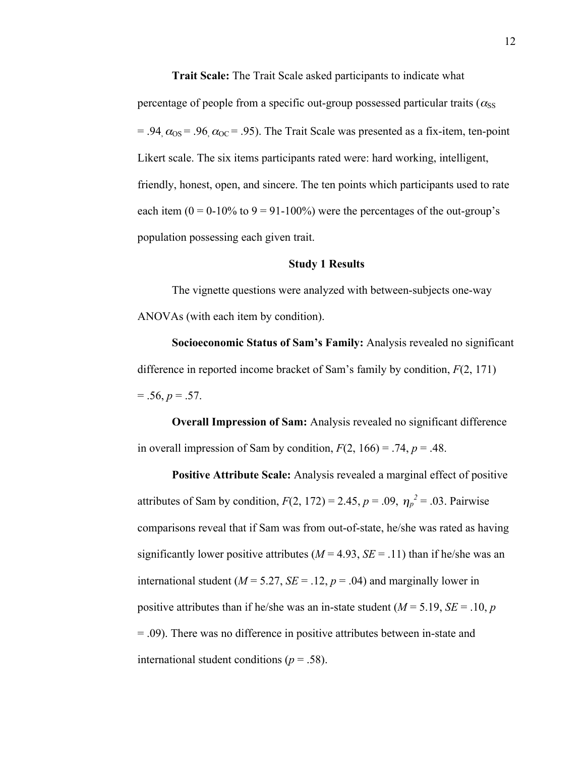**Trait Scale:** The Trait Scale asked participants to indicate what percentage of people from a specific out-group possessed particular traits ($\alpha_{SS}$ = .94, $\alpha_{OS}$ = .96, $\alpha_{OC}$ = .95). The Trait Scale was presented as a fix-item, ten-point Likert scale. The six items participants rated were: hard working, intelligent, friendly, honest, open, and sincere. The ten points which participants used to rate each item (0 = 0-10% to 9 = 91-100%) were the percentages of the out-group's population possessing each given trait.

### Study 1 Results

The vignette questions were analyzed with between-subjects one-way ANOVAs (with each item by condition).

**Socioeconomic Status of Sam's Family:** Analysis revealed no significant difference in reported income bracket of Sam's family by condition, $F(2, 171) = .56$, $p = .57$.

**Overall Impression of Sam:** Analysis revealed no significant difference in overall impression of Sam by condition, $F(2, 166) = .74$, $p = .48$.

**Positive Attribute Scale:** Analysis revealed a marginal effect of positive attributes of Sam by condition, $F(2, 172) = 2.45$, $p = .09$, $\eta_p^2 = .03$. Pairwise comparisons reveal that if Sam was from out-of-state, he/she was rated as having significantly lower positive attributes ($M = 4.93$, $SE = .11$) than if he/she was an international student ($M = 5.27$, $SE = .12$, $p = .04$) and marginally lower in positive attributes than if he/she was an in-state student ($M = 5.19$, $SE = .10$, $p = .09$). There was no difference in positive attributes between in-state and international student conditions ($p = .58$).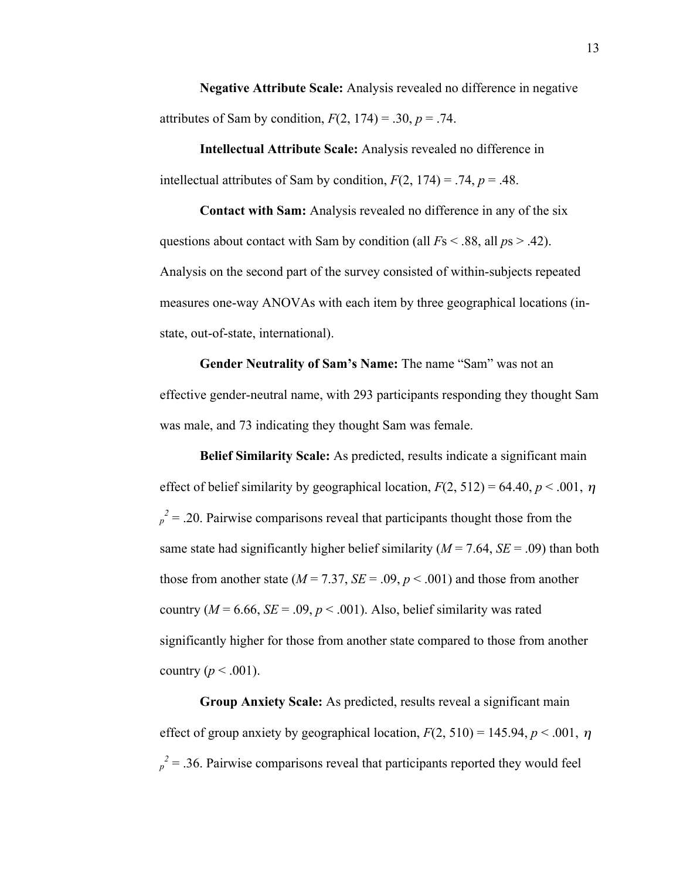**Negative Attribute Scale:** Analysis revealed no difference in negative attributes of Sam by condition, $F(2, 174) = .30$, $p = .74$.

**Intellectual Attribute Scale:** Analysis revealed no difference in intellectual attributes of Sam by condition, $F(2, 174) = .74$, $p = .48$.

**Contact with Sam:** Analysis revealed no difference in any of the six questions about contact with Sam by condition (all $F$s < .88, all $p$s > .42). Analysis on the second part of the survey consisted of within-subjects repeated measures one-way ANOVAs with each item by three geographical locations (in-state, out-of-state, international).

**Gender Neutrality of Sam's Name:** The name "Sam" was not an effective gender-neutral name, with 293 participants responding they thought Sam was male, and 73 indicating they thought Sam was female.

**Belief Similarity Scale:** As predicted, results indicate a significant main effect of belief similarity by geographical location, $F(2, 512) = 64.40$, $p < .001$, $\eta_p^2 = .20$. Pairwise comparisons reveal that participants thought those from the same state had significantly higher belief similarity ($M = 7.64$, $SE = .09$) than both those from another state ($M = 7.37$, $SE = .09$, $p < .001$) and those from another country ($M = 6.66$, $SE = .09$, $p < .001$). Also, belief similarity was rated significantly higher for those from another state compared to those from another country ($p < .001$).

**Group Anxiety Scale:** As predicted, results reveal a significant main effect of group anxiety by geographical location, $F(2, 510) = 145.94$, $p < .001$, $\eta_p^2 = .36$. Pairwise comparisons reveal that participants reported they would feel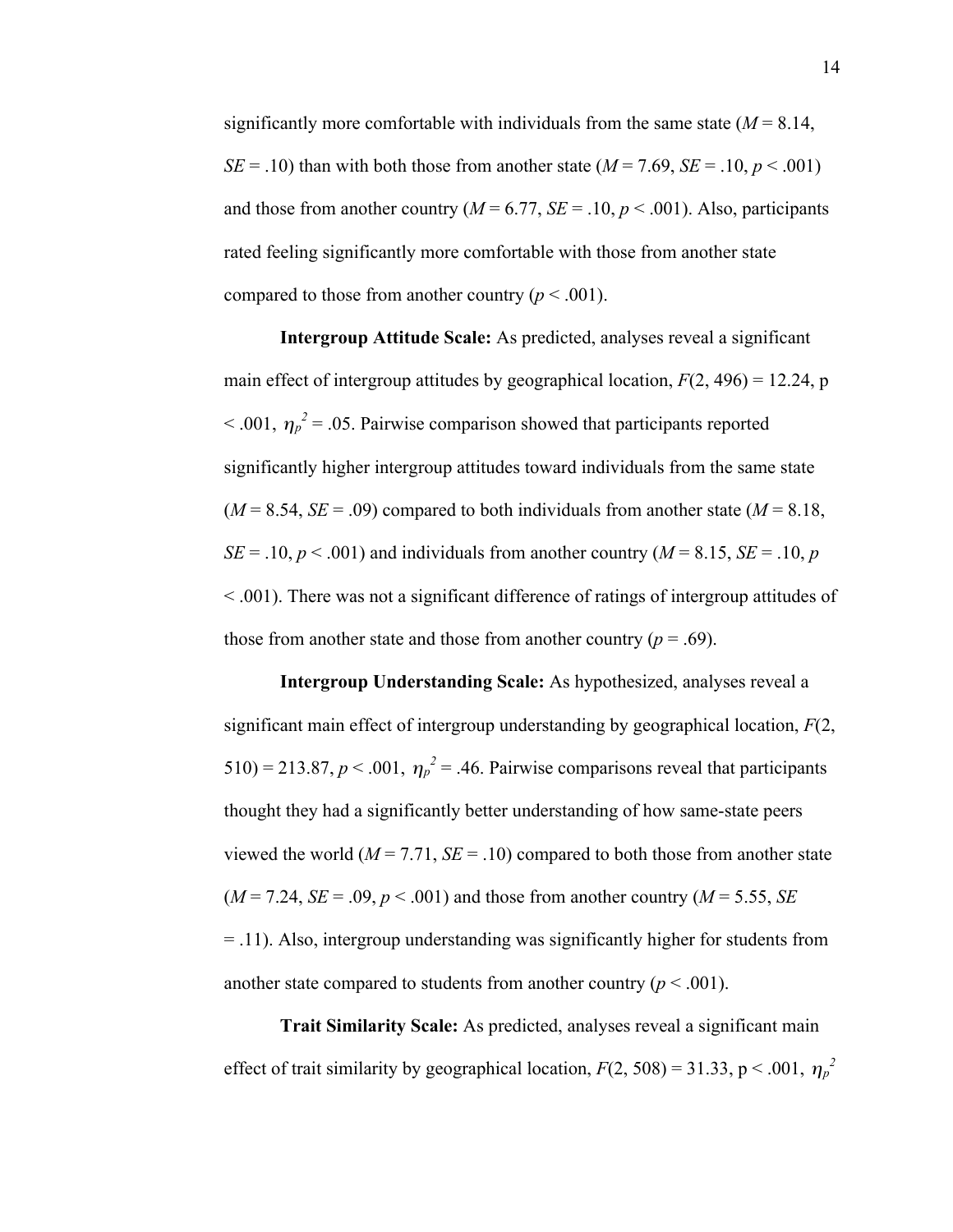significantly more comfortable with individuals from the same state ($M$ = 8.14, $SE$ = .10) than with both those from another state ($M$ = 7.69, $SE$ = .10, $p$ < .001) and those from another country ($M$ = 6.77, $SE$ = .10, $p$ < .001). Also, participants rated feeling significantly more comfortable with those from another state compared to those from another country ($p$ < .001).

**Intergroup Attitude Scale:** As predicted, analyses reveal a significant main effect of intergroup attitudes by geographical location, $F(2, 496) = 12.24$, p < .001, $\eta_p^2 = .05$. Pairwise comparison showed that participants reported significantly higher intergroup attitudes toward individuals from the same state ($M$ = 8.54, $SE$ = .09) compared to both individuals from another state ($M$ = 8.18, $SE$ = .10, $p$ < .001) and individuals from another country ($M$ = 8.15, $SE$ = .10, $p$ < .001). There was not a significant difference of ratings of intergroup attitudes of those from another state and those from another country ($p$ = .69).

**Intergroup Understanding Scale:** As hypothesized, analyses reveal a significant main effect of intergroup understanding by geographical location, $F(2, 510) = 213.87$, $p$ < .001, $\eta_p^2 = .46$. Pairwise comparisons reveal that participants thought they had a significantly better understanding of how same-state peers viewed the world ($M$ = 7.71, $SE$ = .10) compared to both those from another state ($M$ = 7.24, $SE$ = .09, $p$ < .001) and those from another country ($M$ = 5.55, $SE$ = .11). Also, intergroup understanding was significantly higher for students from another state compared to students from another country ($p$ < .001).

**Trait Similarity Scale:** As predicted, analyses reveal a significant main effect of trait similarity by geographical location, $F(2, 508) = 31.33$, p < .001, $\eta_p^2$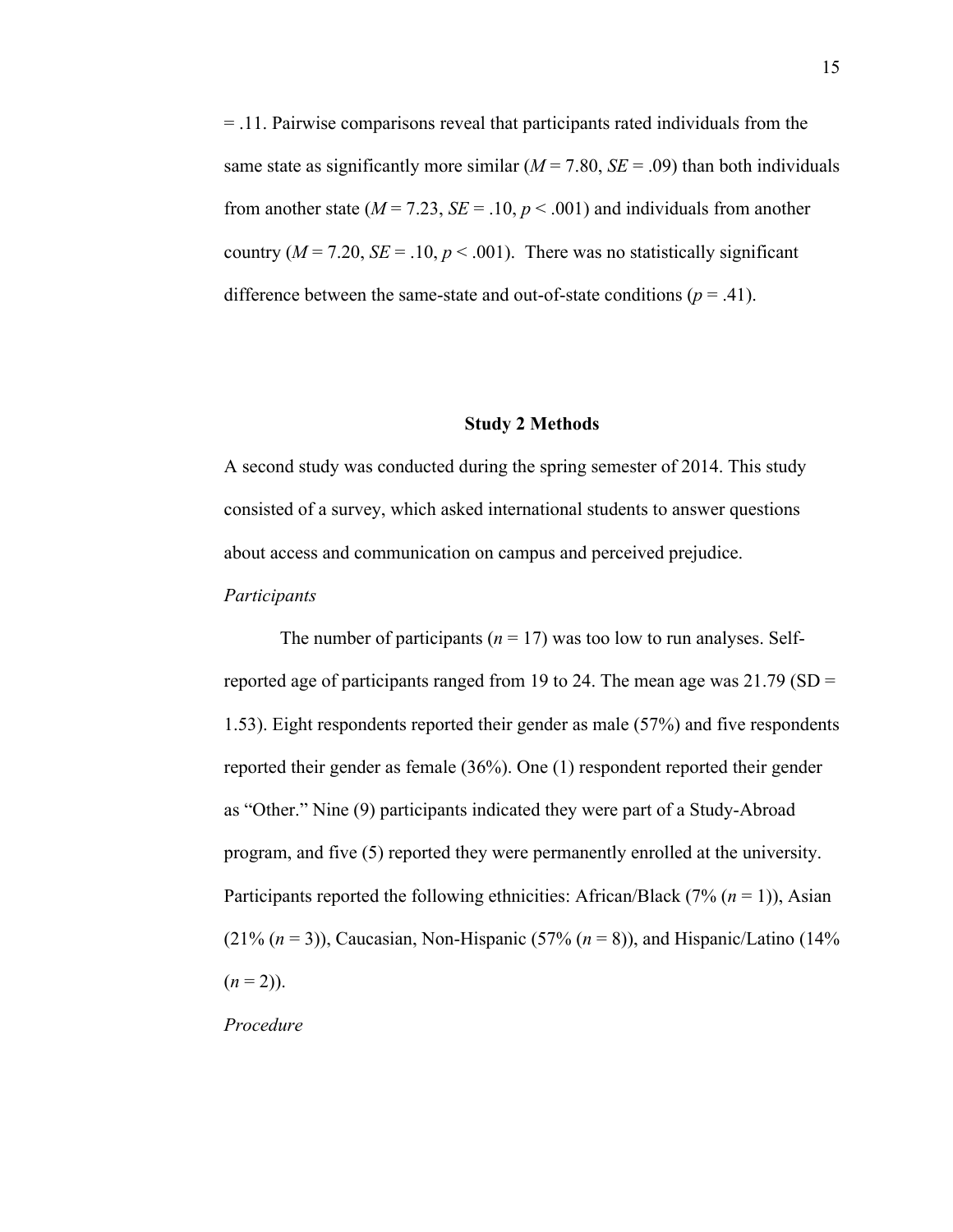= .11. Pairwise comparisons reveal that participants rated individuals from the same state as significantly more similar (*M* = 7.80, *SE* = .09) than both individuals from another state (*M* = 7.23, *SE* = .10, $p < .001$) and individuals from another country (*M* = 7.20, *SE* = .10, $p < .001$). There was no statistically significant difference between the same-state and out-of-state conditions ($p = .41$).

## Study 2 Methods

A second study was conducted during the spring semester of 2014. This study consisted of a survey, which asked international students to answer questions about access and communication on campus and perceived prejudice.

*Participants*

The number of participants ($n = 17$) was too low to run analyses. Self-reported age of participants ranged from 19 to 24. The mean age was 21.79 (SD = 1.53). Eight respondents reported their gender as male (57%) and five respondents reported their gender as female (36%). One (1) respondent reported their gender as "Other." Nine (9) participants indicated they were part of a Study-Abroad program, and five (5) reported they were permanently enrolled at the university. Participants reported the following ethnicities: African/Black (7% ($n = 1$)), Asian (21% ($n = 3$)), Caucasian, Non-Hispanic (57% ($n = 8$)), and Hispanic/Latino (14% ($n = 2$)).

*Procedure*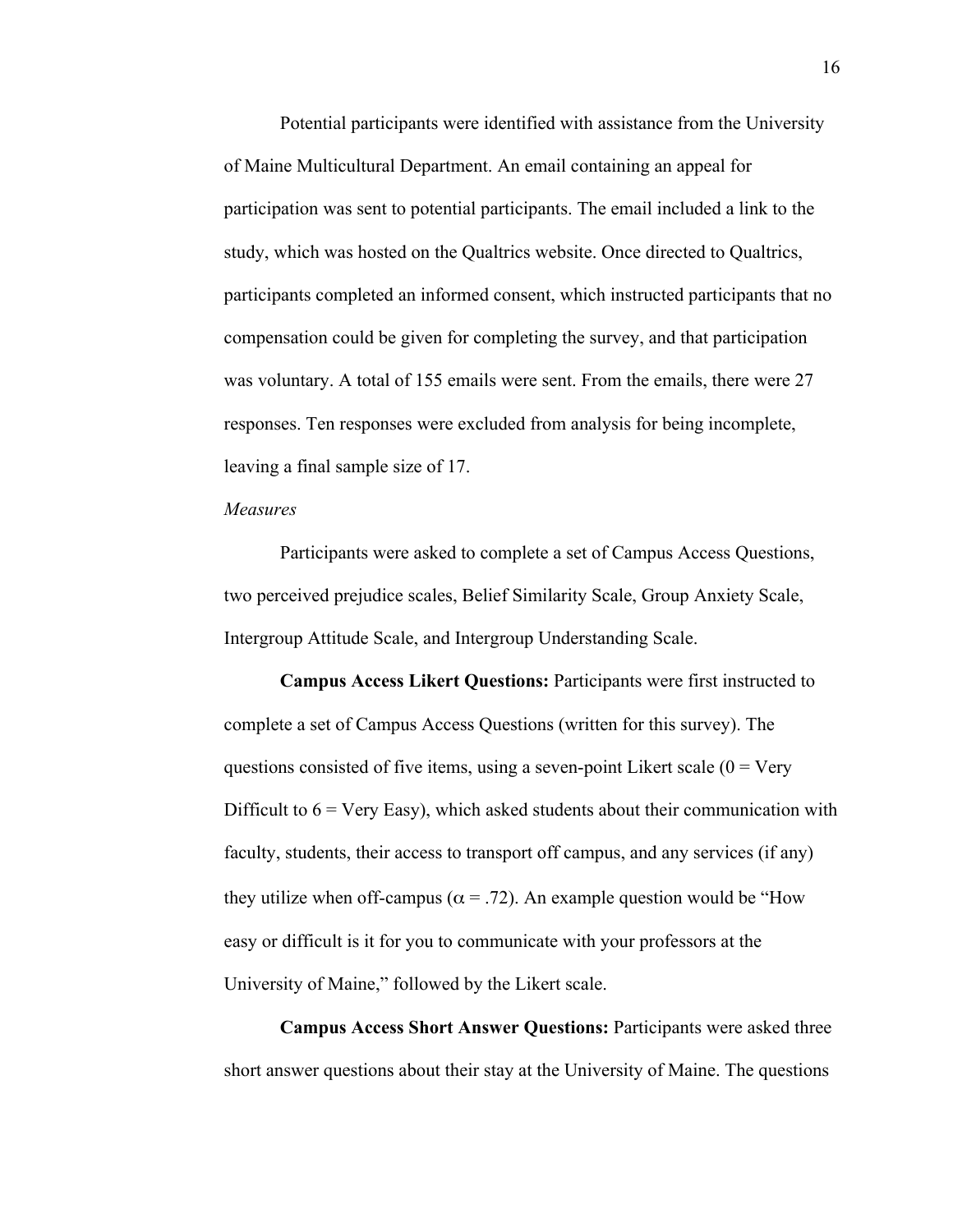Potential participants were identified with assistance from the University of Maine Multicultural Department. An email containing an appeal for participation was sent to potential participants. The email included a link to the study, which was hosted on the Qualtrics website. Once directed to Qualtrics, participants completed an informed consent, which instructed participants that no compensation could be given for completing the survey, and that participation was voluntary. A total of 155 emails were sent. From the emails, there were 27 responses. Ten responses were excluded from analysis for being incomplete, leaving a final sample size of 17.

*Measures*

Participants were asked to complete a set of Campus Access Questions, two perceived prejudice scales, Belief Similarity Scale, Group Anxiety Scale, Intergroup Attitude Scale, and Intergroup Understanding Scale.

**Campus Access Likert Questions:** Participants were first instructed to complete a set of Campus Access Questions (written for this survey). The questions consisted of five items, using a seven-point Likert scale (0 = Very Difficult to 6 = Very Easy), which asked students about their communication with faculty, students, their access to transport off campus, and any services (if any) they utilize when off-campus ($\alpha = .72$). An example question would be "How easy or difficult is it for you to communicate with your professors at the University of Maine," followed by the Likert scale.

**Campus Access Short Answer Questions:** Participants were asked three short answer questions about their stay at the University of Maine. The questions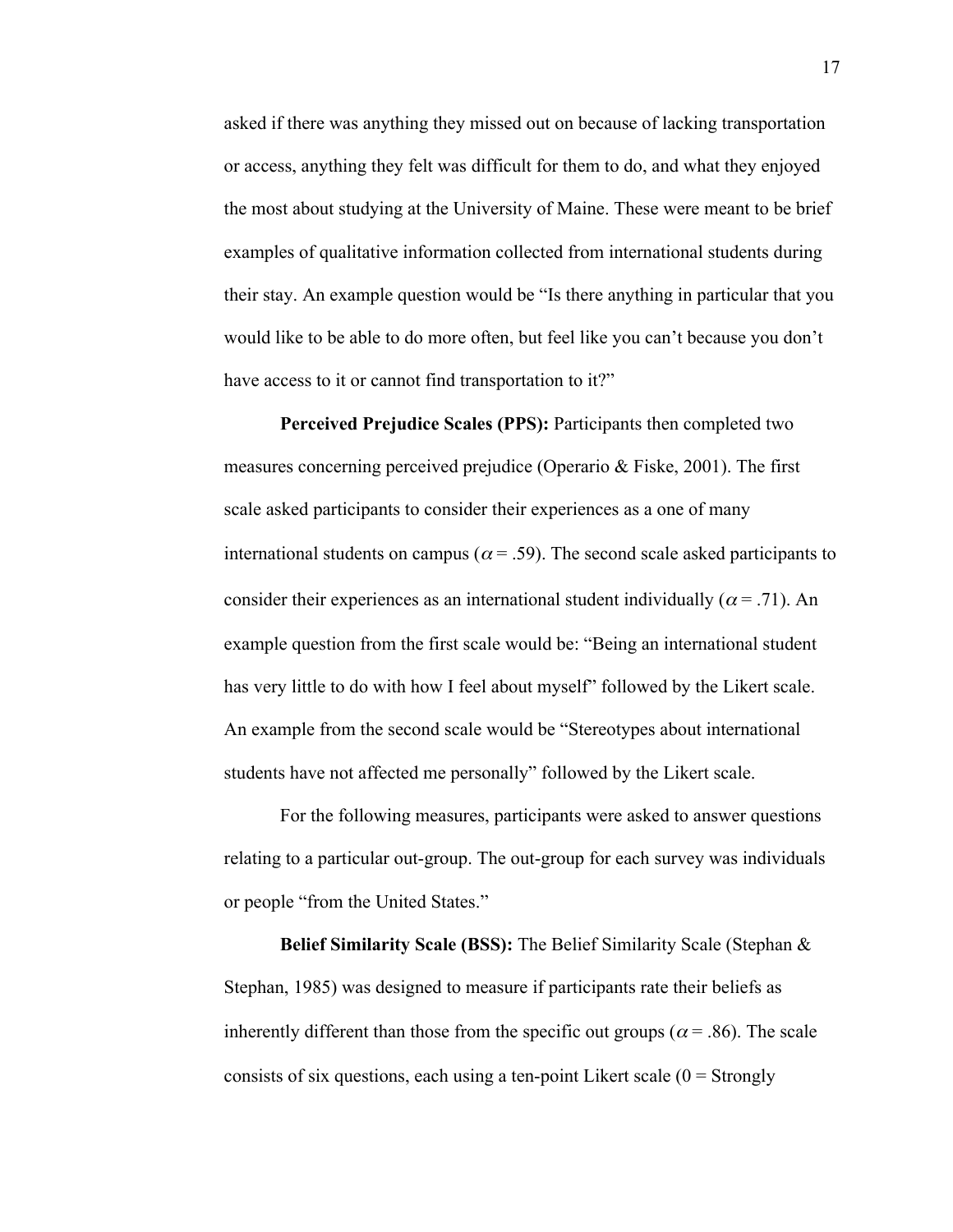asked if there was anything they missed out on because of lacking transportation or access, anything they felt was difficult for them to do, and what they enjoyed the most about studying at the University of Maine. These were meant to be brief examples of qualitative information collected from international students during their stay. An example question would be "Is there anything in particular that you would like to be able to do more often, but feel like you can't because you don't have access to it or cannot find transportation to it?"

**Perceived Prejudice Scales (PPS):** Participants then completed two measures concerning perceived prejudice (Operario & Fiske, 2001). The first scale asked participants to consider their experiences as a one of many international students on campus ($\alpha = .59$). The second scale asked participants to consider their experiences as an international student individually ($\alpha = .71$). An example question from the first scale would be: "Being an international student has very little to do with how I feel about myself" followed by the Likert scale. An example from the second scale would be "Stereotypes about international students have not affected me personally" followed by the Likert scale.

For the following measures, participants were asked to answer questions relating to a particular out-group. The out-group for each survey was individuals or people "from the United States."

**Belief Similarity Scale (BSS):** The Belief Similarity Scale (Stephan & Stephan, 1985) was designed to measure if participants rate their beliefs as inherently different than those from the specific out groups ($\alpha = .86$). The scale consists of six questions, each using a ten-point Likert scale (0 = Strongly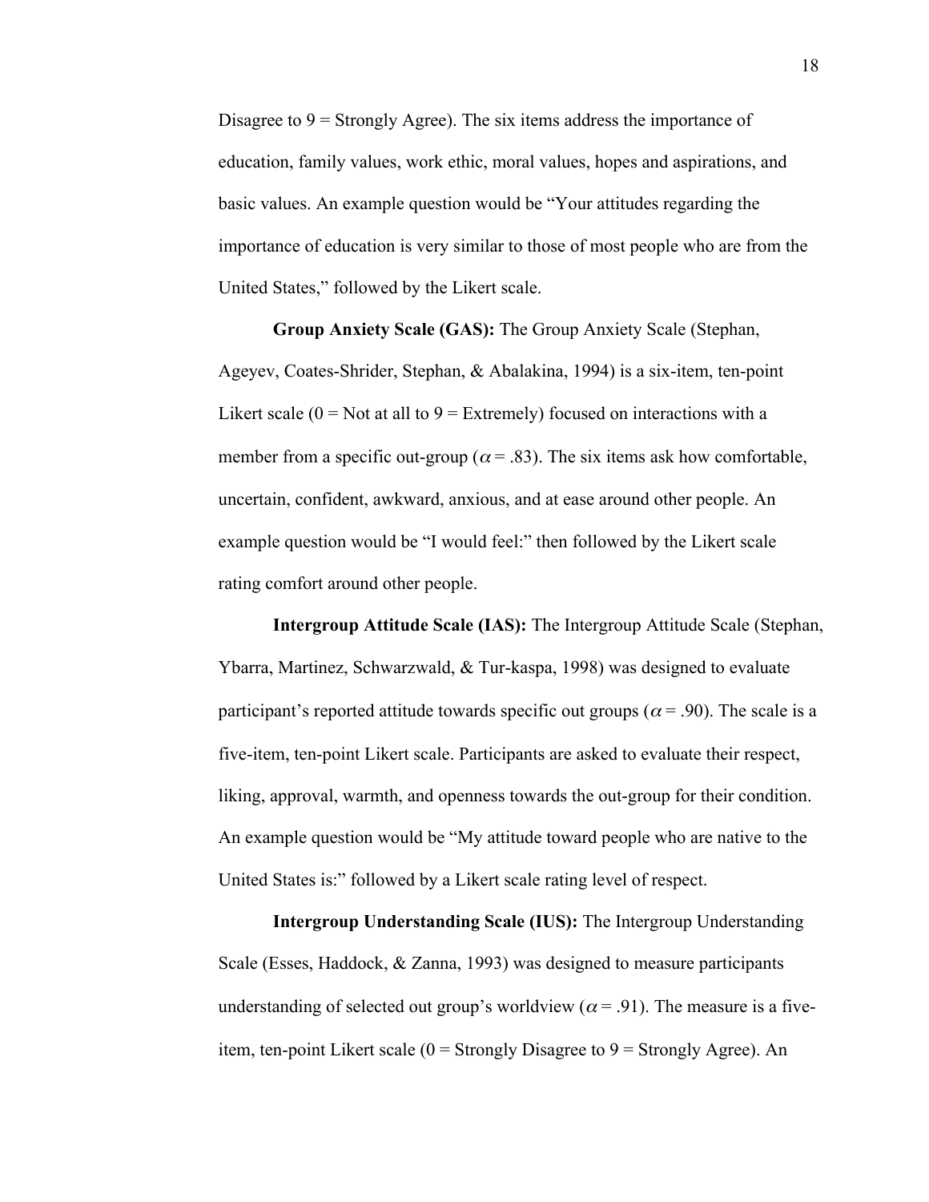Disagree to 9 = Strongly Agree). The six items address the importance of education, family values, work ethic, moral values, hopes and aspirations, and basic values. An example question would be "Your attitudes regarding the importance of education is very similar to those of most people who are from the United States," followed by the Likert scale.

**Group Anxiety Scale (GAS):** The Group Anxiety Scale (Stephan, Ageyev, Coates-Shrider, Stephan, & Abalakina, 1994) is a six-item, ten-point Likert scale (0 = Not at all to 9 = Extremely) focused on interactions with a member from a specific out-group ($\alpha = .83$). The six items ask how comfortable, uncertain, confident, awkward, anxious, and at ease around other people. An example question would be "I would feel:" then followed by the Likert scale rating comfort around other people.

**Intergroup Attitude Scale (IAS):** The Intergroup Attitude Scale (Stephan, Ybarra, Martinez, Schwarzwald, & Tur-kaspa, 1998) was designed to evaluate participant's reported attitude towards specific out groups ($\alpha = .90$). The scale is a five-item, ten-point Likert scale. Participants are asked to evaluate their respect, liking, approval, warmth, and openness towards the out-group for their condition. An example question would be "My attitude toward people who are native to the United States is:" followed by a Likert scale rating level of respect.

**Intergroup Understanding Scale (IUS):** The Intergroup Understanding Scale (Esses, Haddock, & Zanna, 1993) was designed to measure participants understanding of selected out group's worldview ($\alpha = .91$). The measure is a five-item, ten-point Likert scale (0 = Strongly Disagree to 9 = Strongly Agree). An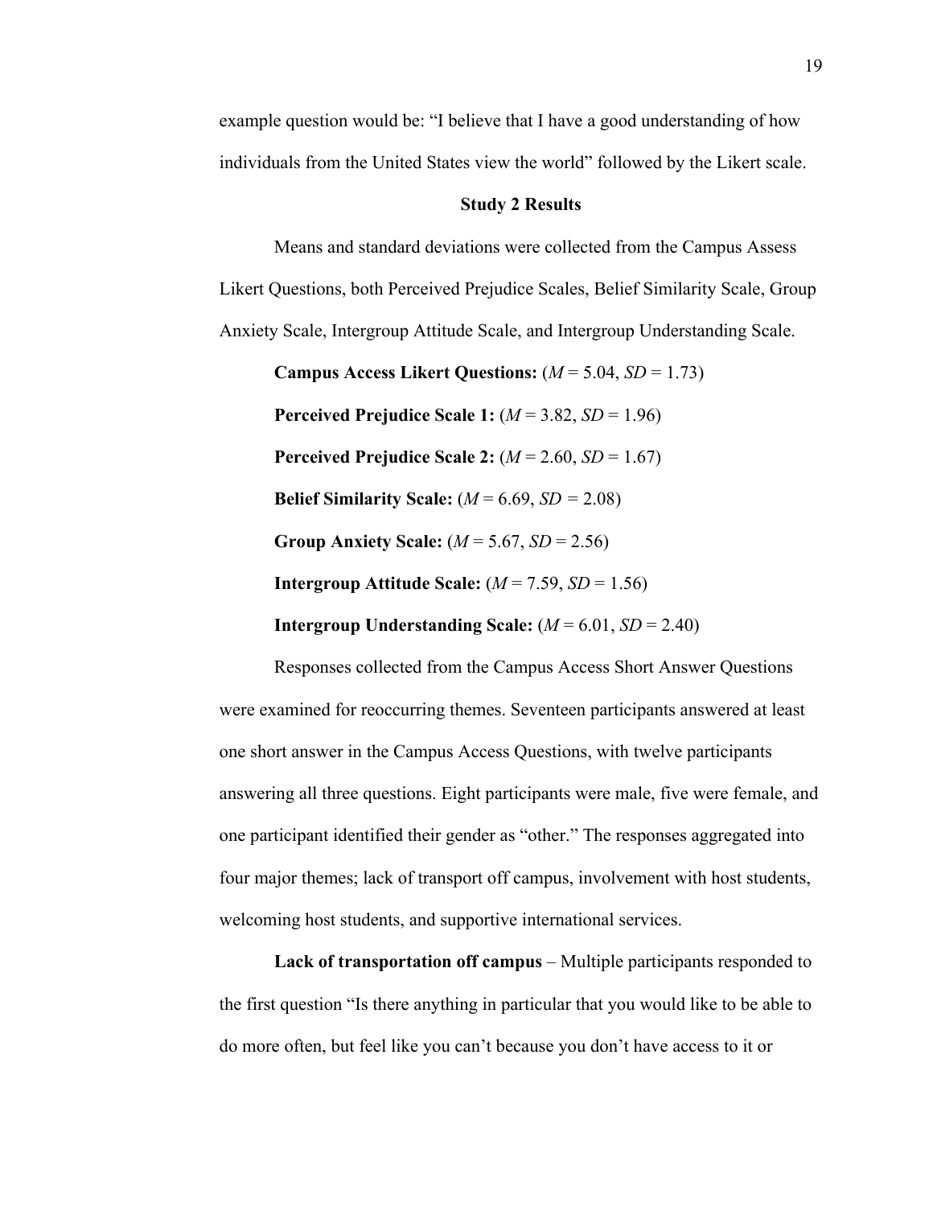example question would be: "I believe that I have a good understanding of how individuals from the United States view the world" followed by the Likert scale.

## Study 2 Results

Means and standard deviations were collected from the Campus Assess Likert Questions, both Perceived Prejudice Scales, Belief Similarity Scale, Group Anxiety Scale, Intergroup Attitude Scale, and Intergroup Understanding Scale.

**Campus Access Likert Questions:** ($M$ = 5.04, $SD$ = 1.73)

**Perceived Prejudice Scale 1:** ($M$ = 3.82, $SD$ = 1.96)

**Perceived Prejudice Scale 2:** ($M$ = 2.60, $SD$ = 1.67)

**Belief Similarity Scale:** ($M$ = 6.69, $SD$ = 2.08)

**Group Anxiety Scale:** ($M$ = 5.67, $SD$ = 2.56)

**Intergroup Attitude Scale:** ($M$ = 7.59, $SD$ = 1.56)

**Intergroup Understanding Scale:** ($M$ = 6.01, $SD$ = 2.40)

Responses collected from the Campus Access Short Answer Questions were examined for reoccurring themes. Seventeen participants answered at least one short answer in the Campus Access Questions, with twelve participants answering all three questions. Eight participants were male, five were female, and one participant identified their gender as "other." The responses aggregated into four major themes; lack of transport off campus, involvement with host students, welcoming host students, and supportive international services.

**Lack of transportation off campus** – Multiple participants responded to the first question "Is there anything in particular that you would like to be able to do more often, but feel like you can't because you don't have access to it or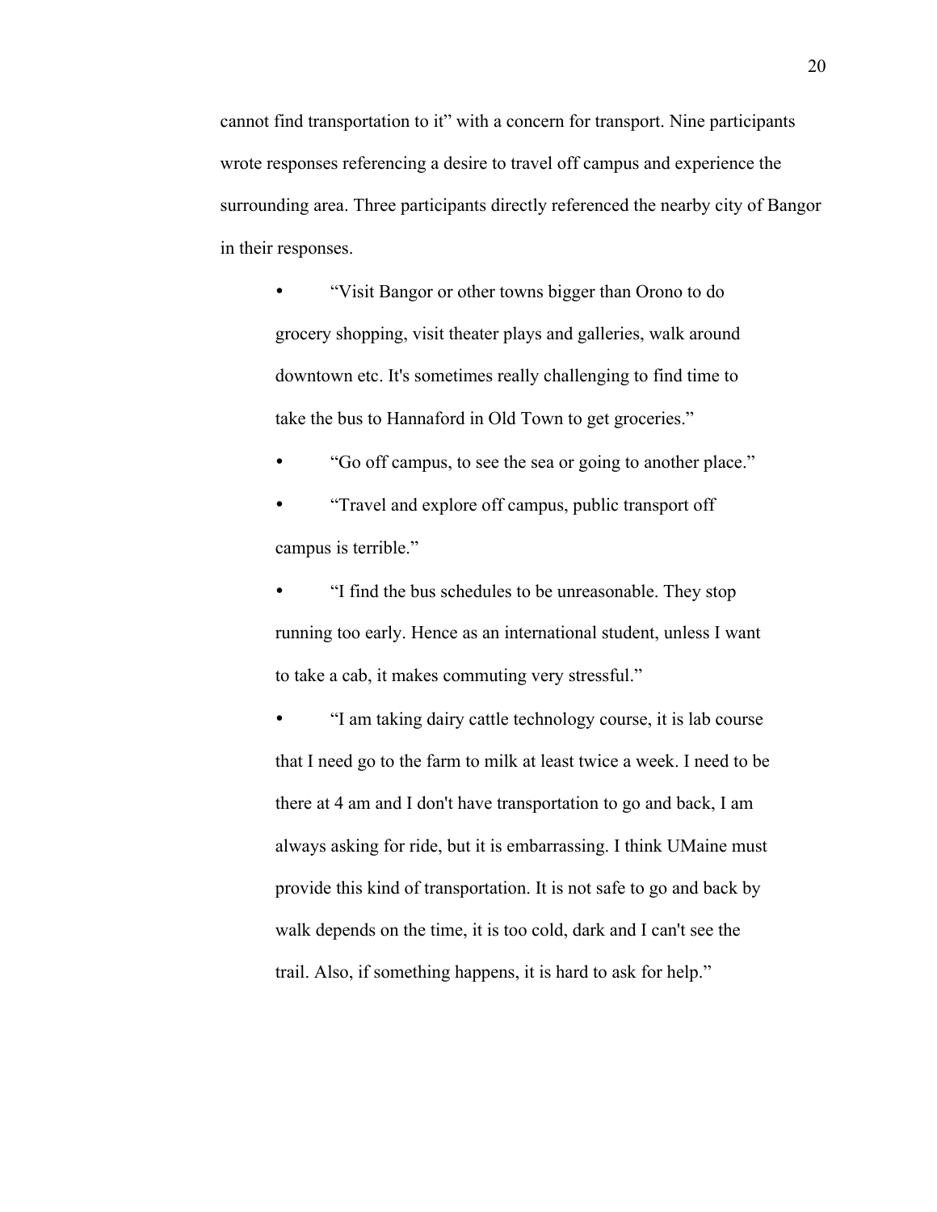cannot find transportation to it" with a concern for transport. Nine participants wrote responses referencing a desire to travel off campus and experience the surrounding area. Three participants directly referenced the nearby city of Bangor in their responses.

- "Visit Bangor or other towns bigger than Orono to do grocery shopping, visit theater plays and galleries, walk around downtown etc. It's sometimes really challenging to find time to take the bus to Hannaford in Old Town to get groceries."
- "Go off campus, to see the sea or going to another place."
- "Travel and explore off campus, public transport off campus is terrible."
- "I find the bus schedules to be unreasonable. They stop running too early. Hence as an international student, unless I want to take a cab, it makes commuting very stressful."
- "I am taking dairy cattle technology course, it is lab course that I need go to the farm to milk at least twice a week. I need to be there at 4 am and I don't have transportation to go and back, I am always asking for ride, but it is embarrassing. I think UMaine must provide this kind of transportation. It is not safe to go and back by walk depends on the time, it is too cold, dark and I can't see the trail. Also, if something happens, it is hard to ask for help."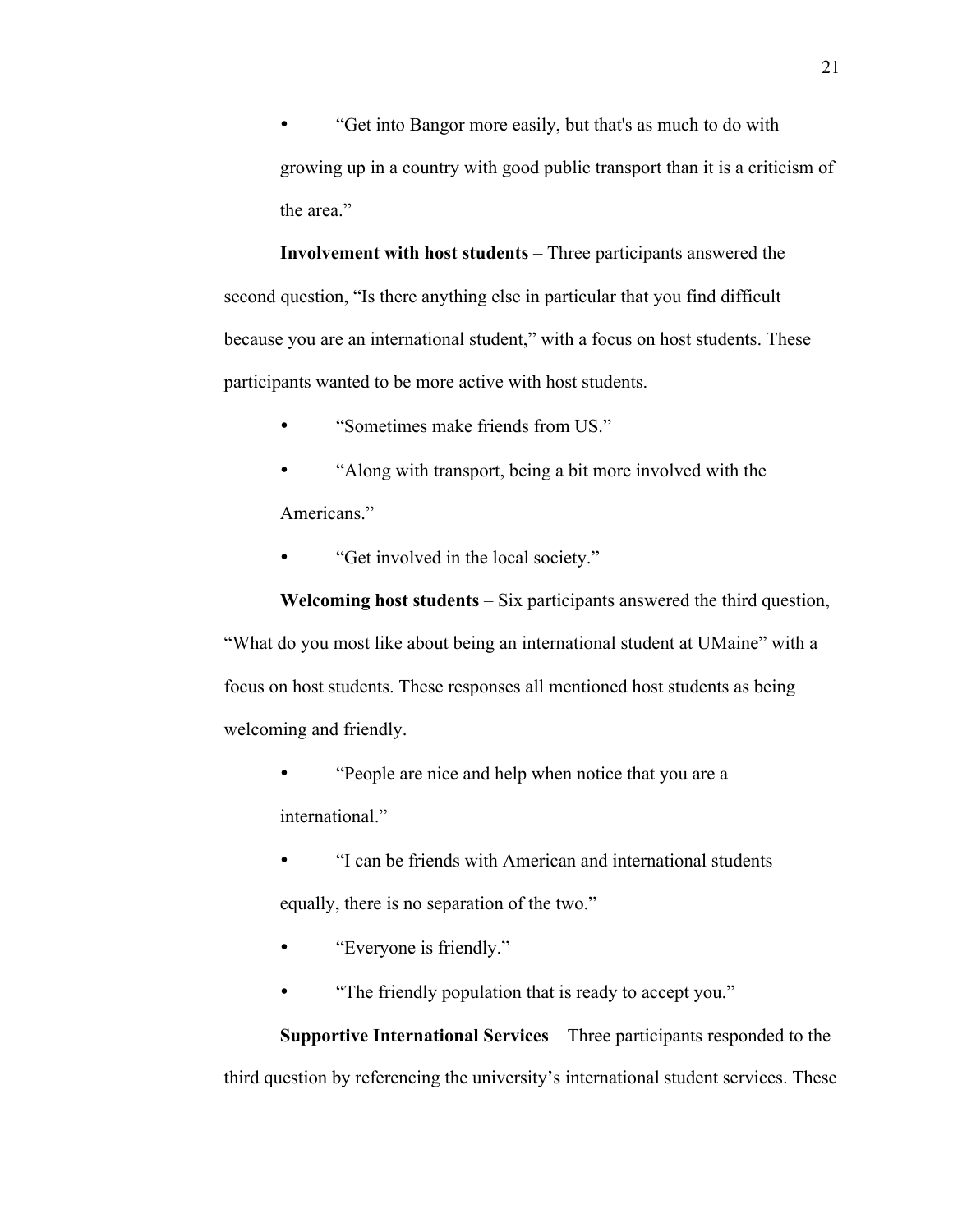- "Get into Bangor more easily, but that's as much to do with growing up in a country with good public transport than it is a criticism of the area."

**Involvement with host students** – Three participants answered the second question, "Is there anything else in particular that you find difficult because you are an international student," with a focus on host students. These participants wanted to be more active with host students.

- "Sometimes make friends from US."
- "Along with transport, being a bit more involved with the Americans."
- "Get involved in the local society."

**Welcoming host students** – Six participants answered the third question, "What do you most like about being an international student at UMaine" with a focus on host students. These responses all mentioned host students as being welcoming and friendly.

- "People are nice and help when notice that you are a international."
- "I can be friends with American and international students equally, there is no separation of the two."
- "Everyone is friendly."
- "The friendly population that is ready to accept you."

**Supportive International Services** – Three participants responded to the third question by referencing the university's international student services. These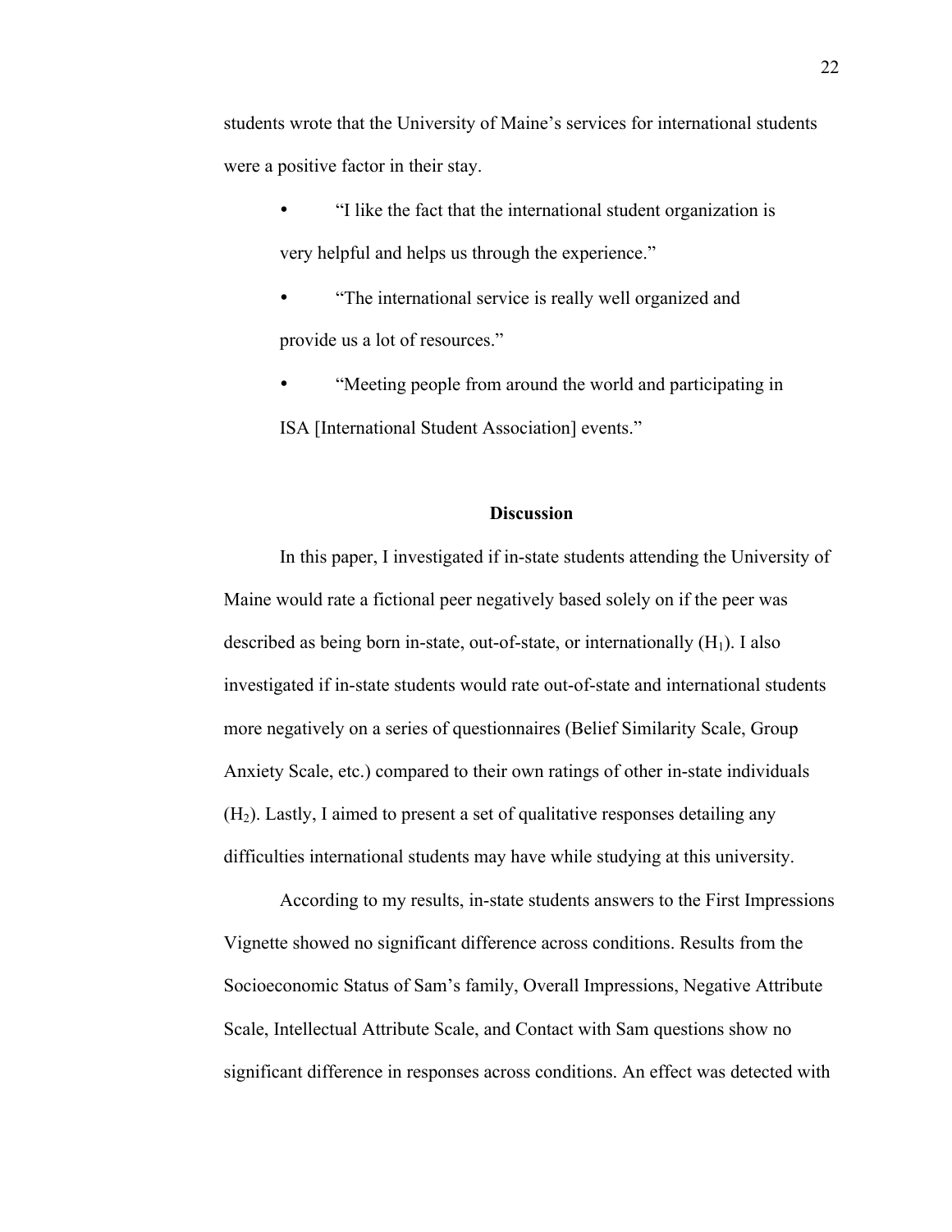students wrote that the University of Maine's services for international students were a positive factor in their stay.

- "I like the fact that the international student organization is very helpful and helps us through the experience."
- "The international service is really well organized and provide us a lot of resources."
- "Meeting people from around the world and participating in ISA [International Student Association] events."

## Discussion

In this paper, I investigated if in-state students attending the University of Maine would rate a fictional peer negatively based solely on if the peer was described as being born in-state, out-of-state, or internationally ($H_1$). I also investigated if in-state students would rate out-of-state and international students more negatively on a series of questionnaires (Belief Similarity Scale, Group Anxiety Scale, etc.) compared to their own ratings of other in-state individuals ($H_2$). Lastly, I aimed to present a set of qualitative responses detailing any difficulties international students may have while studying at this university.

According to my results, in-state students answers to the First Impressions Vignette showed no significant difference across conditions. Results from the Socioeconomic Status of Sam's family, Overall Impressions, Negative Attribute Scale, Intellectual Attribute Scale, and Contact with Sam questions show no significant difference in responses across conditions. An effect was detected with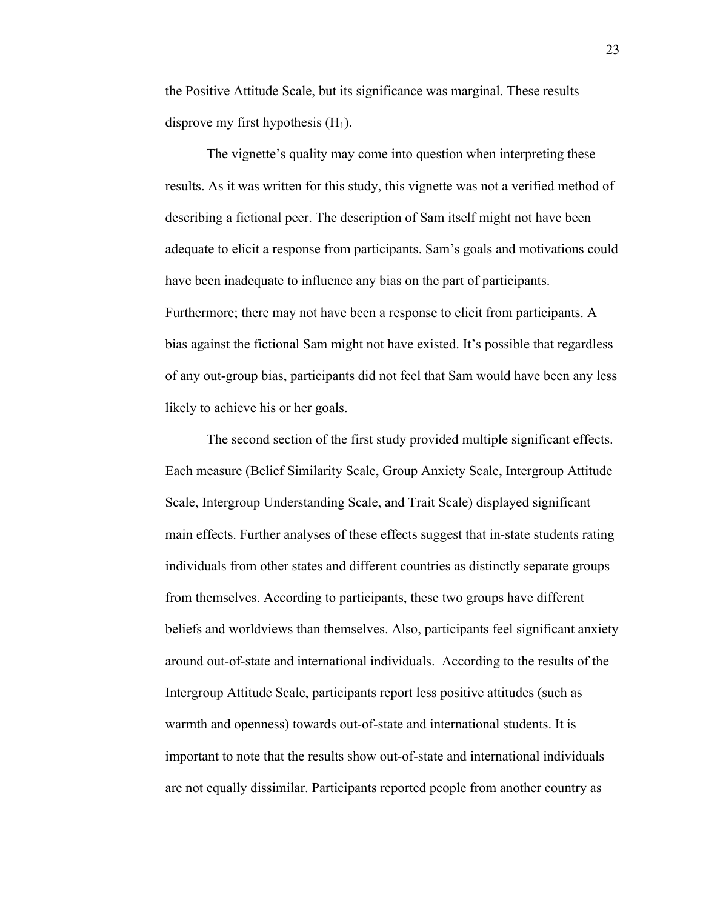the Positive Attitude Scale, but its significance was marginal. These results disprove my first hypothesis ($H_1$).

The vignette's quality may come into question when interpreting these results. As it was written for this study, this vignette was not a verified method of describing a fictional peer. The description of Sam itself might not have been adequate to elicit a response from participants. Sam's goals and motivations could have been inadequate to influence any bias on the part of participants. Furthermore; there may not have been a response to elicit from participants. A bias against the fictional Sam might not have existed. It's possible that regardless of any out-group bias, participants did not feel that Sam would have been any less likely to achieve his or her goals.

The second section of the first study provided multiple significant effects. Each measure (Belief Similarity Scale, Group Anxiety Scale, Intergroup Attitude Scale, Intergroup Understanding Scale, and Trait Scale) displayed significant main effects. Further analyses of these effects suggest that in-state students rating individuals from other states and different countries as distinctly separate groups from themselves. According to participants, these two groups have different beliefs and worldviews than themselves. Also, participants feel significant anxiety around out-of-state and international individuals. According to the results of the Intergroup Attitude Scale, participants report less positive attitudes (such as warmth and openness) towards out-of-state and international students. It is important to note that the results show out-of-state and international individuals are not equally dissimilar. Participants reported people from another country as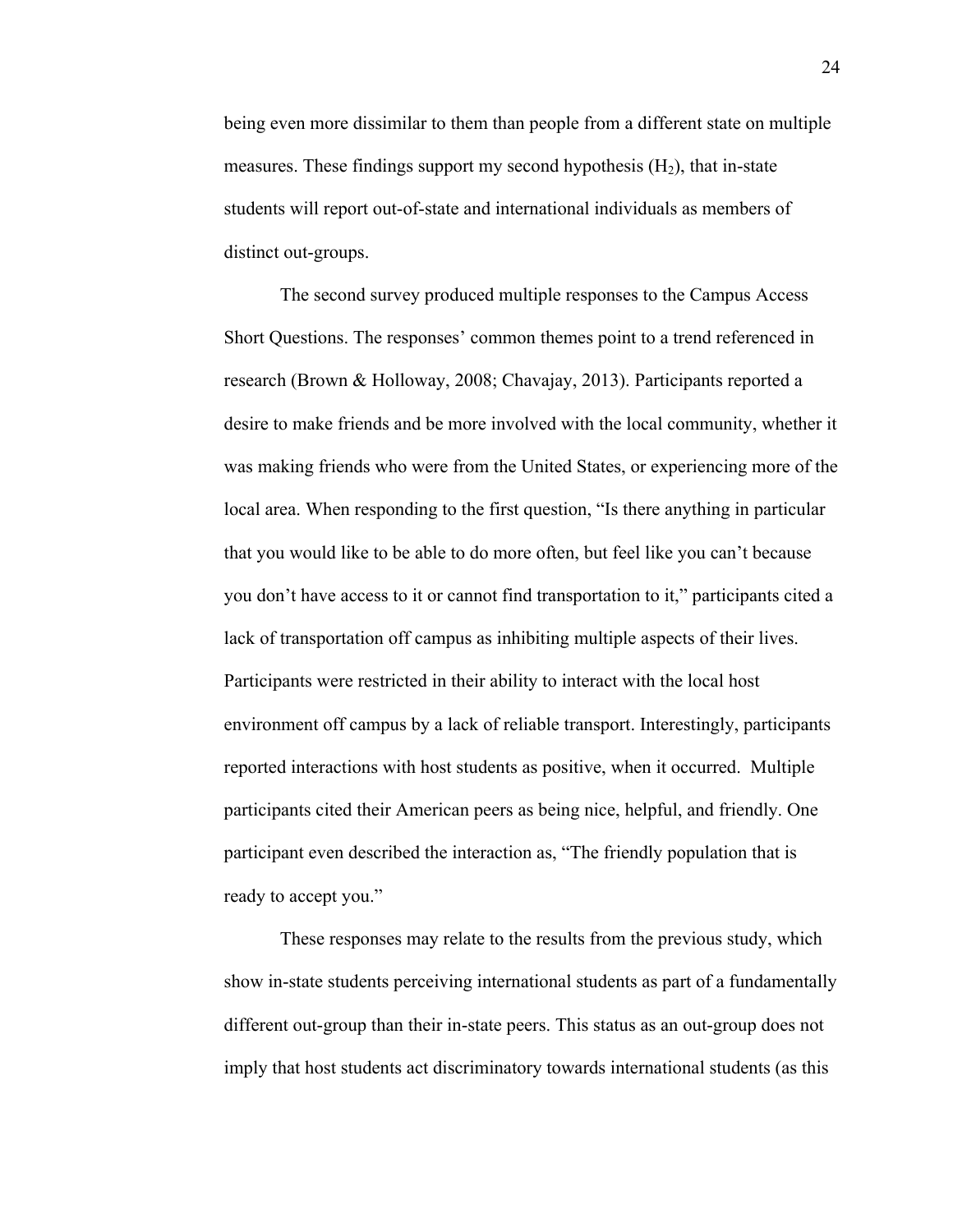being even more dissimilar to them than people from a different state on multiple measures. These findings support my second hypothesis ($H_2$), that in-state students will report out-of-state and international individuals as members of distinct out-groups.

The second survey produced multiple responses to the Campus Access Short Questions. The responses' common themes point to a trend referenced in research (Brown & Holloway, 2008; Chavajay, 2013). Participants reported a desire to make friends and be more involved with the local community, whether it was making friends who were from the United States, or experiencing more of the local area. When responding to the first question, "Is there anything in particular that you would like to be able to do more often, but feel like you can't because you don't have access to it or cannot find transportation to it," participants cited a lack of transportation off campus as inhibiting multiple aspects of their lives. Participants were restricted in their ability to interact with the local host environment off campus by a lack of reliable transport. Interestingly, participants reported interactions with host students as positive, when it occurred. Multiple participants cited their American peers as being nice, helpful, and friendly. One participant even described the interaction as, "The friendly population that is ready to accept you."

These responses may relate to the results from the previous study, which show in-state students perceiving international students as part of a fundamentally different out-group than their in-state peers. This status as an out-group does not imply that host students act discriminatory towards international students (as this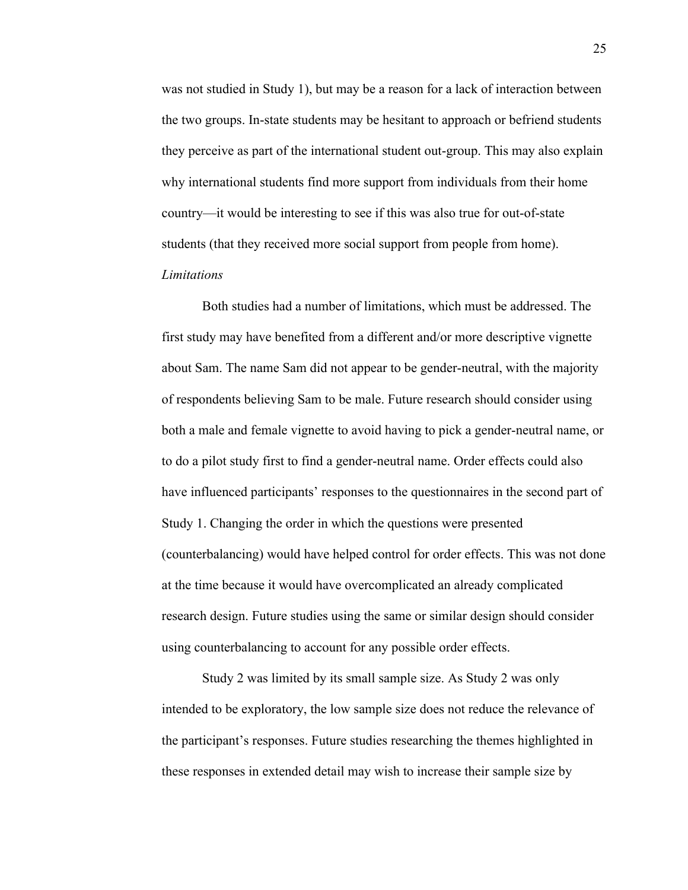was not studied in Study 1), but may be a reason for a lack of interaction between the two groups. In-state students may be hesitant to approach or befriend students they perceive as part of the international student out-group. This may also explain why international students find more support from individuals from their home country—it would be interesting to see if this was also true for out-of-state students (that they received more social support from people from home).

*Limitations*

Both studies had a number of limitations, which must be addressed. The first study may have benefited from a different and/or more descriptive vignette about Sam. The name Sam did not appear to be gender-neutral, with the majority of respondents believing Sam to be male. Future research should consider using both a male and female vignette to avoid having to pick a gender-neutral name, or to do a pilot study first to find a gender-neutral name. Order effects could also have influenced participants' responses to the questionnaires in the second part of Study 1. Changing the order in which the questions were presented (counterbalancing) would have helped control for order effects. This was not done at the time because it would have overcomplicated an already complicated research design. Future studies using the same or similar design should consider using counterbalancing to account for any possible order effects.

Study 2 was limited by its small sample size. As Study 2 was only intended to be exploratory, the low sample size does not reduce the relevance of the participant's responses. Future studies researching the themes highlighted in these responses in extended detail may wish to increase their sample size by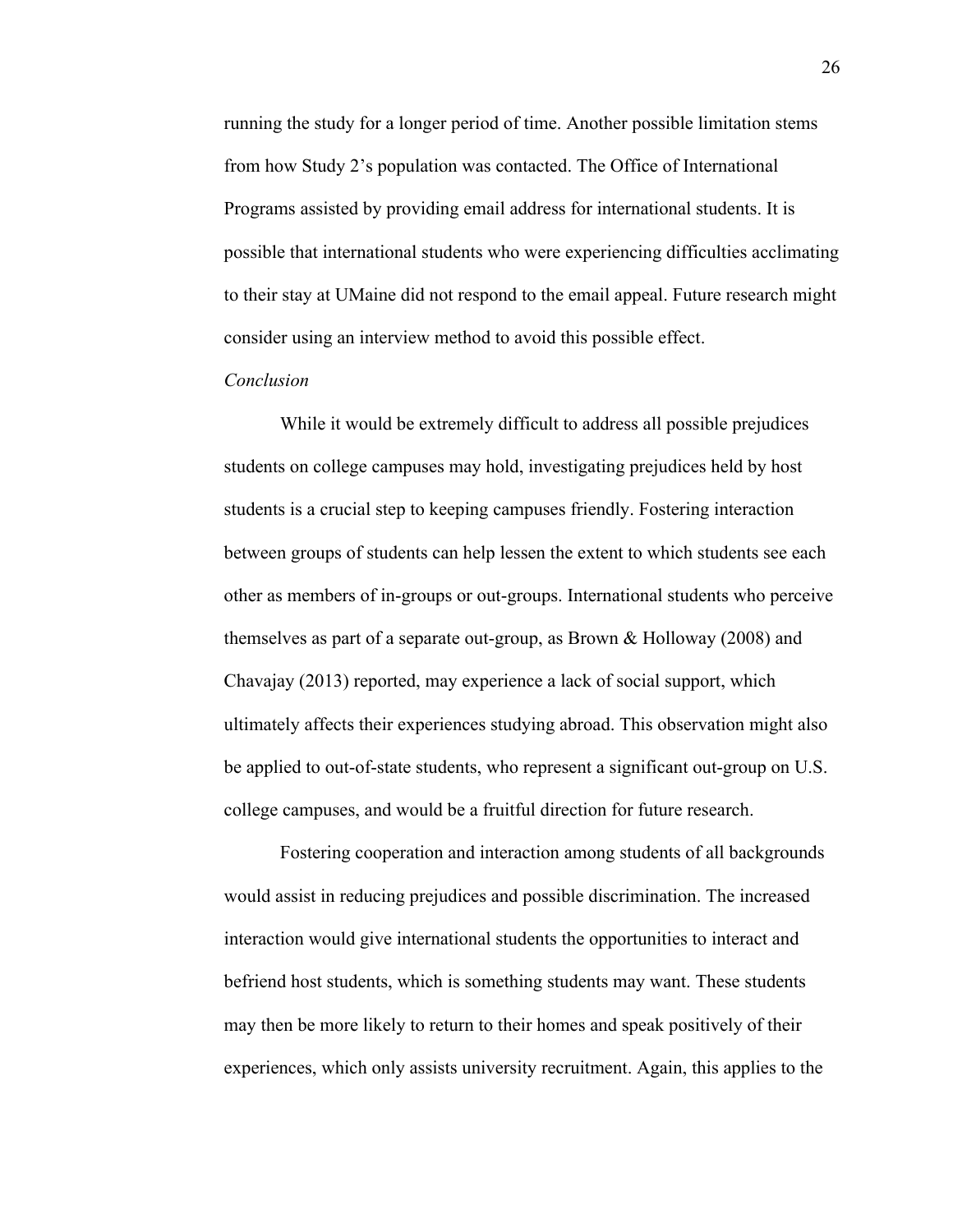running the study for a longer period of time. Another possible limitation stems from how Study 2's population was contacted. The Office of International Programs assisted by providing email address for international students. It is possible that international students who were experiencing difficulties acclimating to their stay at UMaine did not respond to the email appeal. Future research might consider using an interview method to avoid this possible effect.

*Conclusion*

While it would be extremely difficult to address all possible prejudices students on college campuses may hold, investigating prejudices held by host students is a crucial step to keeping campuses friendly. Fostering interaction between groups of students can help lessen the extent to which students see each other as members of in-groups or out-groups. International students who perceive themselves as part of a separate out-group, as Brown & Holloway (2008) and Chavajay (2013) reported, may experience a lack of social support, which ultimately affects their experiences studying abroad. This observation might also be applied to out-of-state students, who represent a significant out-group on U.S. college campuses, and would be a fruitful direction for future research.

Fostering cooperation and interaction among students of all backgrounds would assist in reducing prejudices and possible discrimination. The increased interaction would give international students the opportunities to interact and befriend host students, which is something students may want. These students may then be more likely to return to their homes and speak positively of their experiences, which only assists university recruitment. Again, this applies to the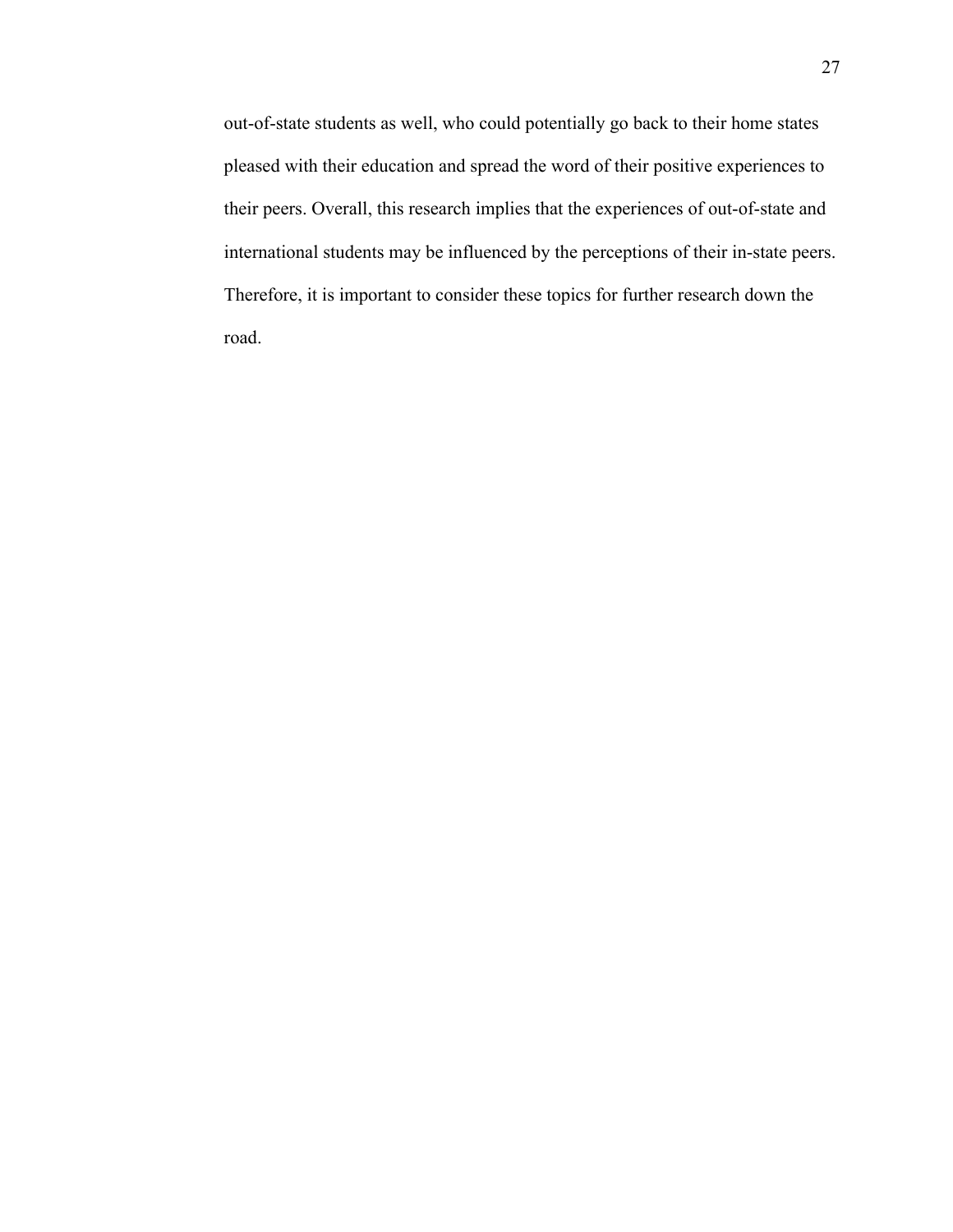out-of-state students as well, who could potentially go back to their home states pleased with their education and spread the word of their positive experiences to their peers. Overall, this research implies that the experiences of out-of-state and international students may be influenced by the perceptions of their in-state peers. Therefore, it is important to consider these topics for further research down the road.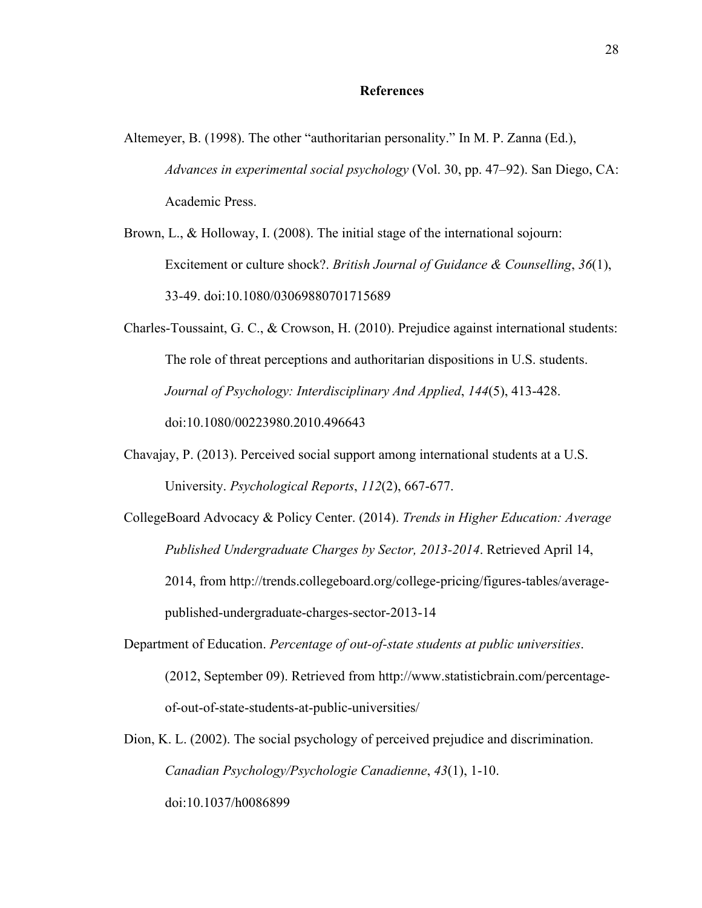# References

Altemeyer, B. (1998). The other "authoritarian personality." In M. P. Zanna (Ed.), *Advances in experimental social psychology* (Vol. 30, pp. 47–92). San Diego, CA: Academic Press.

Brown, L., & Holloway, I. (2008). The initial stage of the international sojourn: Excitement or culture shock?. *British Journal of Guidance & Counselling*, *36*(1), 33-49. doi:10.1080/03069880701715689

Charles-Toussaint, G. C., & Crowson, H. (2010). Prejudice against international students: The role of threat perceptions and authoritarian dispositions in U.S. students. *Journal of Psychology: Interdisciplinary And Applied*, *144*(5), 413-428. doi:10.1080/00223980.2010.496643

Chavajay, P. (2013). Perceived social support among international students at a U.S. University. *Psychological Reports*, *112*(2), 667-677.

CollegeBoard Advocacy & Policy Center. (2014). *Trends in Higher Education: Average Published Undergraduate Charges by Sector, 2013-2014*. Retrieved April 14, 2014, from http://trends.collegeboard.org/college-pricing/figures-tables/average-published-undergraduate-charges-sector-2013-14

Department of Education. *Percentage of out-of-state students at public universities*. (2012, September 09). Retrieved from http://www.statisticbrain.com/percentage-of-out-of-state-students-at-public-universities/

Dion, K. L. (2002). The social psychology of perceived prejudice and discrimination. *Canadian Psychology/Psychologie Canadienne*, *43*(1), 1-10. doi:10.1037/h0086899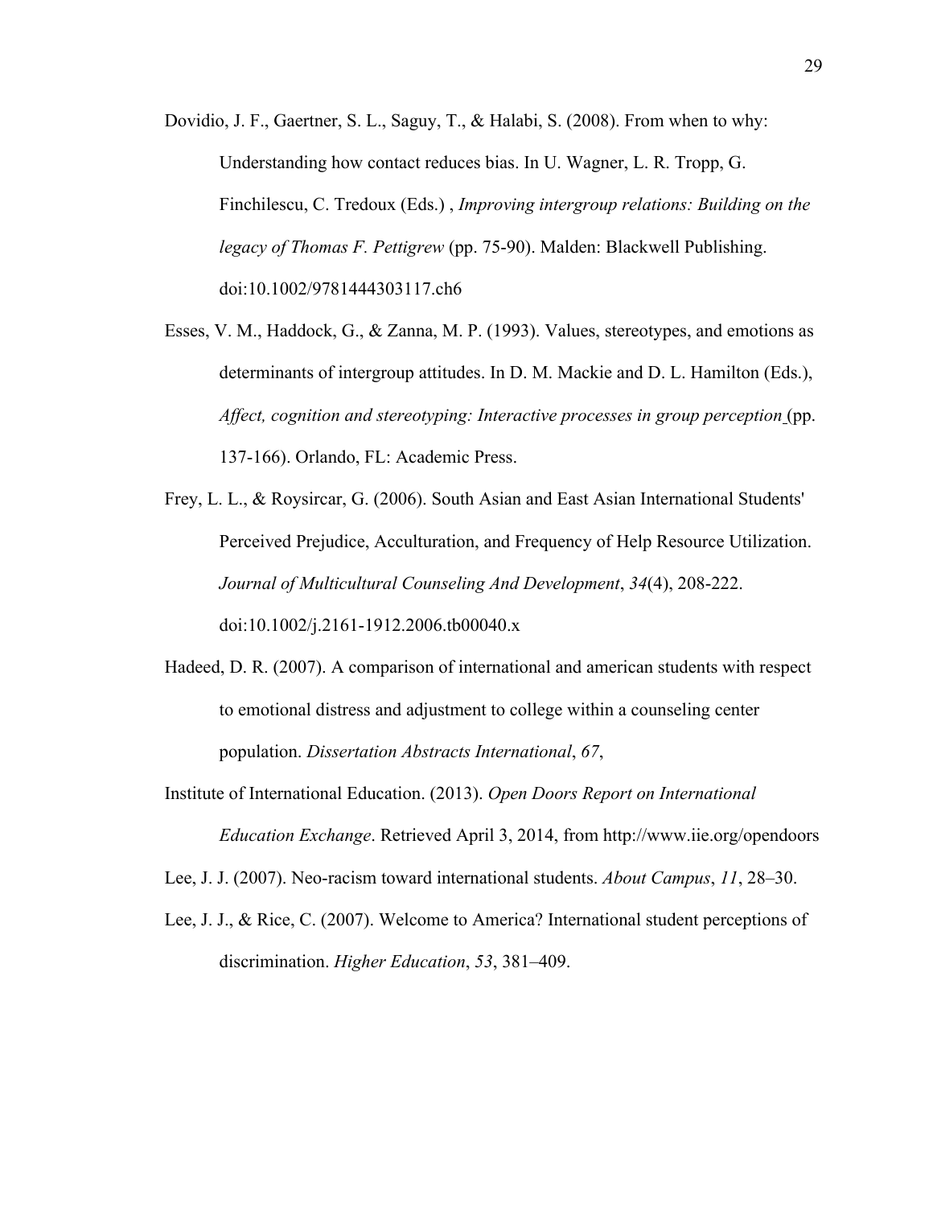Dovidio, J. F., Gaertner, S. L., Saguy, T., & Halabi, S. (2008). From when to why: Understanding how contact reduces bias. In U. Wagner, L. R. Tropp, G. Finchilescu, C. Tredoux (Eds.) , *Improving intergroup relations: Building on the legacy of Thomas F. Pettigrew* (pp. 75-90). Malden: Blackwell Publishing. doi:10.1002/9781444303117.ch6

Esses, V. M., Haddock, G., & Zanna, M. P. (1993). Values, stereotypes, and emotions as determinants of intergroup attitudes. In D. M. Mackie and D. L. Hamilton (Eds.), *Affect, cognition and stereotyping: Interactive processes in group perception* (pp. 137-166). Orlando, FL: Academic Press.

Frey, L. L., & Roysircar, G. (2006). South Asian and East Asian International Students' Perceived Prejudice, Acculturation, and Frequency of Help Resource Utilization. *Journal of Multicultural Counseling And Development*, *34*(4), 208-222. doi:10.1002/j.2161-1912.2006.tb00040.x

Hadeed, D. R. (2007). A comparison of international and american students with respect to emotional distress and adjustment to college within a counseling center population. *Dissertation Abstracts International*, *67*,

Institute of International Education. (2013). *Open Doors Report on International Education Exchange*. Retrieved April 3, 2014, from http://www.iie.org/opendoors

Lee, J. J. (2007). Neo-racism toward international students. *About Campus*, *11*, 28–30.

Lee, J. J., & Rice, C. (2007). Welcome to America? International student perceptions of discrimination. *Higher Education*, *53*, 381–409.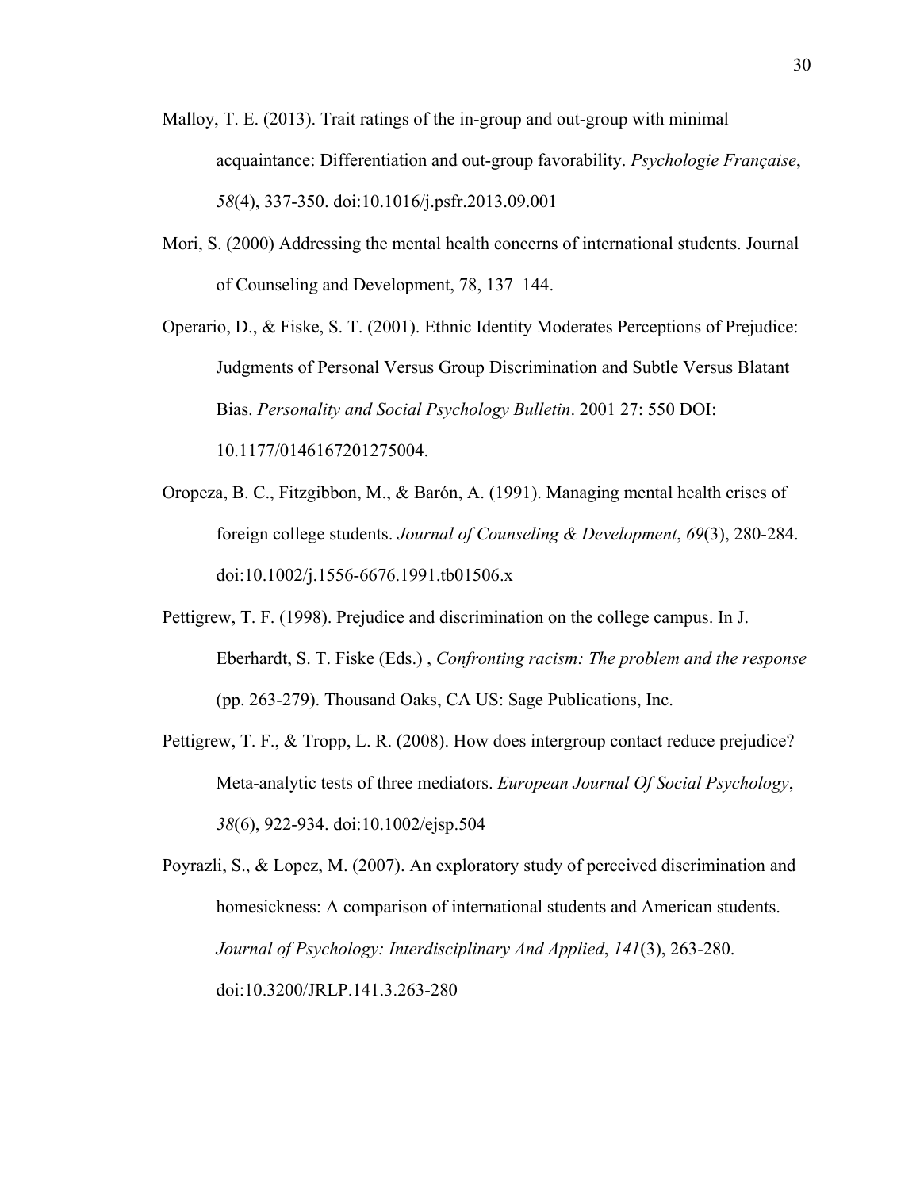Malloy, T. E. (2013). Trait ratings of the in-group and out-group with minimal acquaintance: Differentiation and out-group favorability. *Psychologie Française*, *58*(4), 337-350. doi:10.1016/j.psfr.2013.09.001

Mori, S. (2000) Addressing the mental health concerns of international students. Journal of Counseling and Development, 78, 137–144.

Operario, D., & Fiske, S. T. (2001). Ethnic Identity Moderates Perceptions of Prejudice: Judgments of Personal Versus Group Discrimination and Subtle Versus Blatant Bias. *Personality and Social Psychology Bulletin*. 2001 27: 550 DOI: 10.1177/0146167201275004.

Oropeza, B. C., Fitzgibbon, M., & Barón, A. (1991). Managing mental health crises of foreign college students. *Journal of Counseling & Development*, *69*(3), 280-284. doi:10.1002/j.1556-6676.1991.tb01506.x

Pettigrew, T. F. (1998). Prejudice and discrimination on the college campus. In J. Eberhardt, S. T. Fiske (Eds.) , *Confronting racism: The problem and the response* (pp. 263-279). Thousand Oaks, CA US: Sage Publications, Inc.

Pettigrew, T. F., & Tropp, L. R. (2008). How does intergroup contact reduce prejudice? Meta-analytic tests of three mediators. *European Journal Of Social Psychology*, *38*(6), 922-934. doi:10.1002/ejsp.504

Poyrazli, S., & Lopez, M. (2007). An exploratory study of perceived discrimination and homesickness: A comparison of international students and American students. *Journal of Psychology: Interdisciplinary And Applied*, *141*(3), 263-280. doi:10.3200/JRLP.141.3.263-280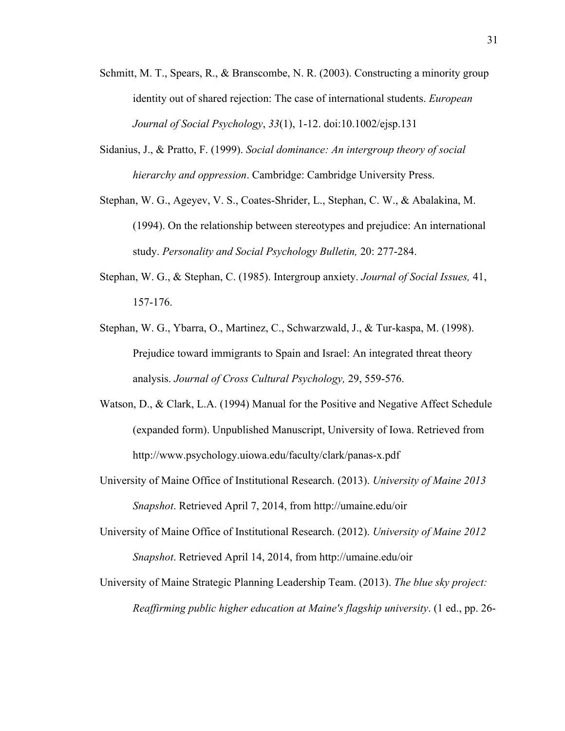Schmitt, M. T., Spears, R., & Branscombe, N. R. (2003). Constructing a minority group identity out of shared rejection: The case of international students. *European Journal of Social Psychology*, *33*(1), 1-12. doi:10.1002/ejsp.131

Sidanius, J., & Pratto, F. (1999). *Social dominance: An intergroup theory of social hierarchy and oppression*. Cambridge: Cambridge University Press.

Stephan, W. G., Ageyev, V. S., Coates-Shrider, L., Stephan, C. W., & Abalakina, M. (1994). On the relationship between stereotypes and prejudice: An international study. *Personality and Social Psychology Bulletin,* 20: 277-284.

Stephan, W. G., & Stephan, C. (1985). Intergroup anxiety. *Journal of Social Issues,* 41, 157-176.

Stephan, W. G., Ybarra, O., Martinez, C., Schwarzwald, J., & Tur-kaspa, M. (1998). Prejudice toward immigrants to Spain and Israel: An integrated threat theory analysis. *Journal of Cross Cultural Psychology,* 29, 559-576.

Watson, D., & Clark, L.A. (1994) Manual for the Positive and Negative Affect Schedule (expanded form). Unpublished Manuscript, University of Iowa. Retrieved from http://www.psychology.uiowa.edu/faculty/clark/panas-x.pdf

University of Maine Office of Institutional Research. (2013). *University of Maine 2013 Snapshot*. Retrieved April 7, 2014, from http://umaine.edu/oir

University of Maine Office of Institutional Research. (2012). *University of Maine 2012 Snapshot*. Retrieved April 14, 2014, from http://umaine.edu/oir

University of Maine Strategic Planning Leadership Team. (2013). *The blue sky project: Reaffirming public higher education at Maine's flagship university*. (1 ed., pp. 26-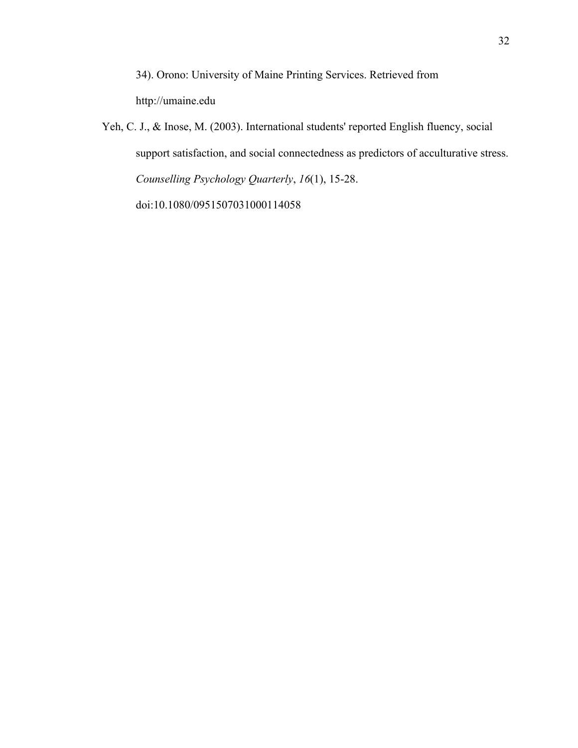34). Orono: University of Maine Printing Services. Retrieved from http://umaine.edu

Yeh, C. J., & Inose, M. (2003). International students' reported English fluency, social support satisfaction, and social connectedness as predictors of acculturative stress. *Counselling Psychology Quarterly*, *16*(1), 15-28. doi:10.1080/0951507031000114058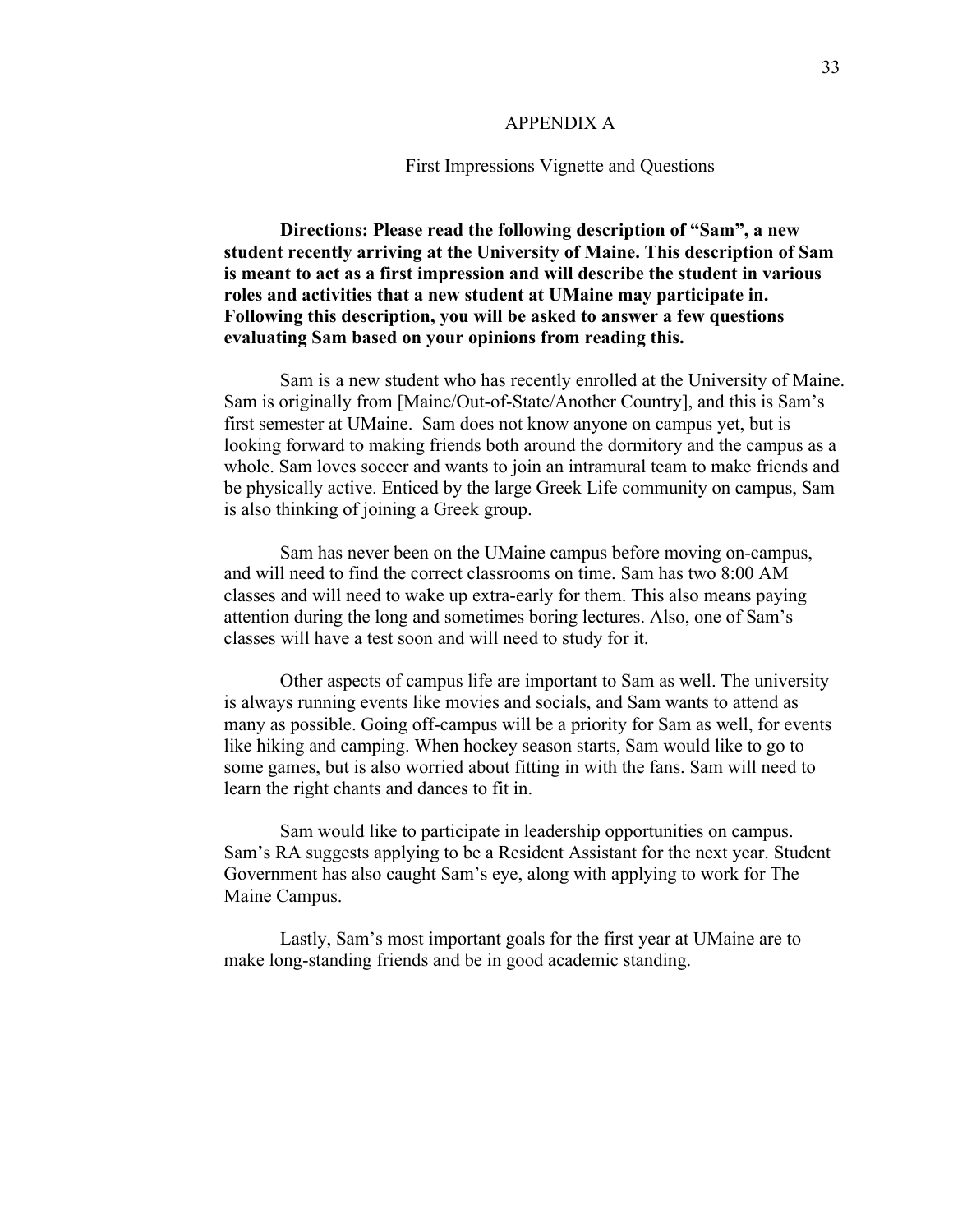# APPENDIX A

## First Impressions Vignette and Questions

**Directions: Please read the following description of "Sam", a new student recently arriving at the University of Maine. This description of Sam is meant to act as a first impression and will describe the student in various roles and activities that a new student at UMaine may participate in. Following this description, you will be asked to answer a few questions evaluating Sam based on your opinions from reading this.**

Sam is a new student who has recently enrolled at the University of Maine. Sam is originally from [Maine/Out-of-State/Another Country], and this is Sam's first semester at UMaine. Sam does not know anyone on campus yet, but is looking forward to making friends both around the dormitory and the campus as a whole. Sam loves soccer and wants to join an intramural team to make friends and be physically active. Enticed by the large Greek Life community on campus, Sam is also thinking of joining a Greek group.

Sam has never been on the UMaine campus before moving on-campus, and will need to find the correct classrooms on time. Sam has two 8:00 AM classes and will need to wake up extra-early for them. This also means paying attention during the long and sometimes boring lectures. Also, one of Sam's classes will have a test soon and will need to study for it.

Other aspects of campus life are important to Sam as well. The university is always running events like movies and socials, and Sam wants to attend as many as possible. Going off-campus will be a priority for Sam as well, for events like hiking and camping. When hockey season starts, Sam would like to go to some games, but is also worried about fitting in with the fans. Sam will need to learn the right chants and dances to fit in.

Sam would like to participate in leadership opportunities on campus. Sam's RA suggests applying to be a Resident Assistant for the next year. Student Government has also caught Sam's eye, along with applying to work for The Maine Campus.

Lastly, Sam's most important goals for the first year at UMaine are to make long-standing friends and be in good academic standing.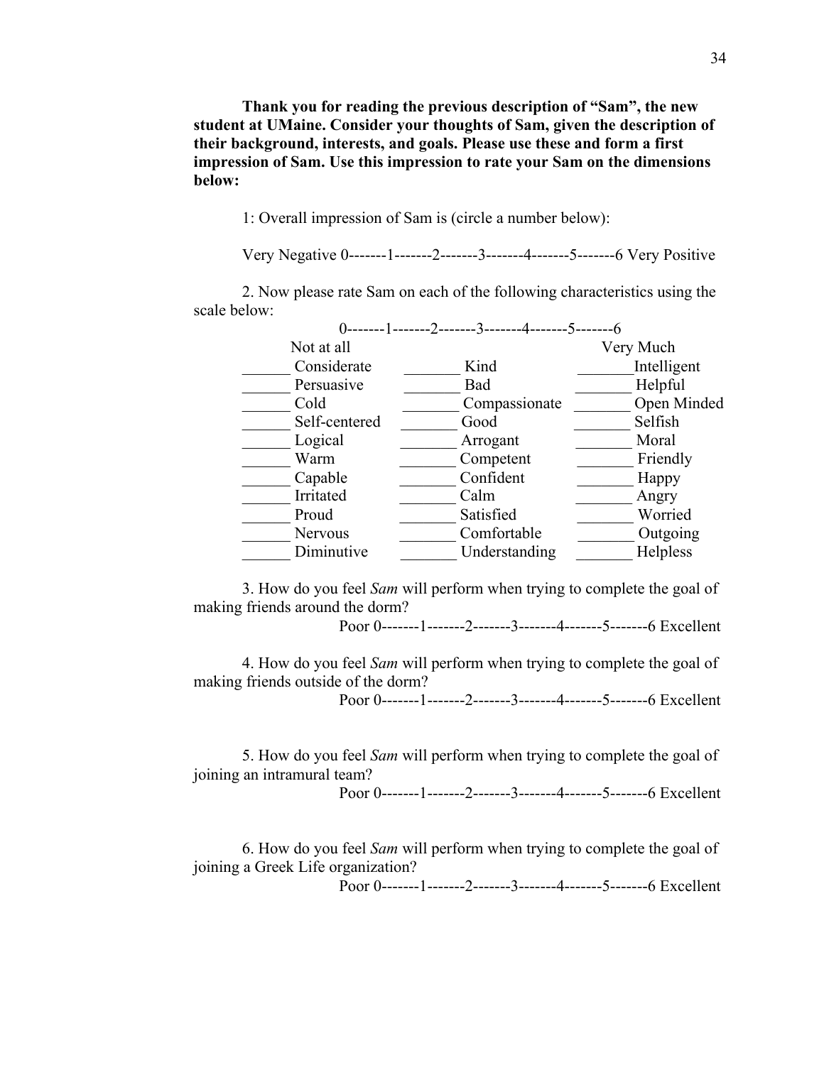**Thank you for reading the previous description of "Sam", the new student at UMaine. Consider your thoughts of Sam, given the description of their background, interests, and goals. Please use these and form a first impression of Sam. Use this impression to rate your Sam on the dimensions below:**

1: Overall impression of Sam is (circle a number below):

Very Negative 0-------1-------2-------3-------4-------5-------6 Very Positive

2. Now please rate Sam on each of the following characteristics using the scale below:

0-------1-------2-------3-------4-------5-------6

Not at all                                                  Very Much

| | | |
|---|---|---|
| ______ Considerate | _______ Kind | _______Intelligent |
| ______ Persuasive | _______ Bad | _______ Helpful |
| ______ Cold | _______ Compassionate | _______ Open Minded |
| ______ Self-centered | _______ Good | _______ Selfish |
| ______ Logical | _______ Arrogant | _______ Moral |
| ______ Warm | _______ Competent | _______ Friendly |
| ______ Capable | _______ Confident | _______ Happy |
| ______ Irritated | _______ Calm | _______ Angry |
| ______ Proud | _______ Satisfied | _______ Worried |
| ______ Nervous | _______ Comfortable | _______ Outgoing |
| ______ Diminutive | _______ Understanding | _______ Helpless |

3. How do you feel *Sam* will perform when trying to complete the goal of making friends around the dorm?

Poor 0-------1-------2-------3-------4-------5-------6 Excellent

4. How do you feel *Sam* will perform when trying to complete the goal of making friends outside of the dorm?

Poor 0-------1-------2-------3-------4-------5-------6 Excellent

5. How do you feel *Sam* will perform when trying to complete the goal of joining an intramural team?

Poor 0-------1-------2-------3-------4-------5-------6 Excellent

6. How do you feel *Sam* will perform when trying to complete the goal of joining a Greek Life organization?

Poor 0-------1-------2-------3-------4-------5-------6 Excellent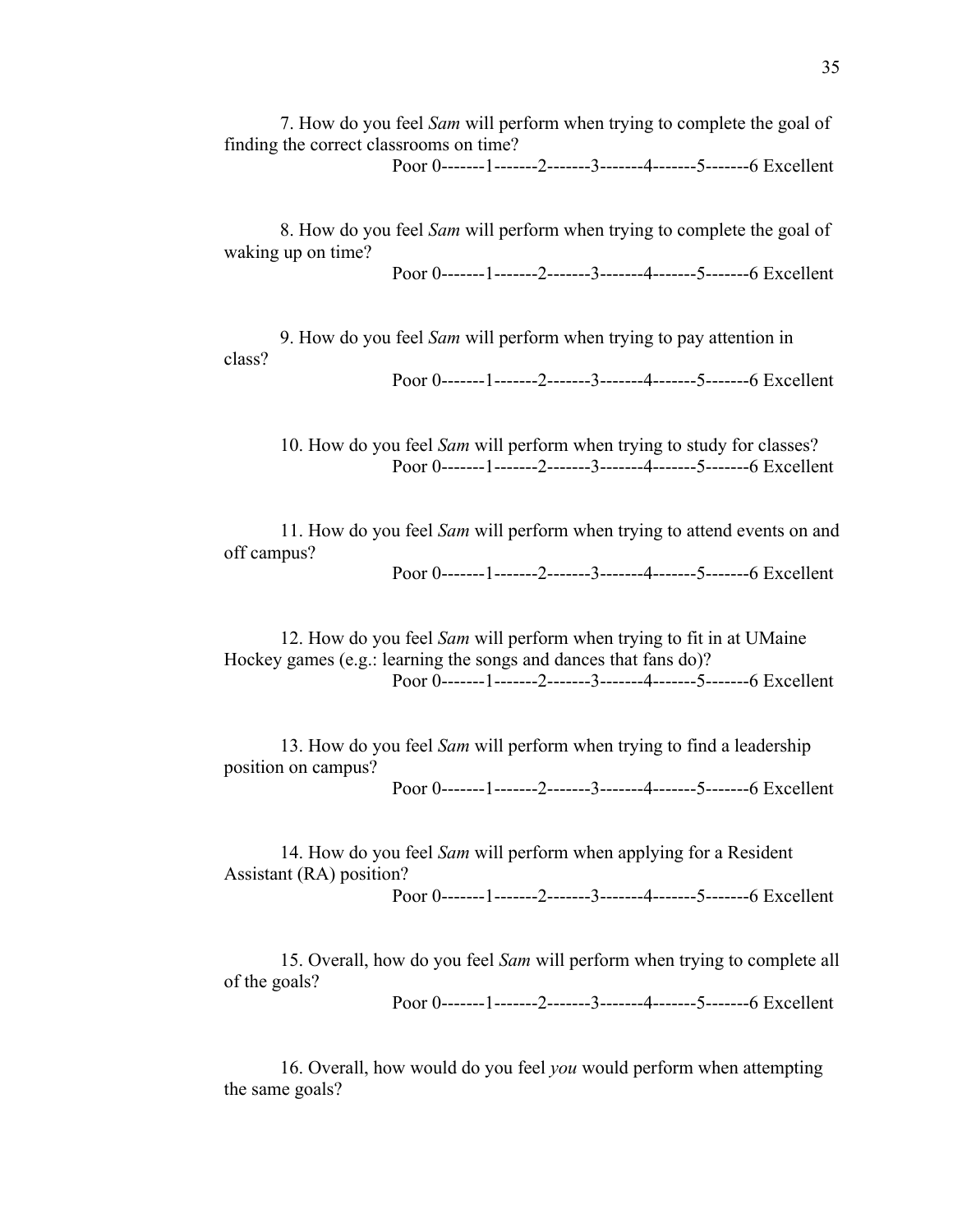7. How do you feel *Sam* will perform when trying to complete the goal of finding the correct classrooms on time?

Poor 0-------1-------2-------3-------4-------5-------6 Excellent

8. How do you feel *Sam* will perform when trying to complete the goal of waking up on time?

Poor 0-------1-------2-------3-------4-------5-------6 Excellent

9. How do you feel *Sam* will perform when trying to pay attention in class?

Poor 0-------1-------2-------3-------4-------5-------6 Excellent

10. How do you feel *Sam* will perform when trying to study for classes?

Poor 0-------1-------2-------3-------4-------5-------6 Excellent

11. How do you feel *Sam* will perform when trying to attend events on and off campus?

Poor 0-------1-------2-------3-------4-------5-------6 Excellent

12. How do you feel *Sam* will perform when trying to fit in at UMaine Hockey games (e.g.: learning the songs and dances that fans do)?

Poor 0-------1-------2-------3-------4-------5-------6 Excellent

13. How do you feel *Sam* will perform when trying to find a leadership position on campus?

Poor 0-------1-------2-------3-------4-------5-------6 Excellent

14. How do you feel *Sam* will perform when applying for a Resident Assistant (RA) position?

Poor 0-------1-------2-------3-------4-------5-------6 Excellent

15. Overall, how do you feel *Sam* will perform when trying to complete all of the goals?

Poor 0-------1-------2-------3-------4-------5-------6 Excellent

16. Overall, how would do you feel *you* would perform when attempting the same goals?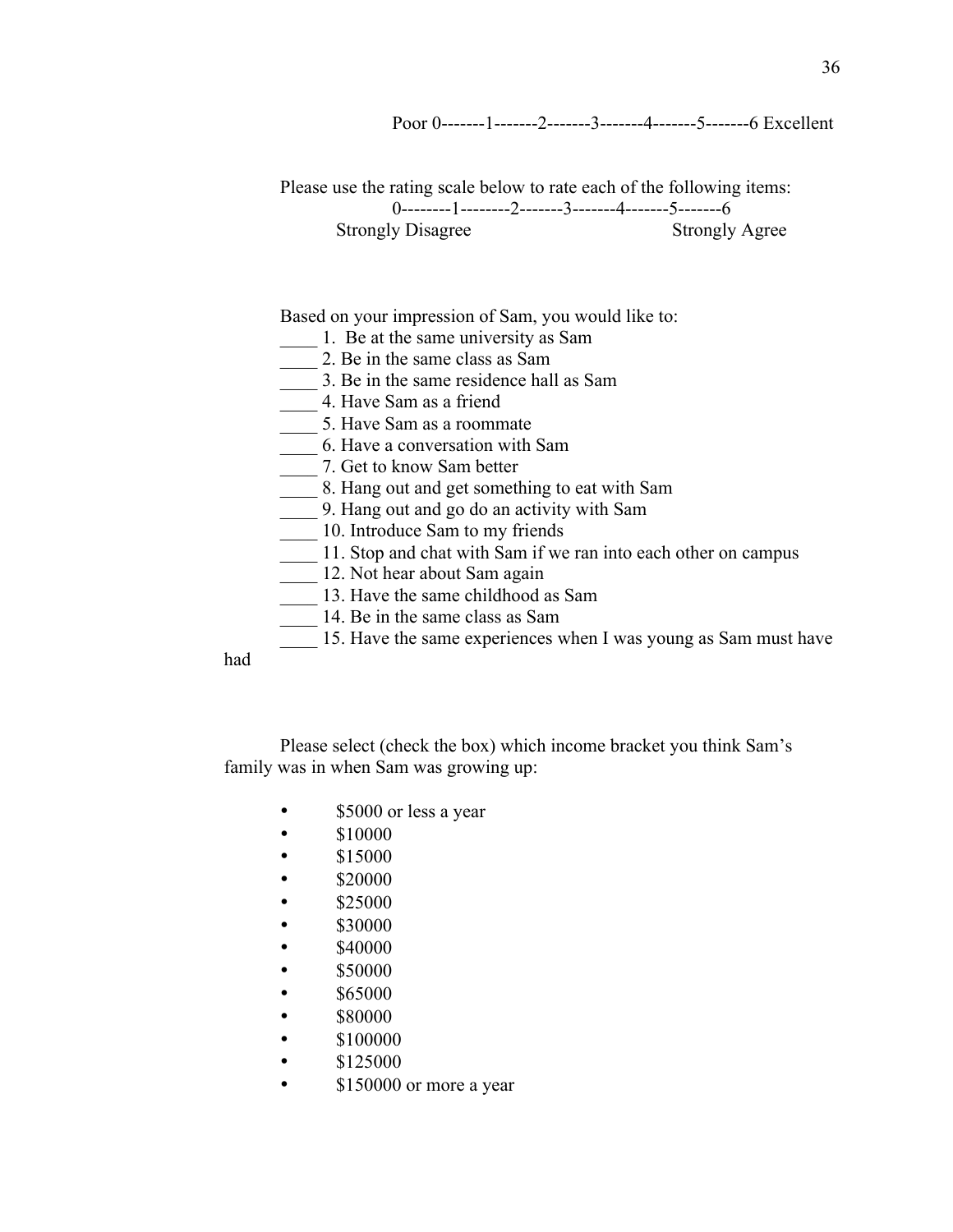Poor 0-------1-------2-------3-------4-------5-------6 Excellent

Please use the rating scale below to rate each of the following items:

0--------1--------2-------3-------4-------5-------6

Strongly Disagree                                                    Strongly Agree

Based on your impression of Sam, you would like to:

____ 1. Be at the same university as Sam
____ 2. Be in the same class as Sam
____ 3. Be in the same residence hall as Sam
____ 4. Have Sam as a friend
____ 5. Have Sam as a roommate
____ 6. Have a conversation with Sam
____ 7. Get to know Sam better
____ 8. Hang out and get something to eat with Sam
____ 9. Hang out and go do an activity with Sam
____ 10. Introduce Sam to my friends
____ 11. Stop and chat with Sam if we ran into each other on campus
____ 12. Not hear about Sam again
____ 13. Have the same childhood as Sam
____ 14. Be in the same class as Sam
____ 15. Have the same experiences when I was young as Sam must have had

Please select (check the box) which income bracket you think Sam's family was in when Sam was growing up:

- $5000 or less a year
- $10000
- $15000
- $20000
- $25000
- $30000
- $40000
- $50000
- $65000
- $80000
- $100000
- $125000
- $150000 or more a year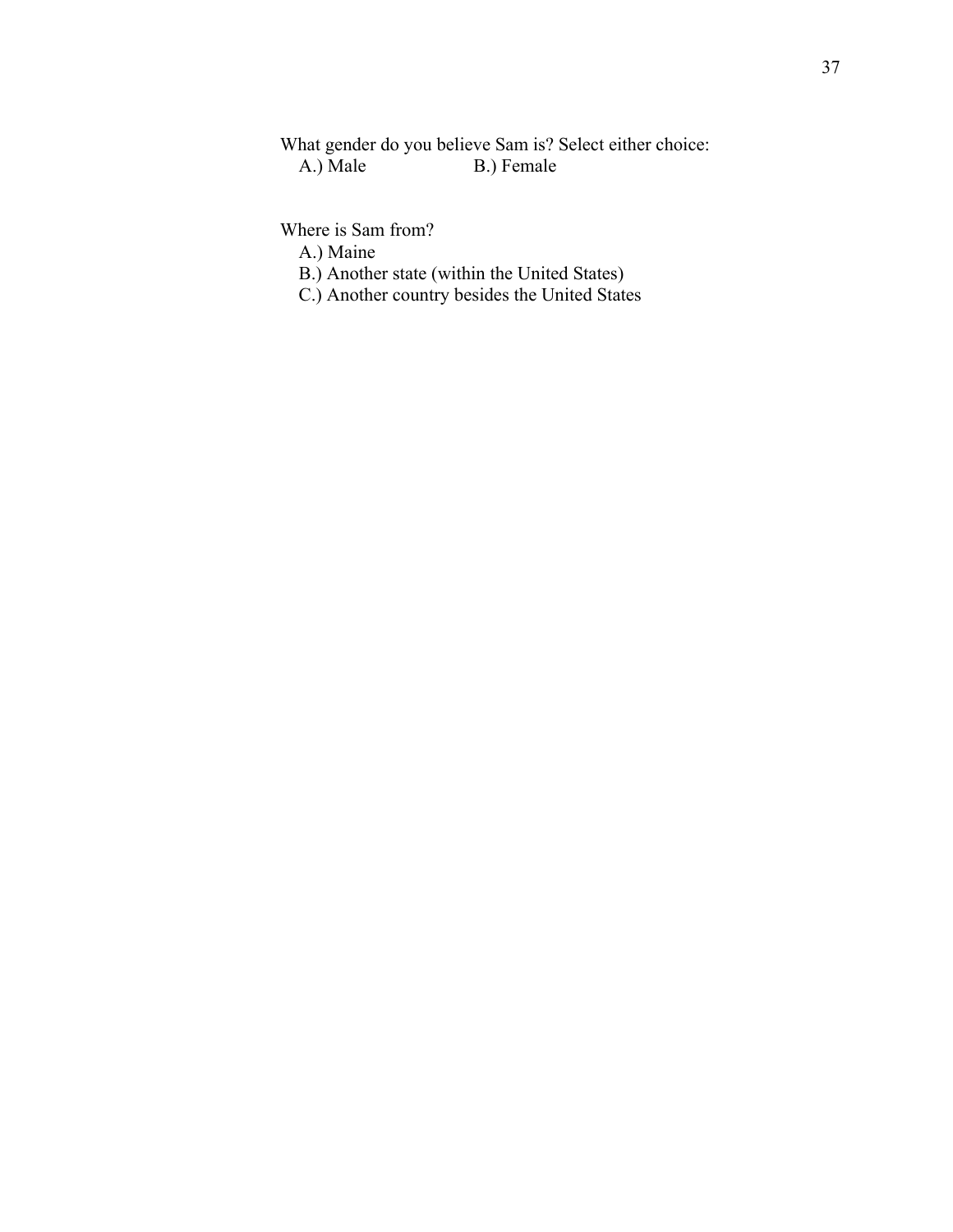What gender do you believe Sam is? Select either choice:

A.) Male B.) Female

Where is Sam from?

A.) Maine

B.) Another state (within the United States)

C.) Another country besides the United States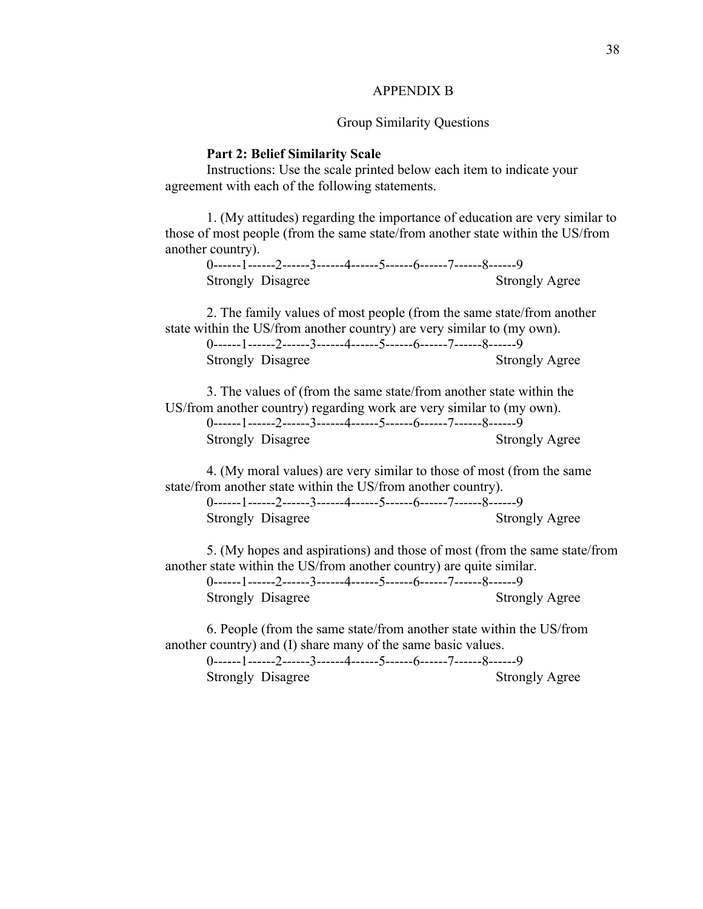# APPENDIX B

## Group Similarity Questions

**Part 2: Belief Similarity Scale**

Instructions: Use the scale printed below each item to indicate your agreement with each of the following statements.

1. (My attitudes) regarding the importance of education are very similar to those of most people (from the same state/from another state within the US/from another country).

   0------1------2------3------4------5------6------7------8------9
   Strongly Disagree                                                    Strongly Agree

2. The family values of most people (from the same state/from another state within the US/from another country) are very similar to (my own).

   0------1------2------3------4------5------6------7------8------9
   Strongly Disagree                                                    Strongly Agree

3. The values of (from the same state/from another state within the US/from another country) regarding work are very similar to (my own).

   0------1------2------3------4------5------6------7------8------9
   Strongly Disagree                                                    Strongly Agree

4. (My moral values) are very similar to those of most (from the same state/from another state within the US/from another country).

   0------1------2------3------4------5------6------7------8------9
   Strongly Disagree                                                    Strongly Agree

5. (My hopes and aspirations) and those of most (from the same state/from another state within the US/from another country) are quite similar.

   0------1------2------3------4------5------6------7------8------9
   Strongly Disagree                                                    Strongly Agree

6. People (from the same state/from another state within the US/from another country) and (I) share many of the same basic values.

   0------1------2------3------4------5------6------7------8------9
   Strongly Disagree                                                    Strongly Agree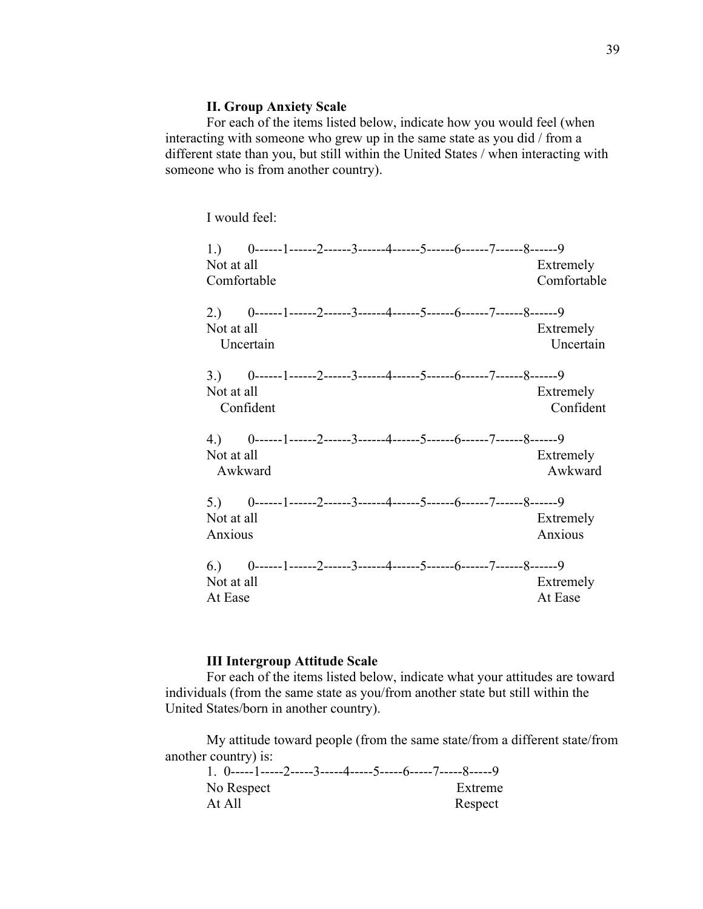**II. Group Anxiety Scale**

For each of the items listed below, indicate how you would feel (when interacting with someone who grew up in the same state as you did / from a different state than you, but still within the United States / when interacting with someone who is from another country).

I would feel:

1.) 0------1------2------3------4------5------6------7------8------9
Not at all Comfortable — Extremely Comfortable

2.) 0------1------2------3------4------5------6------7------8------9
Not at all Uncertain — Extremely Uncertain

3.) 0------1------2------3------4------5------6------7------8------9
Not at all Confident — Extremely Confident

4.) 0------1------2------3------4------5------6------7------8------9
Not at all Awkward — Extremely Awkward

5.) 0------1------2------3------4------5------6------7------8------9
Not at all Anxious — Extremely Anxious

6.) 0------1------2------3------4------5------6------7------8------9
Not at all At Ease — Extremely At Ease

**III Intergroup Attitude Scale**

For each of the items listed below, indicate what your attitudes are toward individuals (from the same state as you/from another state but still within the United States/born in another country).

My attitude toward people (from the same state/from a different state/from another country) is:

1. 0-----1-----2-----3-----4-----5-----6-----7-----8-----9
No Respect At All — Extreme Respect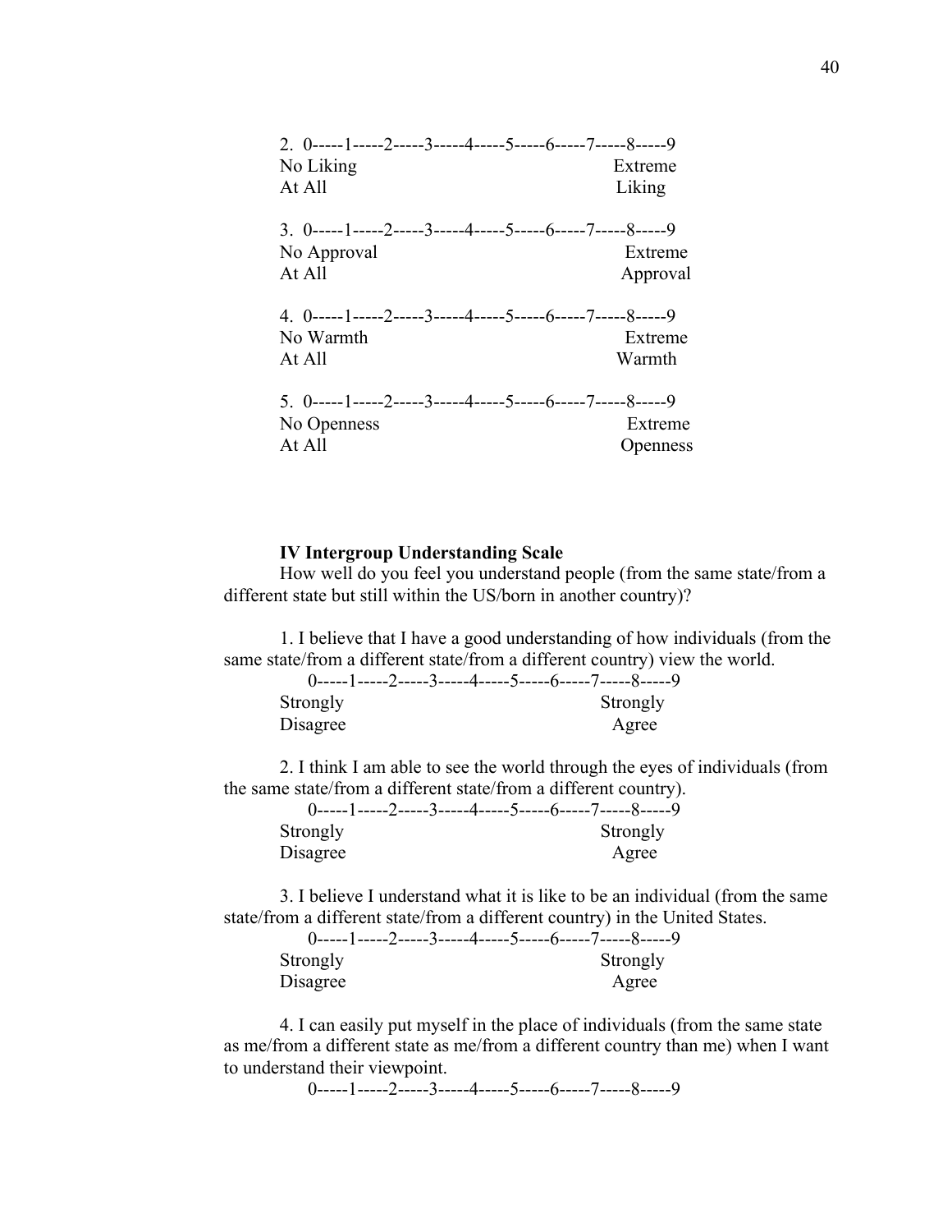2. 0-----1-----2-----3-----4-----5-----6-----7-----8-----9
No Liking At All — Extreme Liking

3. 0-----1-----2-----3-----4-----5-----6-----7-----8-----9
No Approval At All — Extreme Approval

4. 0-----1-----2-----3-----4-----5-----6-----7-----8-----9
No Warmth At All — Extreme Warmth

5. 0-----1-----2-----3-----4-----5-----6-----7-----8-----9
No Openness At All — Extreme Openness

**IV Intergroup Understanding Scale**

How well do you feel you understand people (from the same state/from a different state but still within the US/born in another country)?

1. I believe that I have a good understanding of how individuals (from the same state/from a different state/from a different country) view the world.
0-----1-----2-----3-----4-----5-----6-----7-----8-----9
Strongly Disagree — Strongly Agree

2. I think I am able to see the world through the eyes of individuals (from the same state/from a different state/from a different country).
0-----1-----2-----3-----4-----5-----6-----7-----8-----9
Strongly Disagree — Strongly Agree

3. I believe I understand what it is like to be an individual (from the same state/from a different state/from a different country) in the United States.
0-----1-----2-----3-----4-----5-----6-----7-----8-----9
Strongly Disagree — Strongly Agree

4. I can easily put myself in the place of individuals (from the same state as me/from a different state as me/from a different country than me) when I want to understand their viewpoint.
0-----1-----2-----3-----4-----5-----6-----7-----8-----9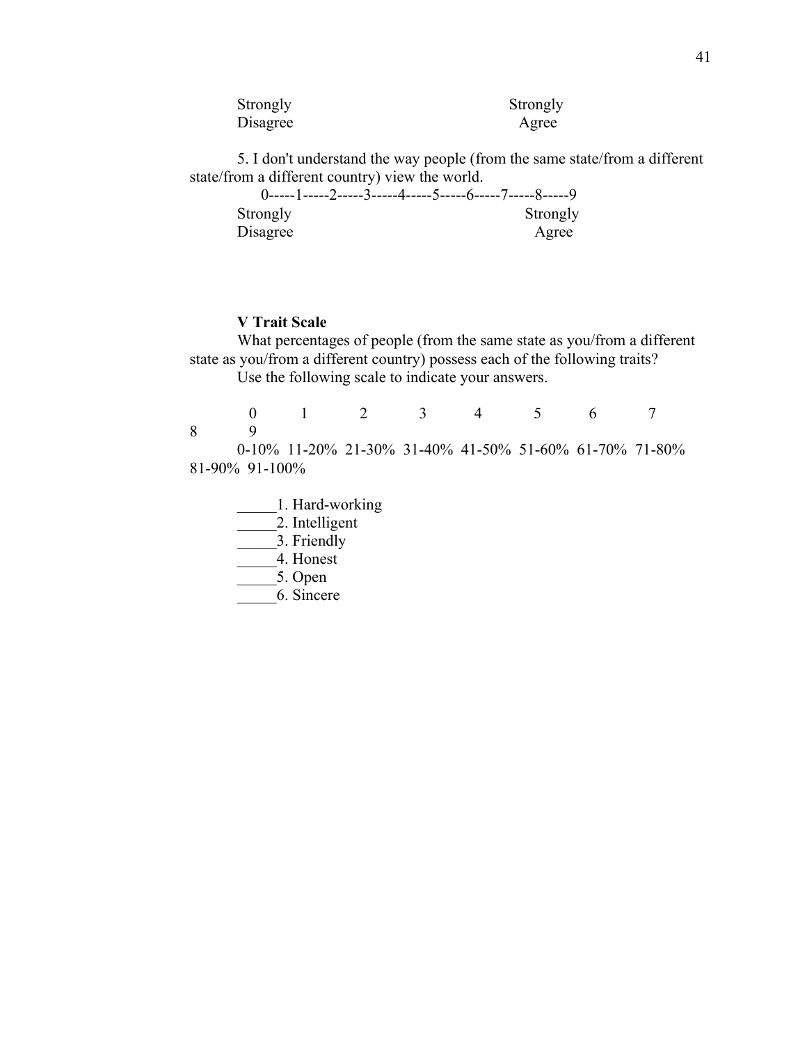Strongly Disagree                                        Strongly Agree

5. I don't understand the way people (from the same state/from a different state/from a different country) view the world.

0-----1-----2-----3-----4-----5-----6-----7-----8-----9

Strongly Disagree                                        Strongly Agree

**V Trait Scale**

What percentages of people (from the same state as you/from a different state as you/from a different country) possess each of the following traits?

Use the following scale to indicate your answers.

| 0 | 1 | 2 | 3 | 4 | 5 | 6 | 7 | 8 | 9 |
|---|---|---|---|---|---|---|---|---|---|
| 0-10% | 11-20% | 21-30% | 31-40% | 41-50% | 51-60% | 61-70% | 71-80% | 81-90% | 91-100% |

_____1. Hard-working
_____2. Intelligent
_____3. Friendly
_____4. Honest
_____5. Open
_____6. Sincere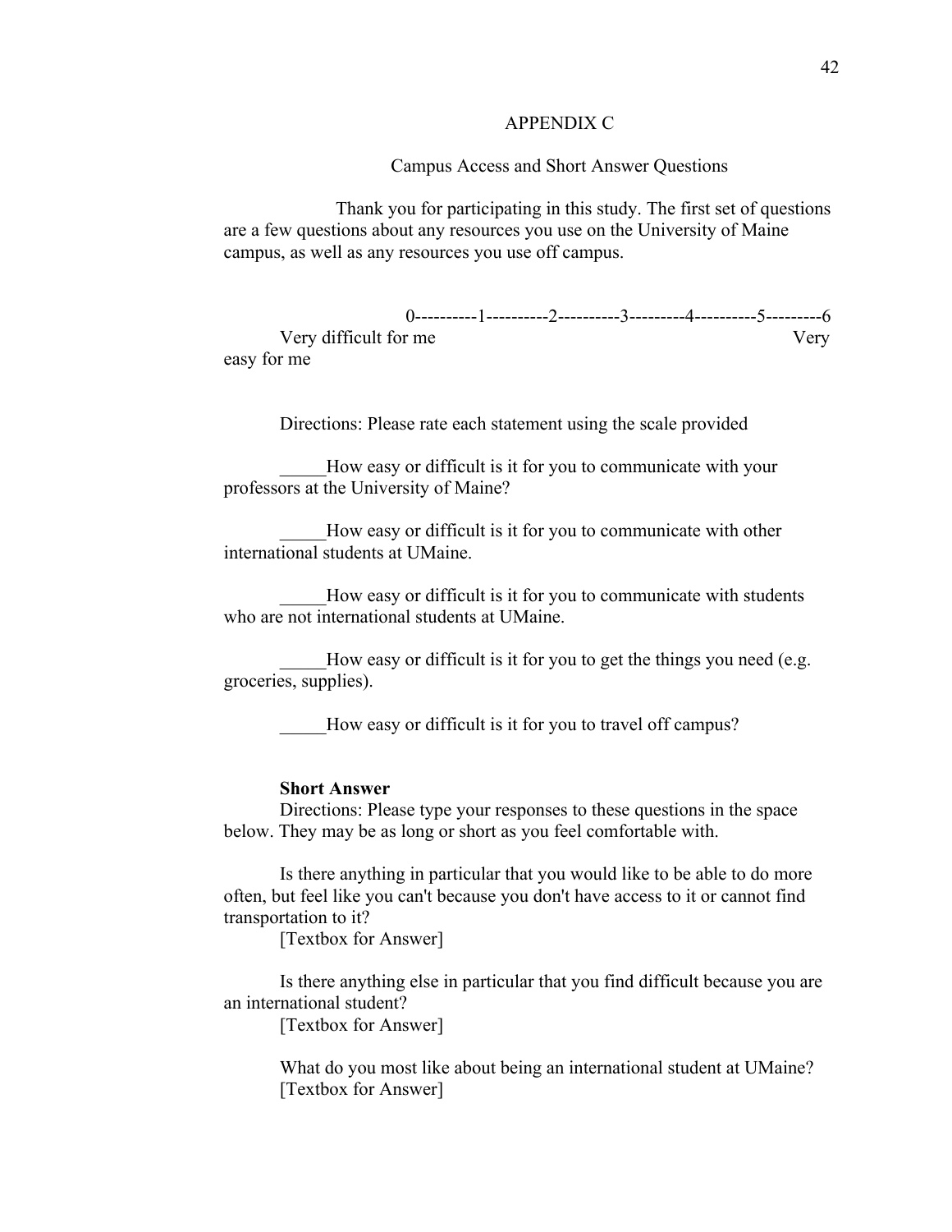# APPENDIX C

## Campus Access and Short Answer Questions

Thank you for participating in this study. The first set of questions are a few questions about any resources you use on the University of Maine campus, as well as any resources you use off campus.

0----------1----------2----------3---------4----------5---------6

Very difficult for me Very easy for me

Directions: Please rate each statement using the scale provided

_____How easy or difficult is it for you to communicate with your professors at the University of Maine?

_____How easy or difficult is it for you to communicate with other international students at UMaine.

_____How easy or difficult is it for you to communicate with students who are not international students at UMaine.

_____How easy or difficult is it for you to get the things you need (e.g. groceries, supplies).

_____How easy or difficult is it for you to travel off campus?

**Short Answer**

Directions: Please type your responses to these questions in the space below. They may be as long or short as you feel comfortable with.

Is there anything in particular that you would like to be able to do more often, but feel like you can't because you don't have access to it or cannot find transportation to it?

[Textbox for Answer]

Is there anything else in particular that you find difficult because you are an international student?

[Textbox for Answer]

What do you most like about being an international student at UMaine?

[Textbox for Answer]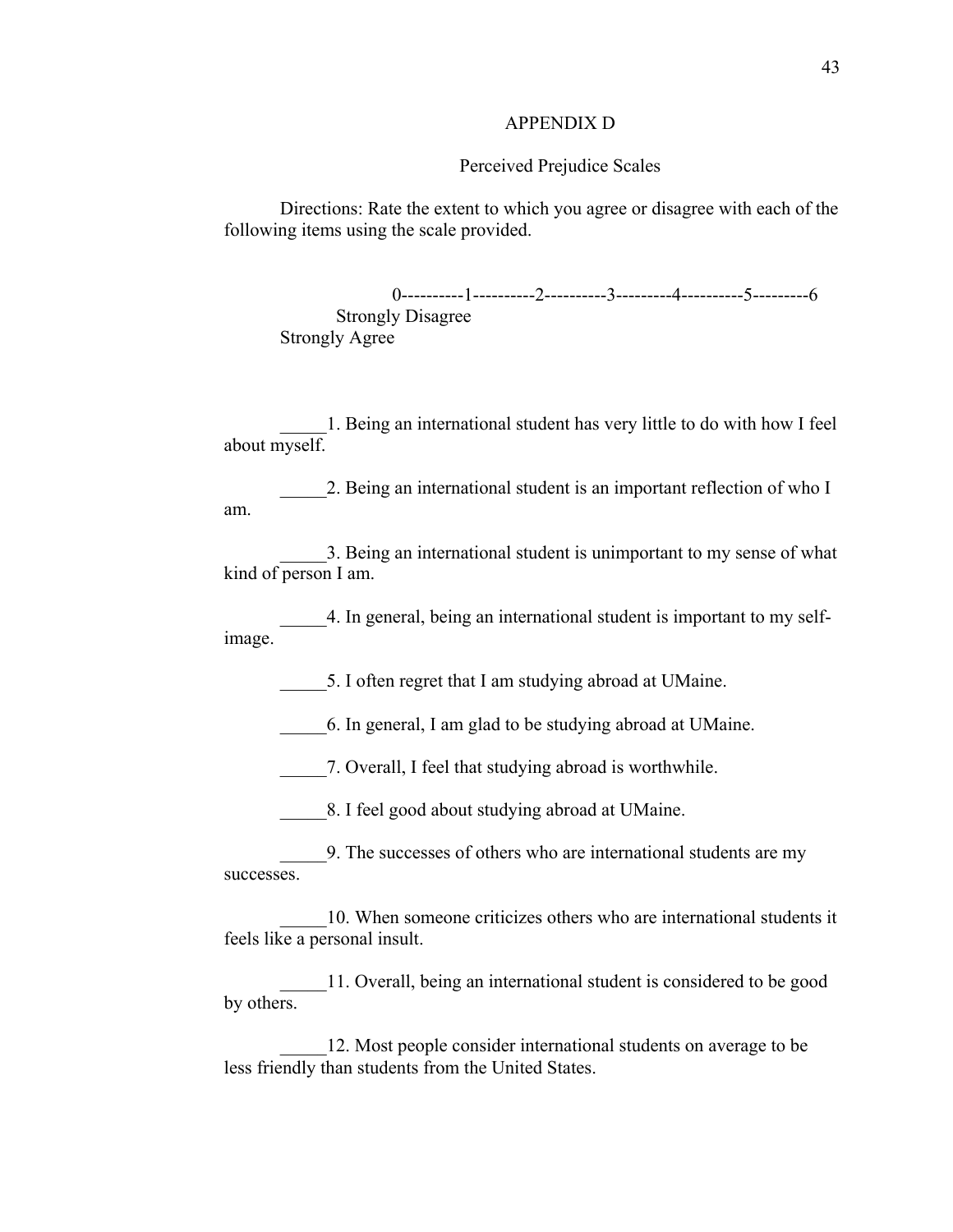# APPENDIX D

## Perceived Prejudice Scales

Directions: Rate the extent to which you agree or disagree with each of the following items using the scale provided.

0----------1----------2----------3---------4----------5---------6
Strongly Disagree
Strongly Agree

_____1. Being an international student has very little to do with how I feel about myself.

_____2. Being an international student is an important reflection of who I am.

_____3. Being an international student is unimportant to my sense of what kind of person I am.

_____4. In general, being an international student is important to my self-image.

_____5. I often regret that I am studying abroad at UMaine.

_____6. In general, I am glad to be studying abroad at UMaine.

_____7. Overall, I feel that studying abroad is worthwhile.

_____8. I feel good about studying abroad at UMaine.

_____9. The successes of others who are international students are my successes.

_____10. When someone criticizes others who are international students it feels like a personal insult.

_____11. Overall, being an international student is considered to be good by others.

_____12. Most people consider international students on average to be less friendly than students from the United States.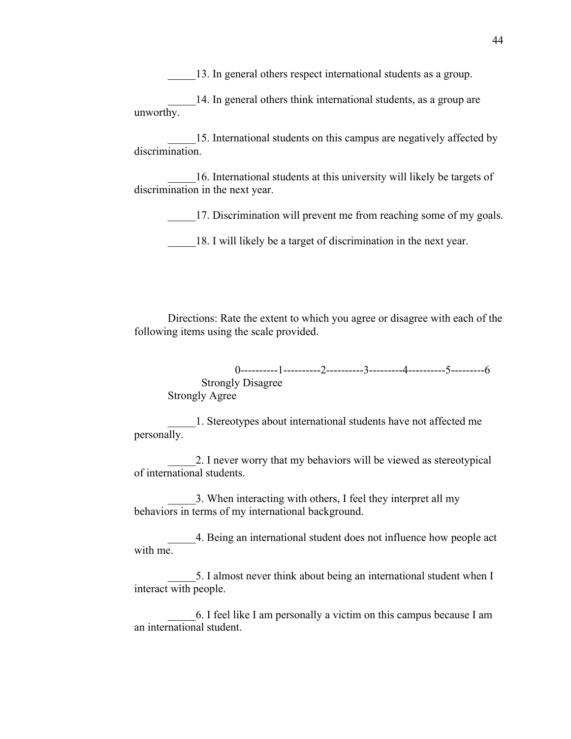_____13. In general others respect international students as a group.

_____14. In general others think international students, as a group are unworthy.

_____15. International students on this campus are negatively affected by discrimination.

_____16. International students at this university will likely be targets of discrimination in the next year.

_____17. Discrimination will prevent me from reaching some of my goals.

_____18. I will likely be a target of discrimination in the next year.

Directions: Rate the extent to which you agree or disagree with each of the following items using the scale provided.

0----------1----------2----------3---------4----------5---------6
Strongly Disagree
Strongly Agree

_____1. Stereotypes about international students have not affected me personally.

_____2. I never worry that my behaviors will be viewed as stereotypical of international students.

_____3. When interacting with others, I feel they interpret all my behaviors in terms of my international background.

_____4. Being an international student does not influence how people act with me.

_____5. I almost never think about being an international student when I interact with people.

_____6. I feel like I am personally a victim on this campus because I am an international student.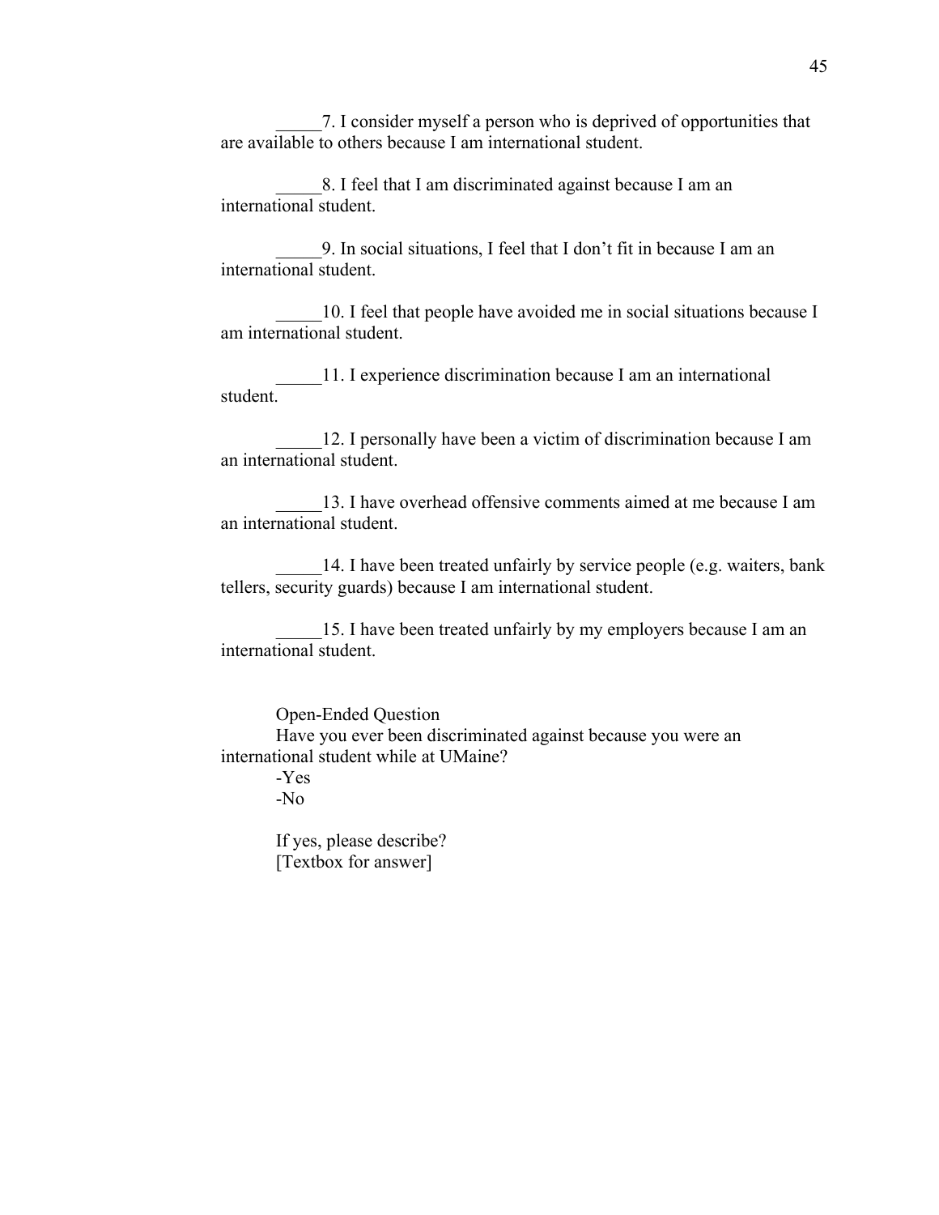_____7. I consider myself a person who is deprived of opportunities that are available to others because I am international student.

_____8. I feel that I am discriminated against because I am an international student.

_____9. In social situations, I feel that I don't fit in because I am an international student.

_____10. I feel that people have avoided me in social situations because I am international student.

_____11. I experience discrimination because I am an international student.

_____12. I personally have been a victim of discrimination because I am an international student.

_____13. I have overhead offensive comments aimed at me because I am an international student.

_____14. I have been treated unfairly by service people (e.g. waiters, bank tellers, security guards) because I am international student.

_____15. I have been treated unfairly by my employers because I am an international student.

Open-Ended Question

Have you ever been discriminated against because you were an international student while at UMaine?

-Yes

-No

If yes, please describe?

[Textbox for answer]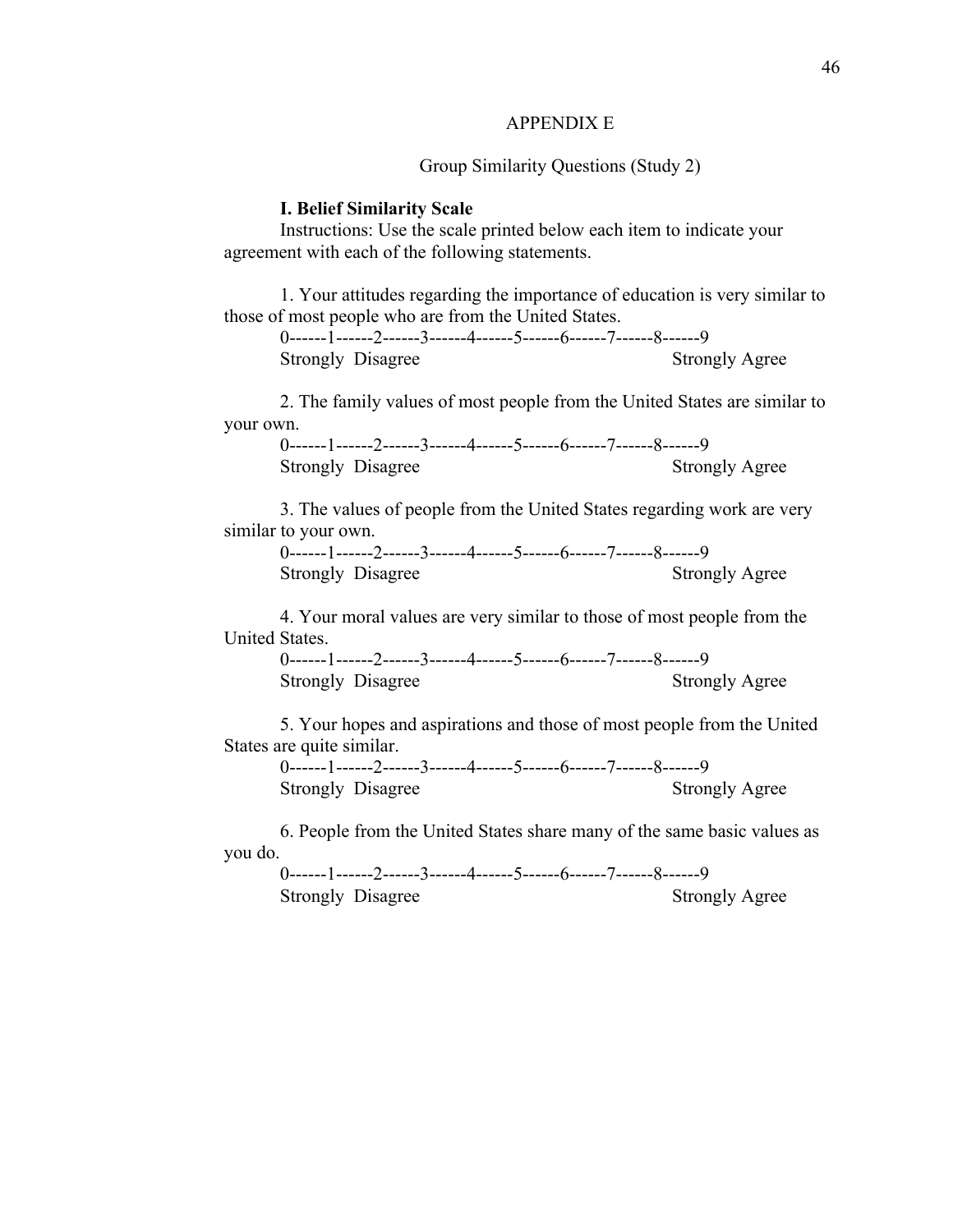# APPENDIX E

## Group Similarity Questions (Study 2)

**I. Belief Similarity Scale**

Instructions: Use the scale printed below each item to indicate your agreement with each of the following statements.

1. Your attitudes regarding the importance of education is very similar to those of most people who are from the United States.

0------1------2------3------4------5------6------7------8------9
Strongly Disagree Strongly Agree

2. The family values of most people from the United States are similar to your own.

0------1------2------3------4------5------6------7------8------9
Strongly Disagree Strongly Agree

3. The values of people from the United States regarding work are very similar to your own.

0------1------2------3------4------5------6------7------8------9
Strongly Disagree Strongly Agree

4. Your moral values are very similar to those of most people from the United States.

0------1------2------3------4------5------6------7------8------9
Strongly Disagree Strongly Agree

5. Your hopes and aspirations and those of most people from the United States are quite similar.

0------1------2------3------4------5------6------7------8------9
Strongly Disagree Strongly Agree

6. People from the United States share many of the same basic values as you do.

0------1------2------3------4------5------6------7------8------9
Strongly Disagree Strongly Agree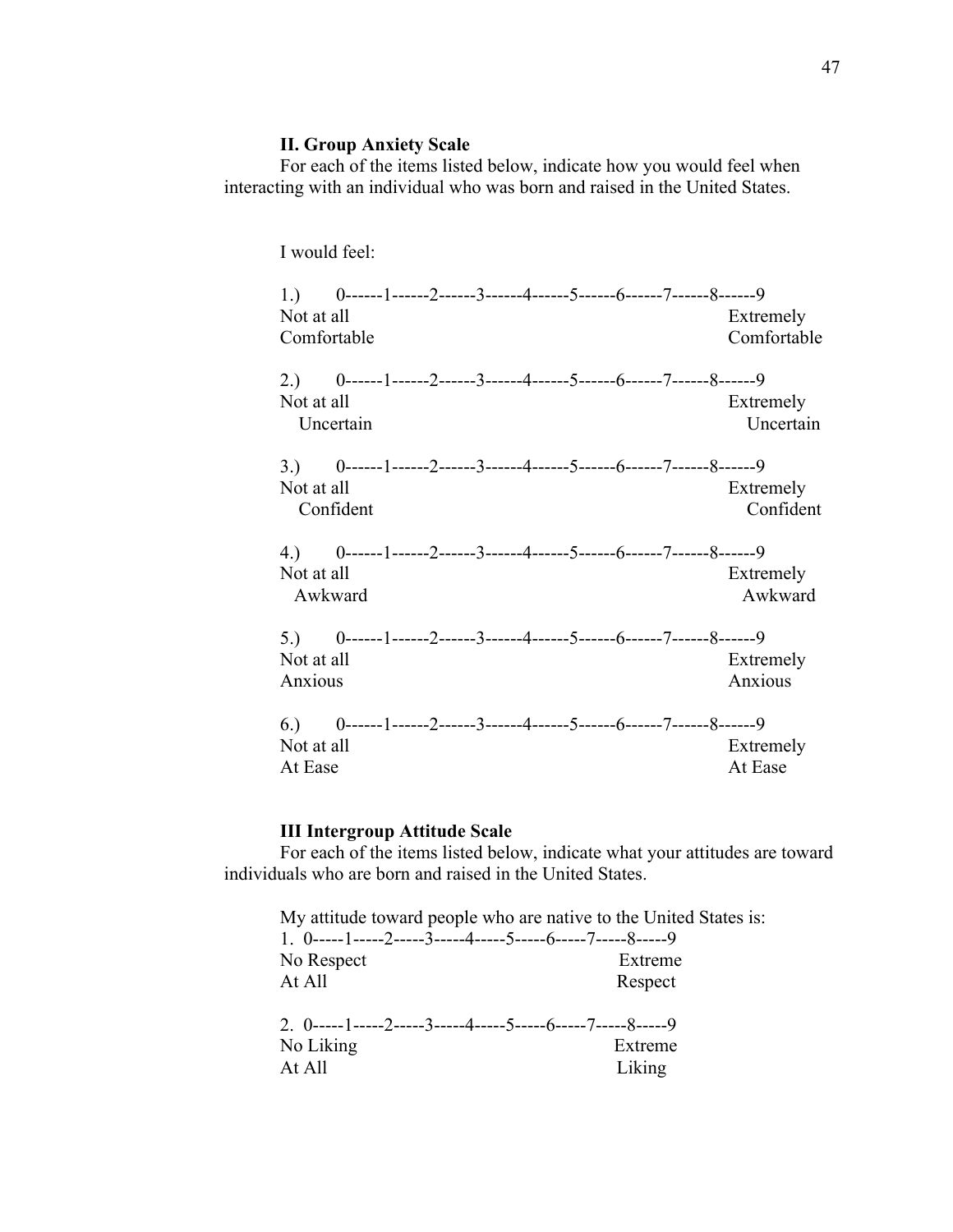**II. Group Anxiety Scale**

For each of the items listed below, indicate how you would feel when interacting with an individual who was born and raised in the United States.

I would feel:

1.) 0------1------2------3------4------5------6------7------8------9

Not at all Comfortable — Extremely Comfortable

2.) 0------1------2------3------4------5------6------7------8------9

Not at all Uncertain — Extremely Uncertain

3.) 0------1------2------3------4------5------6------7------8------9

Not at all Confident — Extremely Confident

4.) 0------1------2------3------4------5------6------7------8------9

Not at all Awkward — Extremely Awkward

5.) 0------1------2------3------4------5------6------7------8------9

Not at all Anxious — Extremely Anxious

6.) 0------1------2------3------4------5------6------7------8------9

Not at all At Ease — Extremely At Ease

**III Intergroup Attitude Scale**

For each of the items listed below, indicate what your attitudes are toward individuals who are born and raised in the United States.

My attitude toward people who are native to the United States is:

1. 0-----1-----2-----3-----4-----5-----6-----7-----8-----9

No Respect At All — Extreme Respect

2. 0-----1-----2-----3-----4-----5-----6-----7-----8-----9

No Liking At All — Extreme Liking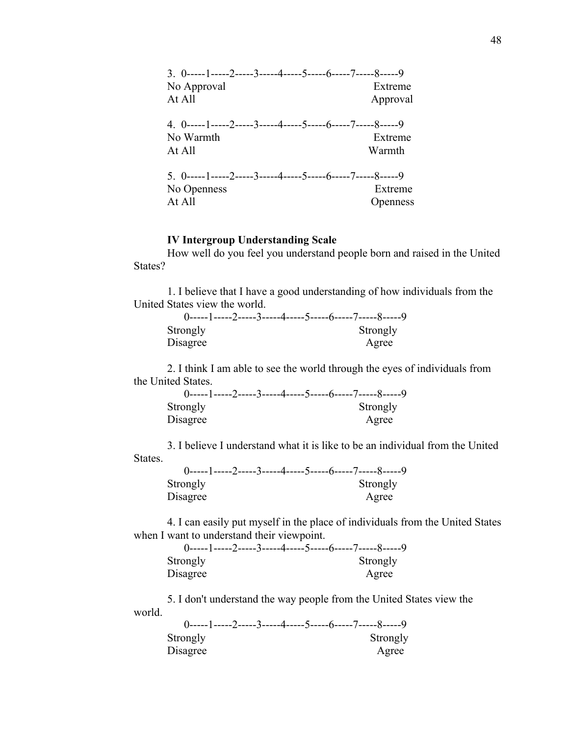3. 0-----1-----2-----3-----4-----5-----6-----7-----8-----9

No Approval At All — Extreme Approval

4. 0-----1-----2-----3-----4-----5-----6-----7-----8-----9

No Warmth At All — Extreme Warmth

5. 0-----1-----2-----3-----4-----5-----6-----7-----8-----9

No Openness At All — Extreme Openness

**IV Intergroup Understanding Scale**

How well do you feel you understand people born and raised in the United States?

1. I believe that I have a good understanding of how individuals from the United States view the world.

0-----1-----2-----3-----4-----5-----6-----7-----8-----9

Strongly Disagree — Strongly Agree

2. I think I am able to see the world through the eyes of individuals from the United States.

0-----1-----2-----3-----4-----5-----6-----7-----8-----9

Strongly Disagree — Strongly Agree

3. I believe I understand what it is like to be an individual from the United States.

0-----1-----2-----3-----4-----5-----6-----7-----8-----9

Strongly Disagree — Strongly Agree

4. I can easily put myself in the place of individuals from the United States when I want to understand their viewpoint.

0-----1-----2-----3-----4-----5-----6-----7-----8-----9

Strongly Disagree — Strongly Agree

5. I don't understand the way people from the United States view the world.

0-----1-----2-----3-----4-----5-----6-----7-----8-----9

Strongly Disagree — Strongly Agree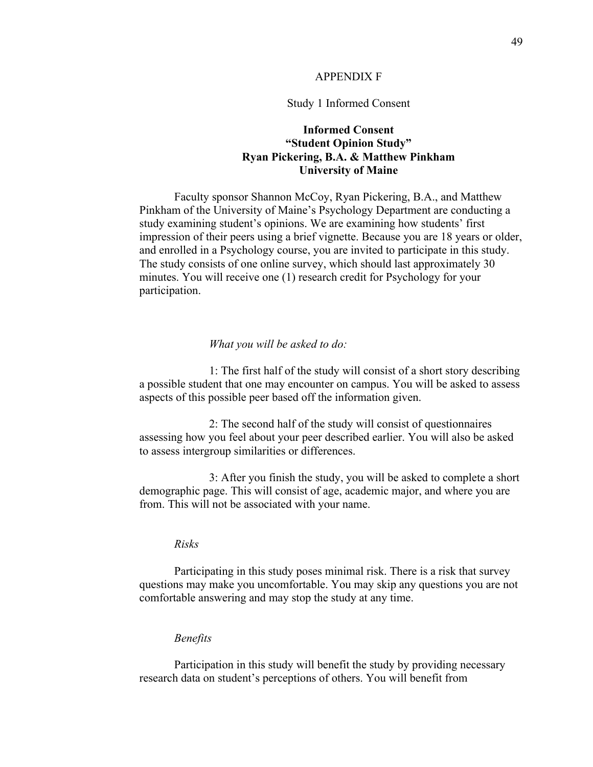APPENDIX F

Study 1 Informed Consent

**Informed Consent**
**"Student Opinion Study"**
**Ryan Pickering, B.A. & Matthew Pinkham**
**University of Maine**

Faculty sponsor Shannon McCoy, Ryan Pickering, B.A., and Matthew Pinkham of the University of Maine's Psychology Department are conducting a study examining student's opinions. We are examining how students' first impression of their peers using a brief vignette. Because you are 18 years or older, and enrolled in a Psychology course, you are invited to participate in this study. The study consists of one online survey, which should last approximately 30 minutes. You will receive one (1) research credit for Psychology for your participation.

*What you will be asked to do:*

1: The first half of the study will consist of a short story describing a possible student that one may encounter on campus. You will be asked to assess aspects of this possible peer based off the information given.

2: The second half of the study will consist of questionnaires assessing how you feel about your peer described earlier. You will also be asked to assess intergroup similarities or differences.

3: After you finish the study, you will be asked to complete a short demographic page. This will consist of age, academic major, and where you are from. This will not be associated with your name.

*Risks*

Participating in this study poses minimal risk. There is a risk that survey questions may make you uncomfortable. You may skip any questions you are not comfortable answering and may stop the study at any time.

*Benefits*

Participation in this study will benefit the study by providing necessary research data on student's perceptions of others. You will benefit from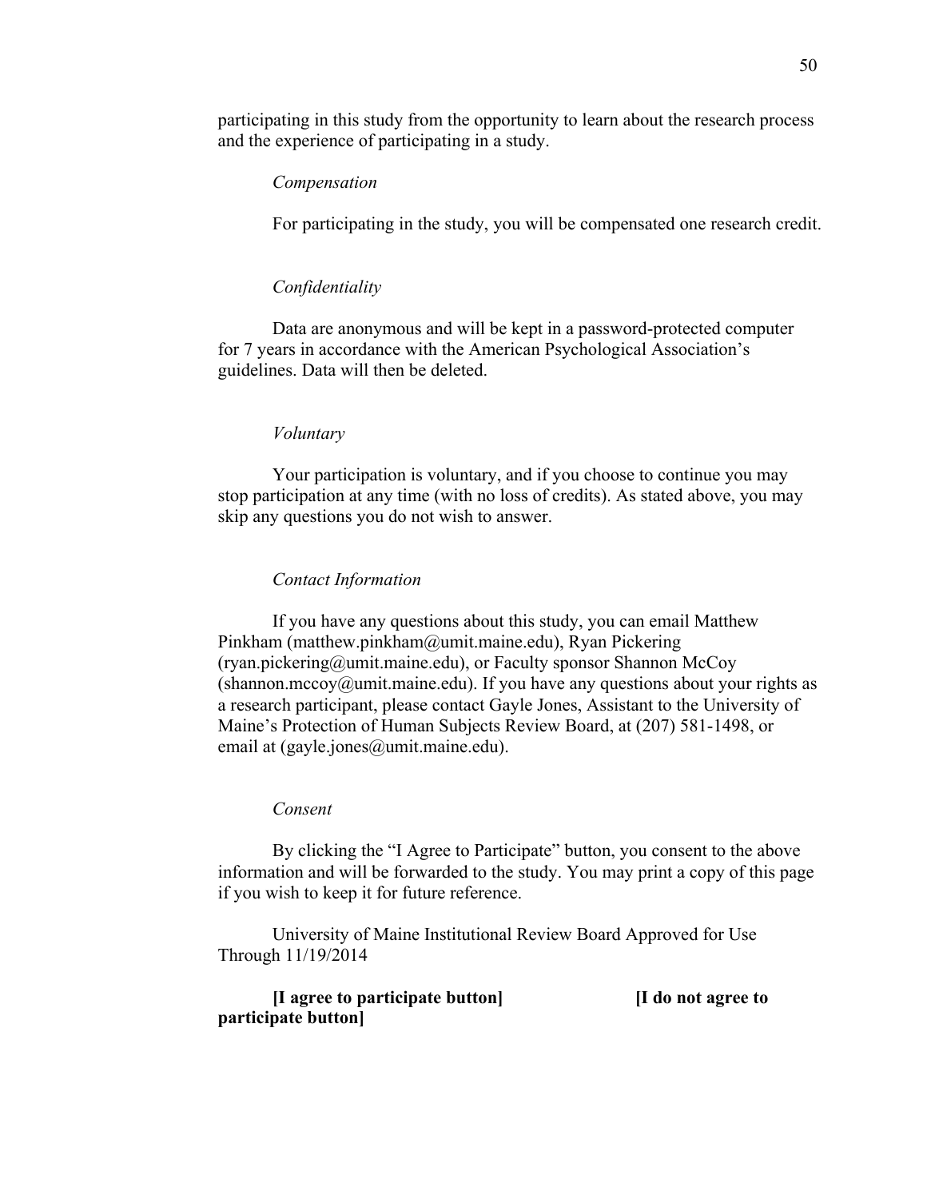participating in this study from the opportunity to learn about the research process and the experience of participating in a study.

*Compensation*

For participating in the study, you will be compensated one research credit.

*Confidentiality*

Data are anonymous and will be kept in a password-protected computer for 7 years in accordance with the American Psychological Association's guidelines. Data will then be deleted.

*Voluntary*

Your participation is voluntary, and if you choose to continue you may stop participation at any time (with no loss of credits). As stated above, you may skip any questions you do not wish to answer.

*Contact Information*

If you have any questions about this study, you can email Matthew Pinkham (matthew.pinkham@umit.maine.edu), Ryan Pickering (ryan.pickering@umit.maine.edu), or Faculty sponsor Shannon McCoy (shannon.mccoy@umit.maine.edu). If you have any questions about your rights as a research participant, please contact Gayle Jones, Assistant to the University of Maine's Protection of Human Subjects Review Board, at (207) 581-1498, or email at (gayle.jones@umit.maine.edu).

*Consent*

By clicking the "I Agree to Participate" button, you consent to the above information and will be forwarded to the study. You may print a copy of this page if you wish to keep it for future reference.

University of Maine Institutional Review Board Approved for Use Through 11/19/2014

**[I agree to participate button]** **[I do not agree to participate button]**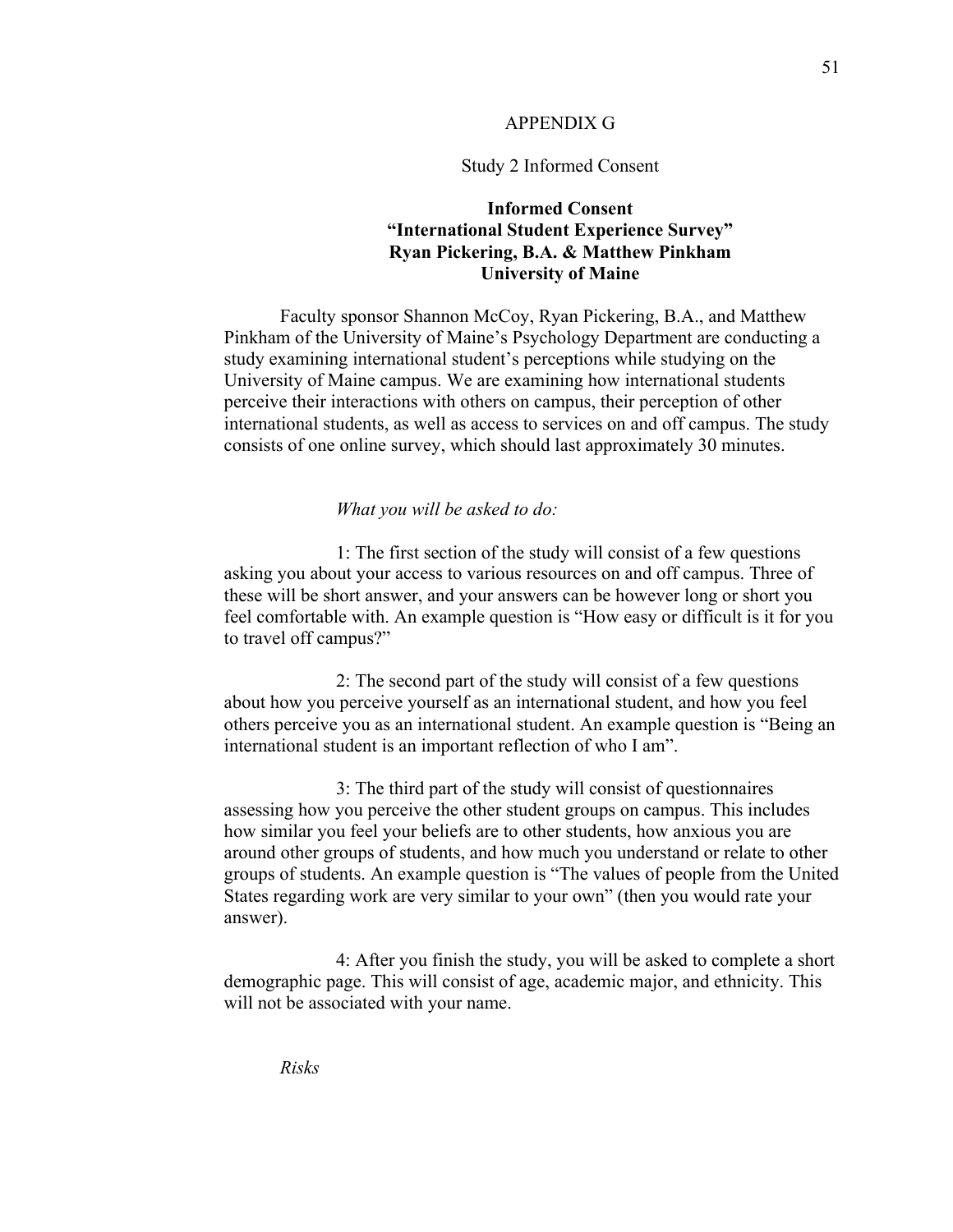APPENDIX G

Study 2 Informed Consent

**Informed Consent**
**"International Student Experience Survey"**
**Ryan Pickering, B.A. & Matthew Pinkham**
**University of Maine**

Faculty sponsor Shannon McCoy, Ryan Pickering, B.A., and Matthew Pinkham of the University of Maine's Psychology Department are conducting a study examining international student's perceptions while studying on the University of Maine campus. We are examining how international students perceive their interactions with others on campus, their perception of other international students, as well as access to services on and off campus. The study consists of one online survey, which should last approximately 30 minutes.

*What you will be asked to do:*

1: The first section of the study will consist of a few questions asking you about your access to various resources on and off campus. Three of these will be short answer, and your answers can be however long or short you feel comfortable with. An example question is "How easy or difficult is it for you to travel off campus?"

2: The second part of the study will consist of a few questions about how you perceive yourself as an international student, and how you feel others perceive you as an international student. An example question is "Being an international student is an important reflection of who I am".

3: The third part of the study will consist of questionnaires assessing how you perceive the other student groups on campus. This includes how similar you feel your beliefs are to other students, how anxious you are around other groups of students, and how much you understand or relate to other groups of students. An example question is "The values of people from the United States regarding work are very similar to your own" (then you would rate your answer).

4: After you finish the study, you will be asked to complete a short demographic page. This will consist of age, academic major, and ethnicity. This will not be associated with your name.

*Risks*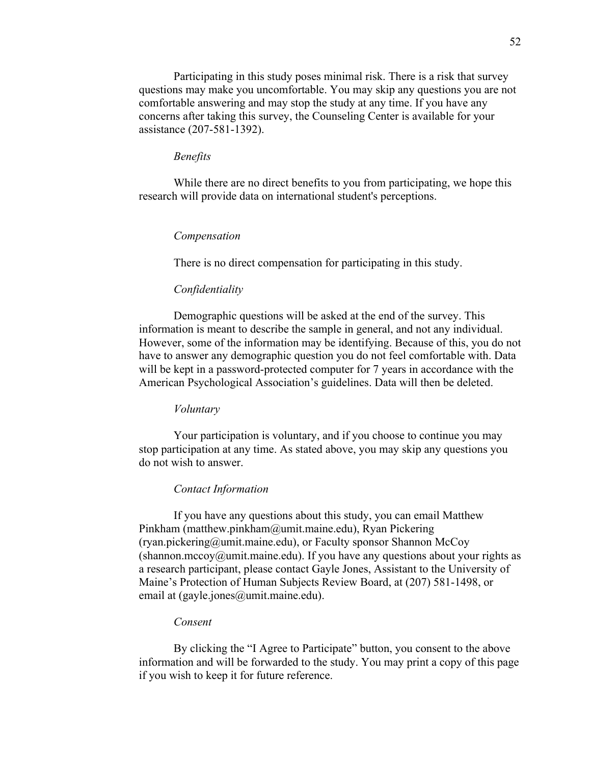Participating in this study poses minimal risk. There is a risk that survey questions may make you uncomfortable. You may skip any questions you are not comfortable answering and may stop the study at any time. If you have any concerns after taking this survey, the Counseling Center is available for your assistance (207-581-1392).

*Benefits*

While there are no direct benefits to you from participating, we hope this research will provide data on international student's perceptions.

*Compensation*

There is no direct compensation for participating in this study.

*Confidentiality*

Demographic questions will be asked at the end of the survey. This information is meant to describe the sample in general, and not any individual. However, some of the information may be identifying. Because of this, you do not have to answer any demographic question you do not feel comfortable with. Data will be kept in a password-protected computer for 7 years in accordance with the American Psychological Association's guidelines. Data will then be deleted.

*Voluntary*

Your participation is voluntary, and if you choose to continue you may stop participation at any time. As stated above, you may skip any questions you do not wish to answer.

*Contact Information*

If you have any questions about this study, you can email Matthew Pinkham (matthew.pinkham@umit.maine.edu), Ryan Pickering (ryan.pickering@umit.maine.edu), or Faculty sponsor Shannon McCoy (shannon.mccoy@umit.maine.edu). If you have any questions about your rights as a research participant, please contact Gayle Jones, Assistant to the University of Maine's Protection of Human Subjects Review Board, at (207) 581-1498, or email at (gayle.jones@umit.maine.edu).

*Consent*

By clicking the "I Agree to Participate" button, you consent to the above information and will be forwarded to the study. You may print a copy of this page if you wish to keep it for future reference.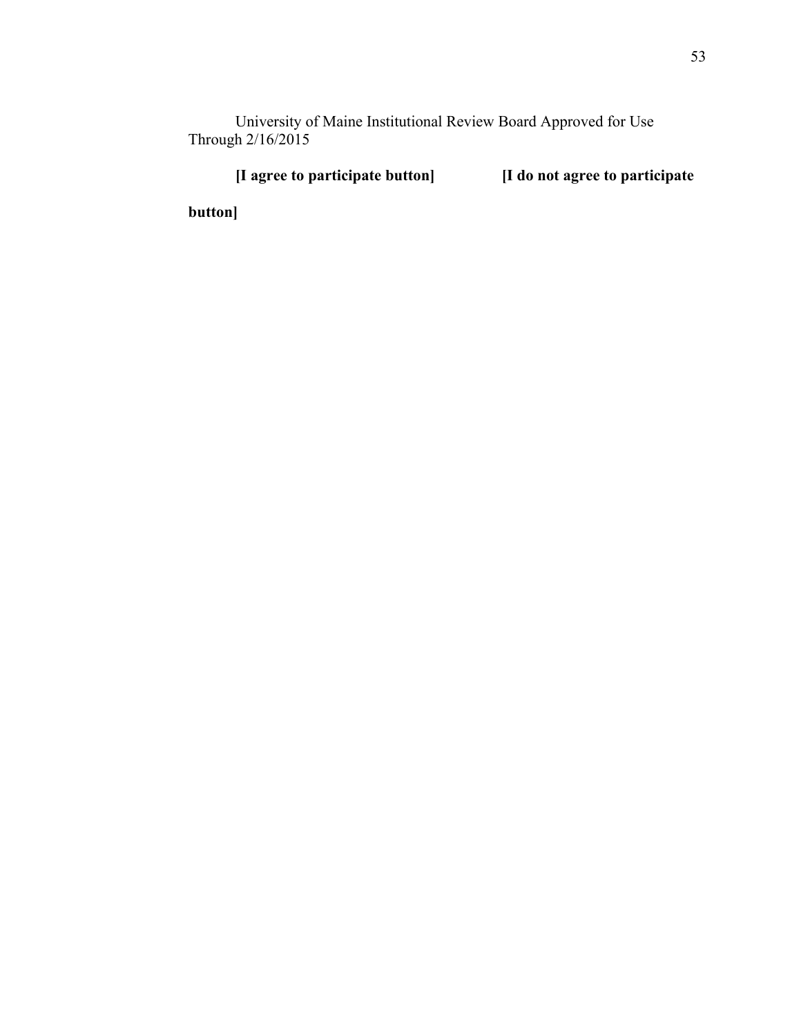University of Maine Institutional Review Board Approved for Use Through 2/16/2015

**[I agree to participate button]** **[I do not agree to participate button]**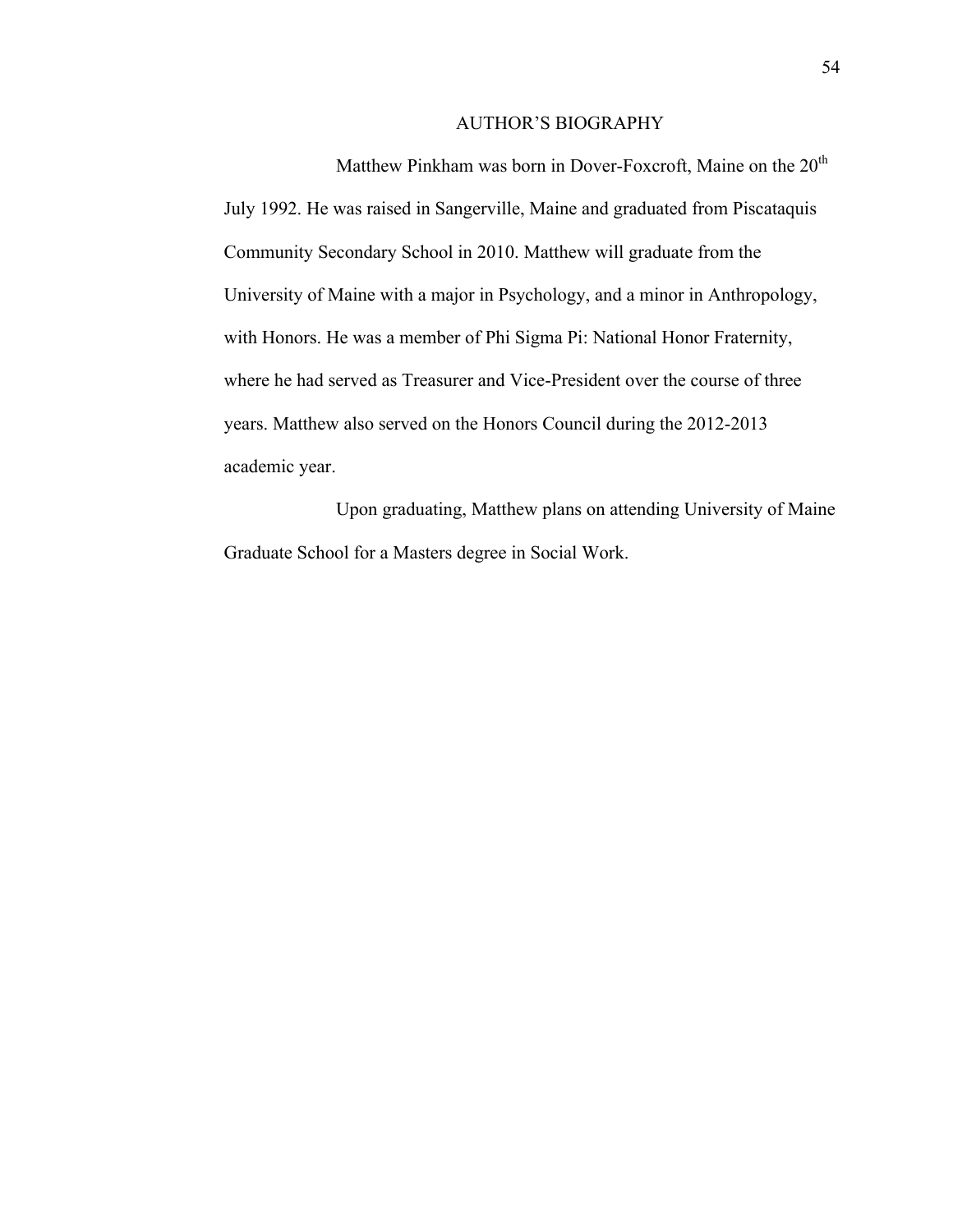# AUTHOR'S BIOGRAPHY

Matthew Pinkham was born in Dover-Foxcroft, Maine on the 20th July 1992. He was raised in Sangerville, Maine and graduated from Piscataquis Community Secondary School in 2010. Matthew will graduate from the University of Maine with a major in Psychology, and a minor in Anthropology, with Honors. He was a member of Phi Sigma Pi: National Honor Fraternity, where he had served as Treasurer and Vice-President over the course of three years. Matthew also served on the Honors Council during the 2012-2013 academic year.

Upon graduating, Matthew plans on attending University of Maine Graduate School for a Masters degree in Social Work.